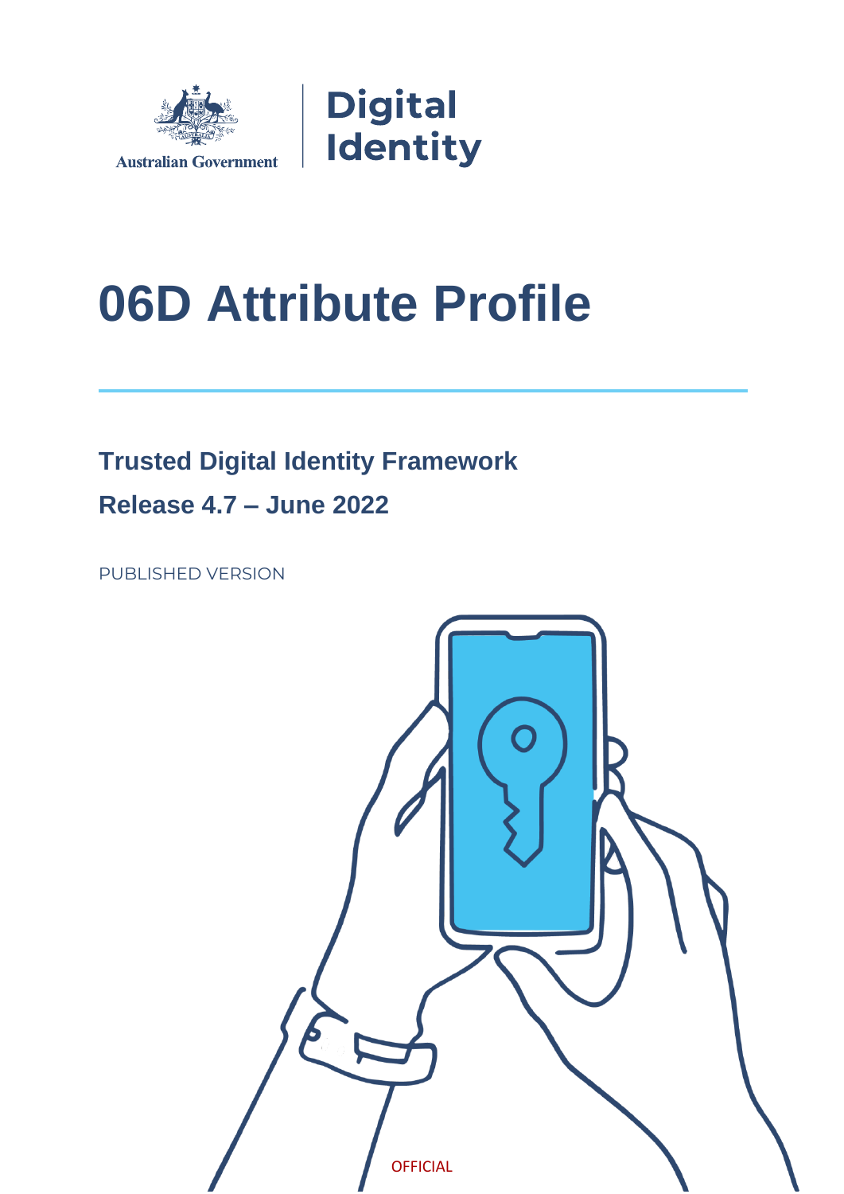Australian Government

Digital Identity

# 06D Attribute Profile

## Trusted Digital Identity Framework

## Release 4.7 – June 2022

PUBLISHED VERSION

OFFICIAL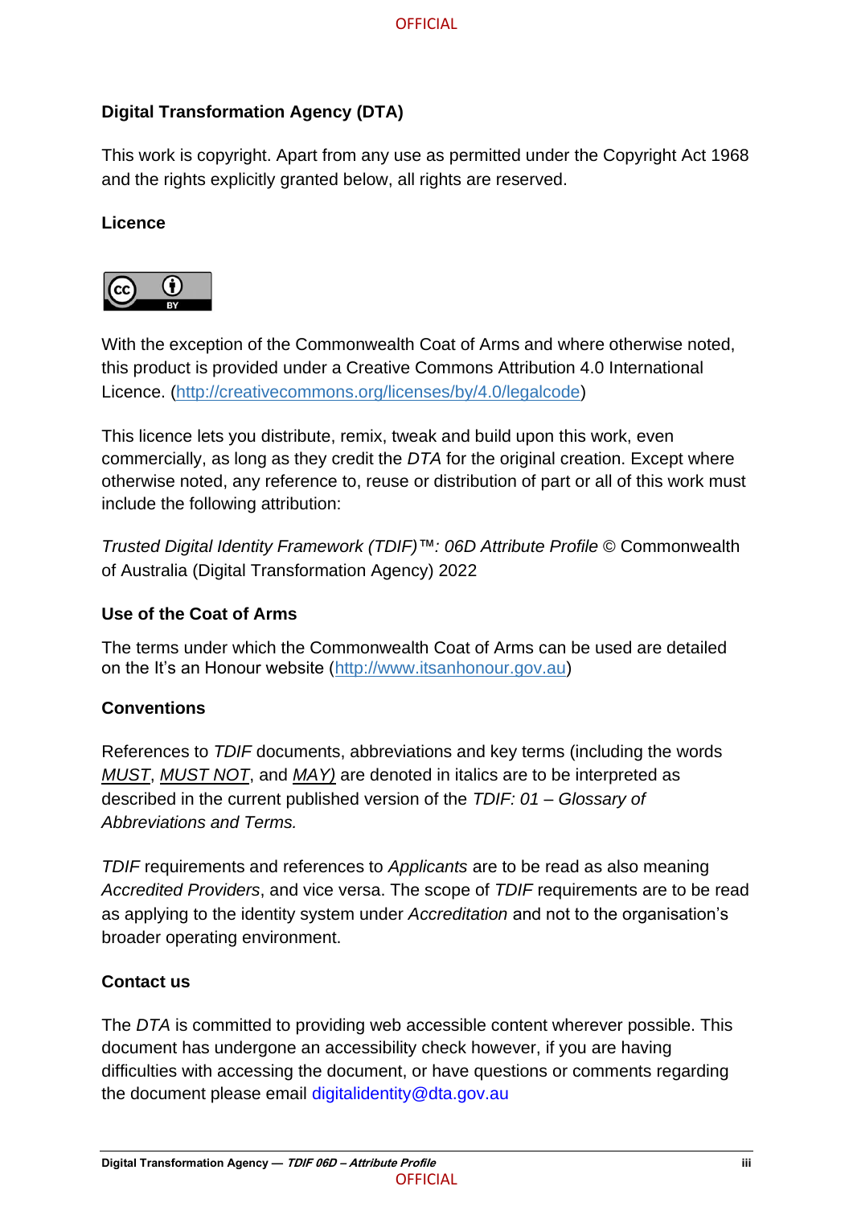**Digital Transformation Agency (DTA)**

This work is copyright. Apart from any use as permitted under the Copyright Act 1968 and the rights explicitly granted below, all rights are reserved.

**Licence**

With the exception of the Commonwealth Coat of Arms and where otherwise noted, this product is provided under a Creative Commons Attribution 4.0 International Licence. (http://creativecommons.org/licenses/by/4.0/legalcode)

This licence lets you distribute, remix, tweak and build upon this work, even commercially, as long as they credit the *DTA* for the original creation. Except where otherwise noted, any reference to, reuse or distribution of part or all of this work must include the following attribution:

*Trusted Digital Identity Framework (TDIF)™: 06D Attribute Profile* © Commonwealth of Australia (Digital Transformation Agency) 2022

**Use of the Coat of Arms**

The terms under which the Commonwealth Coat of Arms can be used are detailed on the It's an Honour website (http://www.itsanhonour.gov.au)

**Conventions**

References to *TDIF* documents, abbreviations and key terms (including the words *MUST*, *MUST NOT*, and *MAY)* are denoted in italics are to be interpreted as described in the current published version of the *TDIF: 01 – Glossary of Abbreviations and Terms.*

*TDIF* requirements and references to *Applicants* are to be read as also meaning *Accredited Providers*, and vice versa. The scope of *TDIF* requirements are to be read as applying to the identity system under *Accreditation* and not to the organisation's broader operating environment.

**Contact us**

The *DTA* is committed to providing web accessible content wherever possible. This document has undergone an accessibility check however, if you are having difficulties with accessing the document, or have questions or comments regarding the document please email digitalidentity@dta.gov.au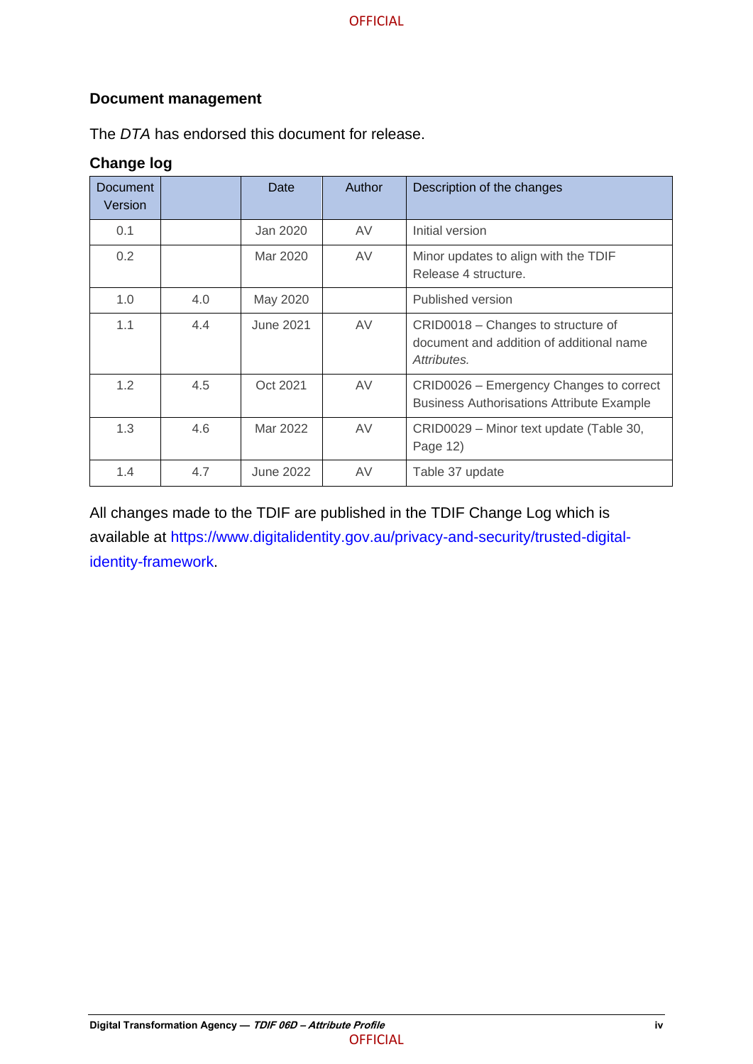## Document management

The *DTA* has endorsed this document for release.

### Change log

| Document Version | | Date | Author | Description of the changes |
|---|---|---|---|---|
| 0.1 | | Jan 2020 | AV | Initial version |
| 0.2 | | Mar 2020 | AV | Minor updates to align with the TDIF Release 4 structure. |
| 1.0 | 4.0 | May 2020 | | Published version |
| 1.1 | 4.4 | June 2021 | AV | CRID0018 – Changes to structure of document and addition of additional name *Attributes.* |
| 1.2 | 4.5 | Oct 2021 | AV | CRID0026 – Emergency Changes to correct Business Authorisations Attribute Example |
| 1.3 | 4.6 | Mar 2022 | AV | CRID0029 – Minor text update (Table 30, Page 12) |
| 1.4 | 4.7 | June 2022 | AV | Table 37 update |

All changes made to the TDIF are published in the TDIF Change Log which is available at https://www.digitalidentity.gov.au/privacy-and-security/trusted-digital-identity-framework.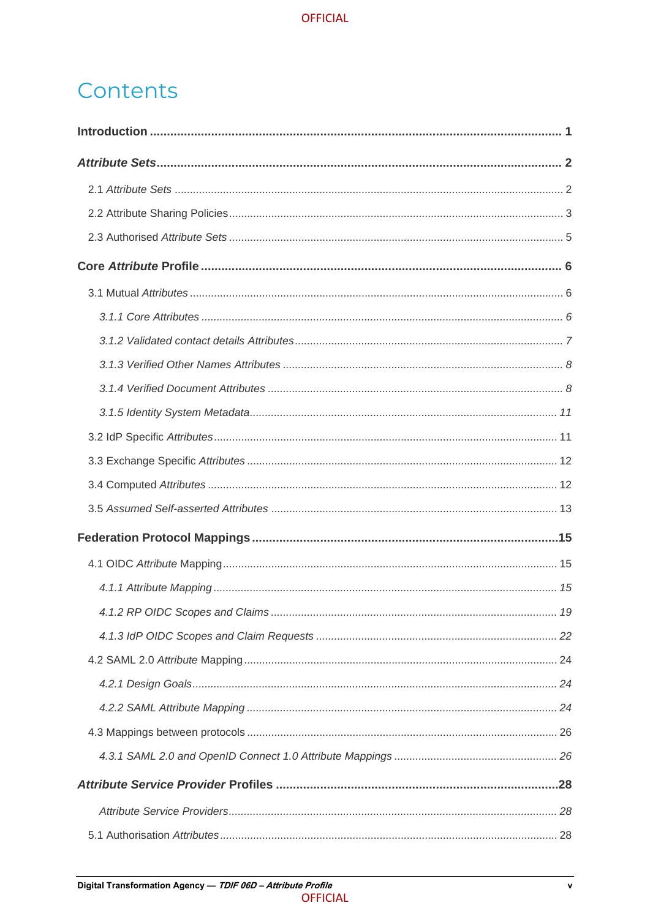# Contents

**Introduction** .......................................................................................................... 1

***Attribute Sets*** ...................................................................................................... 2

2.1 *Attribute Sets* ........................................................................................................ 2

2.2 Attribute Sharing Policies ....................................................................................... 3

2.3 Authorised *Attribute Sets* ...................................................................................... 5

**Core *Attribute* Profile** ............................................................................................ 6

3.1 Mutual *Attributes* .................................................................................................. 6

*3.1.1 Core Attributes* ..................................................................................................... 6

*3.1.2 Validated contact details Attributes* ..................................................................... 7

*3.1.3 Verified Other Names Attributes* .......................................................................... 8

*3.1.4 Verified Document Attributes* ............................................................................... 8

*3.1.5 Identity System Metadata* .................................................................................... 11

3.2 IdP Specific *Attributes* ........................................................................................... 11

3.3 Exchange Specific *Attributes* ................................................................................ 12

3.4 Computed *Attributes* ............................................................................................. 12

3.5 *Assumed Self-asserted Attributes* ........................................................................ 13

**Federation Protocol Mappings** .............................................................................. 15

4.1 OIDC *Attribute* Mapping ........................................................................................ 15

*4.1.1 Attribute Mapping* ................................................................................................ 15

*4.1.2 RP OIDC Scopes and Claims* .............................................................................. 19

*4.1.3 IdP OIDC Scopes and Claim Requests* ............................................................... 22

4.2 SAML 2.0 *Attribute* Mapping ................................................................................. 24

*4.2.1 Design Goals* ....................................................................................................... 24

*4.2.2 SAML Attribute Mapping* ..................................................................................... 24

4.3 Mappings between protocols .................................................................................. 26

*4.3.1 SAML 2.0 and OpenID Connect 1.0 Attribute Mappings* ..................................... 26

***Attribute Service Provider* Profiles** ....................................................................... 28

*Attribute Service Providers* ....................................................................................... 28

5.1 Authorisation *Attributes* ........................................................................................ 28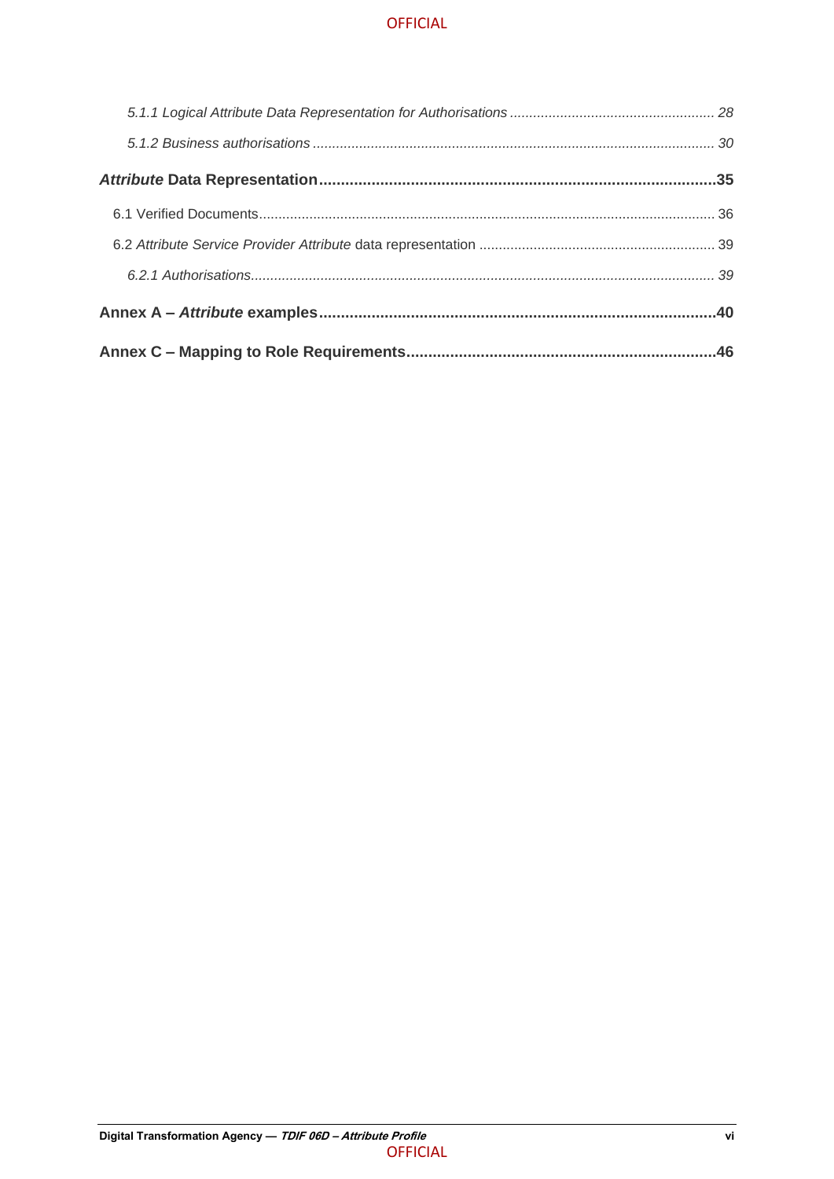*5.1.1 Logical Attribute Data Representation for Authorisations* ..................................................... *28*

*5.1.2 Business authorisations* ....................................................................................................... *30*

***Attribute* Data Representation.............................................................................................35**

6.1 Verified Documents..................................................................................................................... 36

6.2 *Attribute Service Provider Attribute* data representation ............................................................. 39

*6.2.1 Authorisations*....................................................................................................................... *39*

**Annex A – *Attribute* examples...........................................................................................40**

**Annex C – Mapping to Role Requirements......................................................................46**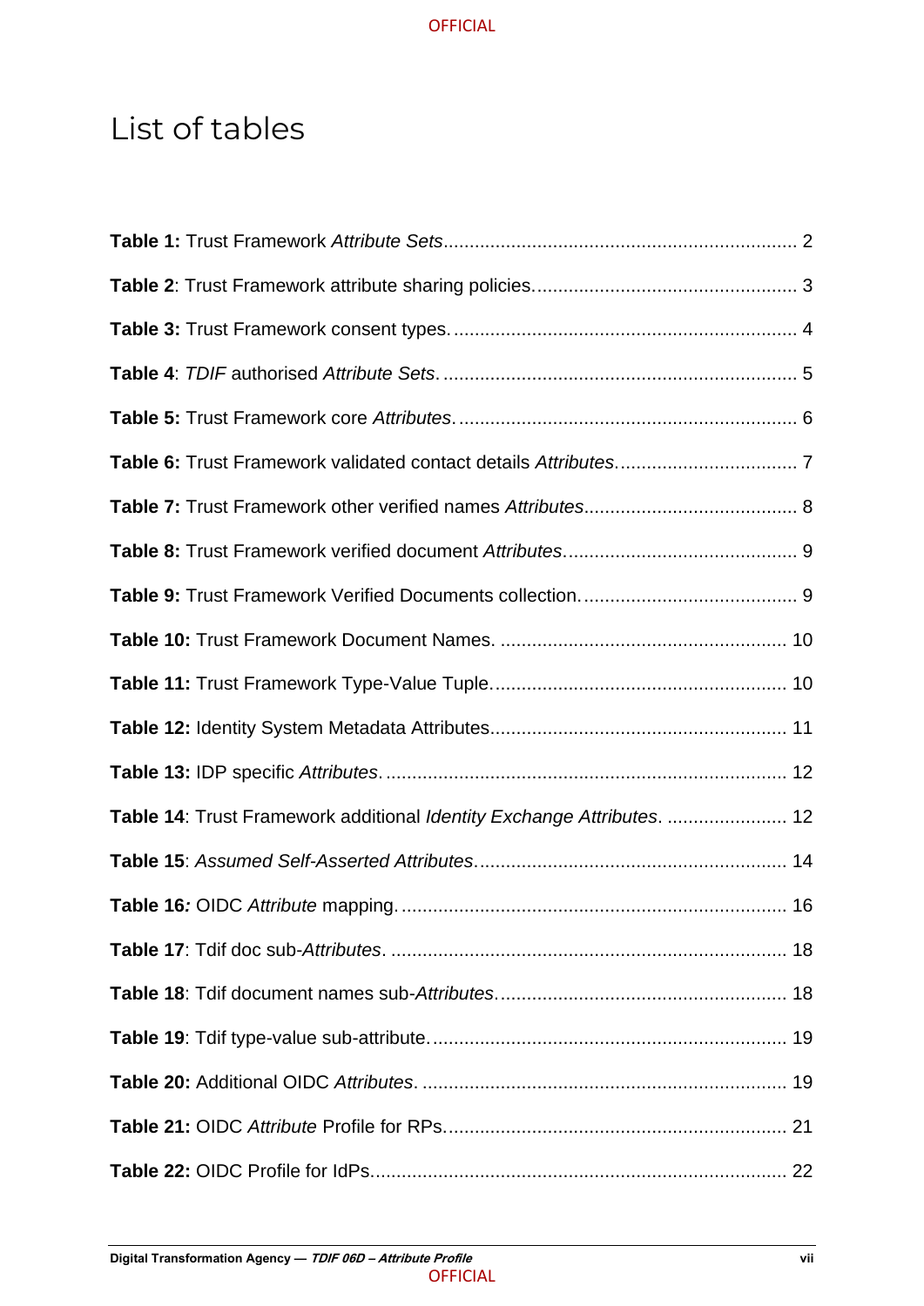# List of tables

**Table 1:** Trust Framework *Attribute Sets*................................................................... 2

**Table 2**: Trust Framework attribute sharing policies.................................................. 3

**Table 3:** Trust Framework consent types................................................................. 4

**Table 4**: *TDIF* authorised *Attribute Sets*................................................................... 5

**Table 5:** Trust Framework core *Attributes*................................................................ 6

**Table 6:** Trust Framework validated contact details *Attributes*.................................. 7

**Table 7:** Trust Framework other verified names *Attributes*........................................ 8

**Table 8:** Trust Framework verified document *Attributes*............................................ 9

**Table 9:** Trust Framework Verified Documents collection......................................... 9

**Table 10:** Trust Framework Document Names. ...................................................... 10

**Table 11:** Trust Framework Type-Value Tuple....................................................... 10

**Table 12:** Identity System Metadata Attributes........................................................ 11

**Table 13:** IDP specific *Attributes*............................................................................ 12

**Table 14**: Trust Framework additional *Identity Exchange Attributes*. ....................... 12

**Table 15**: *Assumed Self-Asserted Attributes*........................................................... 14

**Table 16*:*** OIDC *Attribute* mapping.......................................................................... 16

**Table 17**: Tdif doc sub-*Attributes*. ........................................................................... 18

**Table 18**: Tdif document names sub-*Attributes*....................................................... 18

**Table 19**: Tdif type-value sub-attribute................................................................... 19

**Table 20:** Additional OIDC *Attributes*. ..................................................................... 19

**Table 21:** OIDC *Attribute* Profile for RPs................................................................. 21

**Table 22:** OIDC Profile for IdPs............................................................................... 22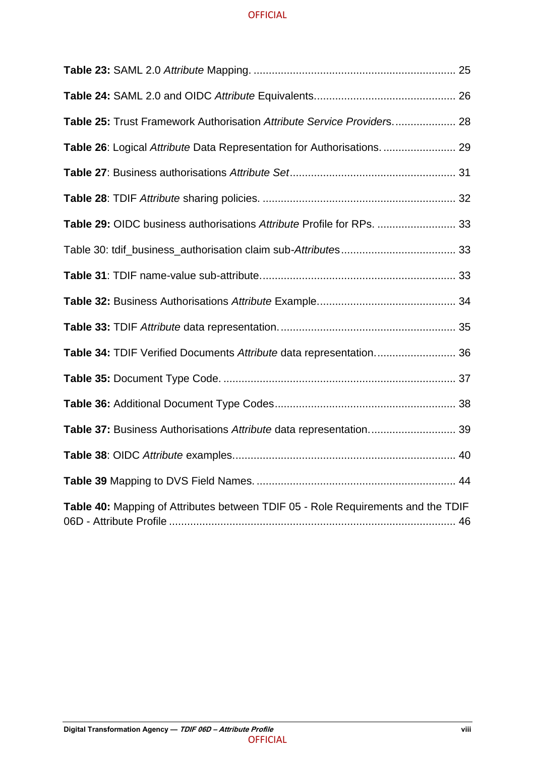**Table 23:** SAML 2.0 *Attribute* Mapping. .................................................................. 25

**Table 24:** SAML 2.0 and OIDC *Attribute* Equivalents.............................................. 26

**Table 25:** Trust Framework Authorisation *Attribute Service Providers*.................... 28

**Table 26**: Logical *Attribute* Data Representation for Authorisations. ........................ 29

**Table 27**: Business authorisations *Attribute Set*...................................................... 31

**Table 28**: TDIF *Attribute* sharing policies. ............................................................... 32

**Table 29:** OIDC business authorisations *Attribute* Profile for RPs. ......................... 33

Table 30: tdif_business_authorisation claim sub-*Attributes*..................................... 33

**Table 31**: TDIF name-value sub-attribute................................................................ 33

**Table 32:** Business Authorisations *Attribute* Example............................................. 34

**Table 33:** TDIF *Attribute* data representation.......................................................... 35

**Table 34:** TDIF Verified Documents *Attribute* data representation.......................... 36

**Table 35:** Document Type Code. ............................................................................ 37

**Table 36:** Additional Document Type Codes........................................................... 38

**Table 37:** Business Authorisations *Attribute* data representation............................ 39

**Table 38**: OIDC *Attribute* examples......................................................................... 40

**Table 39** Mapping to DVS Field Names. ................................................................. 44

**Table 40:** Mapping of Attributes between TDIF 05 - Role Requirements and the TDIF 06D - Attribute Profile .............................................................................................. 46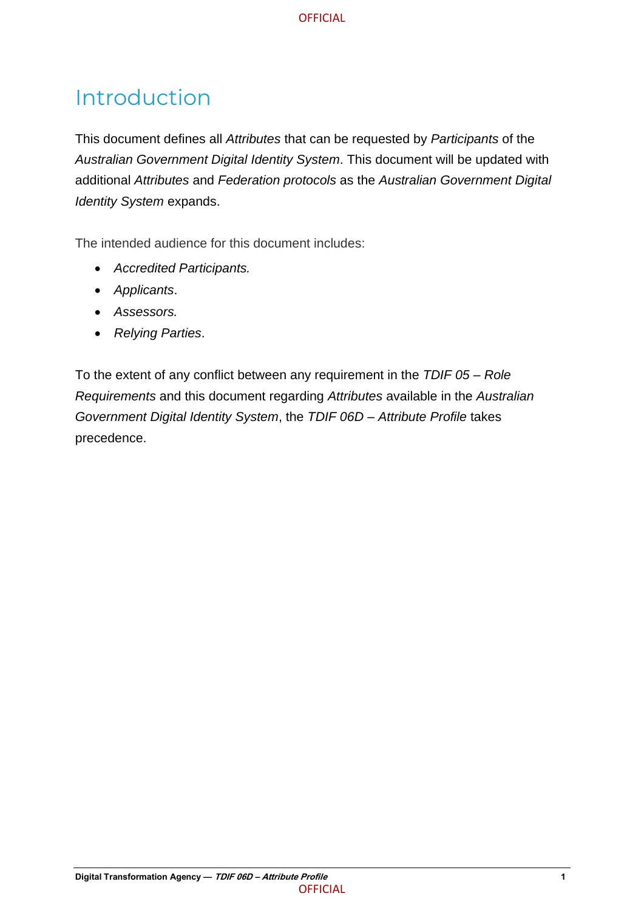# Introduction

This document defines all *Attributes* that can be requested by *Participants* of the *Australian Government Digital Identity System*. This document will be updated with additional *Attributes* and *Federation protocols* as the *Australian Government Digital Identity System* expands.

The intended audience for this document includes:

- *Accredited Participants.*
- *Applicants*.
- *Assessors.*
- *Relying Parties*.

To the extent of any conflict between any requirement in the *TDIF 05 – Role Requirements* and this document regarding *Attributes* available in the *Australian Government Digital Identity System*, the *TDIF 06D – Attribute Profile* takes precedence.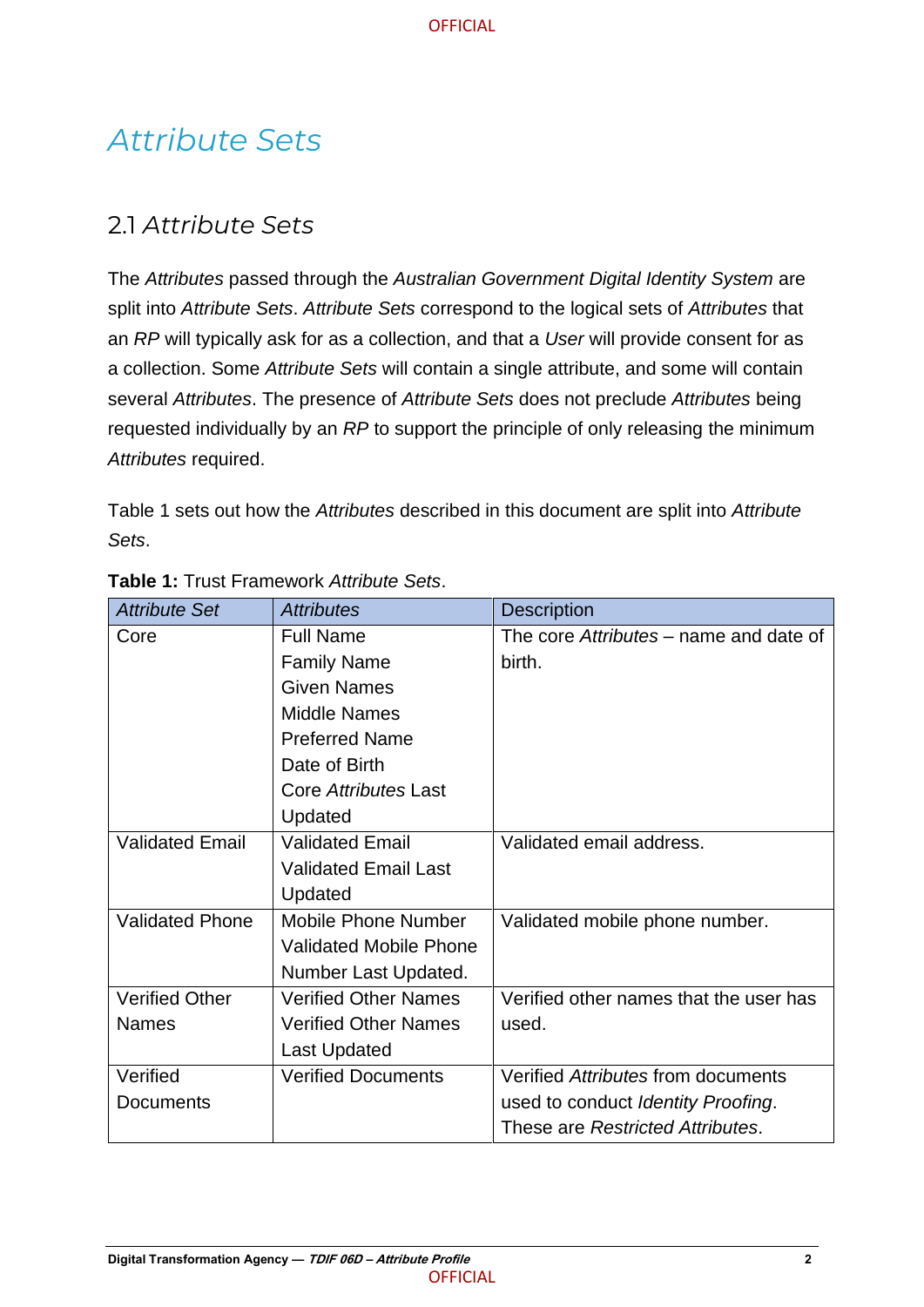# *Attribute Sets*

## 2.1 *Attribute Sets*

The *Attributes* passed through the *Australian Government Digital Identity System* are split into *Attribute Sets*. *Attribute Sets* correspond to the logical sets of *Attributes* that an *RP* will typically ask for as a collection, and that a *User* will provide consent for as a collection. Some *Attribute Sets* will contain a single attribute, and some will contain several *Attributes*. The presence of *Attribute Sets* does not preclude *Attributes* being requested individually by an *RP* to support the principle of only releasing the minimum *Attributes* required.

Table 1 sets out how the *Attributes* described in this document are split into *Attribute Sets*.

**Table 1:** Trust Framework *Attribute Sets*.

| *Attribute Set* | *Attributes* | Description |
|---|---|---|
| Core | Full Name<br>Family Name<br>Given Names<br>Middle Names<br>Preferred Name<br>Date of Birth<br>Core *Attributes* Last Updated | The core *Attributes* – name and date of birth. |
| Validated Email | Validated Email<br>Validated Email Last Updated | Validated email address. |
| Validated Phone | Mobile Phone Number<br>Validated Mobile Phone Number Last Updated. | Validated mobile phone number. |
| Verified Other Names | Verified Other Names<br>Verified Other Names Last Updated | Verified other names that the user has used. |
| Verified Documents | Verified Documents | Verified *Attributes* from documents used to conduct *Identity Proofing*. These are *Restricted Attributes*. |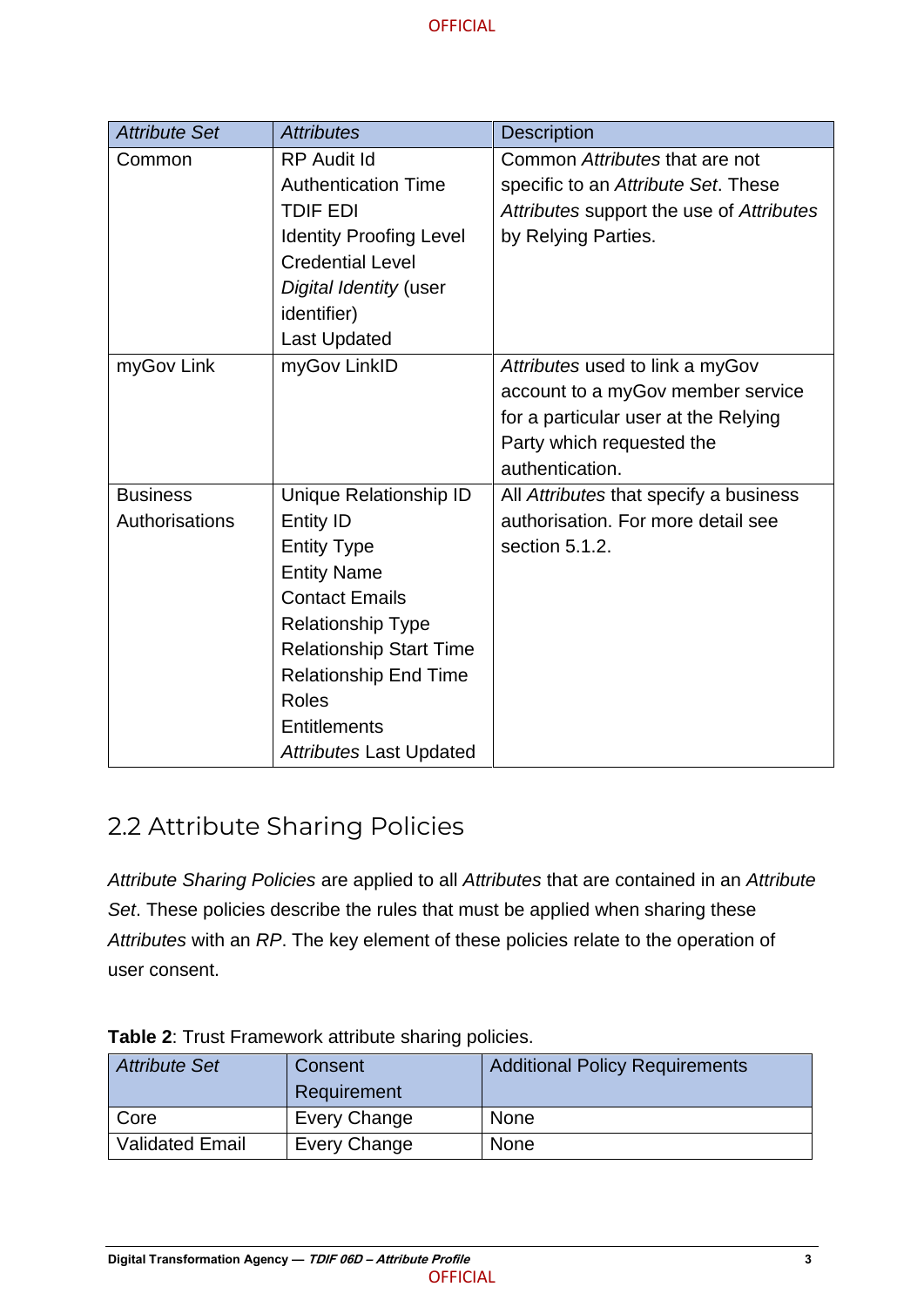| *Attribute Set* | *Attributes* | Description |
| --- | --- | --- |
| Common | RP Audit Id<br>Authentication Time<br>TDIF EDI<br>Identity Proofing Level<br>Credential Level<br>*Digital Identity* (user identifier)<br>Last Updated | Common *Attributes* that are not specific to an *Attribute Set*. These *Attributes* support the use of *Attributes* by Relying Parties. |
| myGov Link | myGov LinkID | *Attributes* used to link a myGov account to a myGov member service for a particular user at the Relying Party which requested the authentication. |
| Business Authorisations | Unique Relationship ID<br>Entity ID<br>Entity Type<br>Entity Name<br>Contact Emails<br>Relationship Type<br>Relationship Start Time<br>Relationship End Time<br>Roles<br>Entitlements<br>*Attributes* Last Updated | All *Attributes* that specify a business authorisation. For more detail see section 5.1.2. |

## 2.2 Attribute Sharing Policies

*Attribute Sharing Policies* are applied to all *Attributes* that are contained in an *Attribute Set*. These policies describe the rules that must be applied when sharing these *Attributes* with an *RP*. The key element of these policies relate to the operation of user consent.

**Table 2**: Trust Framework attribute sharing policies.

| *Attribute Set* | Consent Requirement | Additional Policy Requirements |
| --- | --- | --- |
| Core | Every Change | None |
| Validated Email | Every Change | None |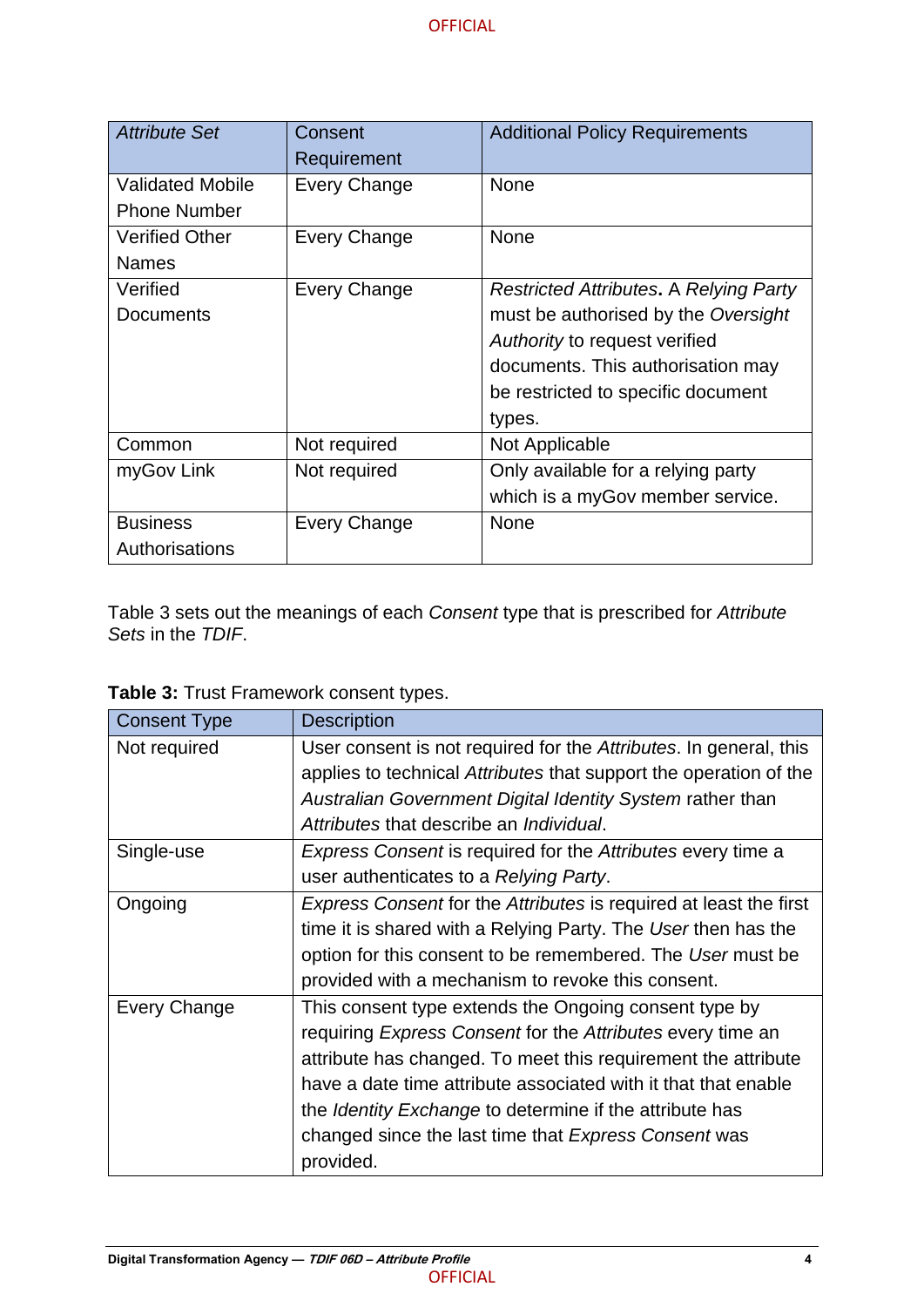| *Attribute Set* | Consent Requirement | Additional Policy Requirements |
|---|---|---|
| Validated Mobile Phone Number | Every Change | None |
| Verified Other Names | Every Change | None |
| Verified Documents | Every Change | *Restricted Attributes*. A *Relying Party* must be authorised by the *Oversight Authority* to request verified documents. This authorisation may be restricted to specific document types. |
| Common | Not required | Not Applicable |
| myGov Link | Not required | Only available for a relying party which is a myGov member service. |
| Business Authorisations | Every Change | None |

Table 3 sets out the meanings of each *Consent* type that is prescribed for *Attribute Sets* in the *TDIF*.

**Table 3:** Trust Framework consent types.

| Consent Type | Description |
|---|---|
| Not required | User consent is not required for the *Attributes*. In general, this applies to technical *Attributes* that support the operation of the *Australian Government Digital Identity System* rather than *Attributes* that describe an *Individual*. |
| Single-use | *Express Consent* is required for the *Attributes* every time a user authenticates to a *Relying Party*. |
| Ongoing | *Express Consent* for the *Attributes* is required at least the first time it is shared with a Relying Party. The *User* then has the option for this consent to be remembered. The *User* must be provided with a mechanism to revoke this consent. |
| Every Change | This consent type extends the Ongoing consent type by requiring *Express Consent* for the *Attributes* every time an attribute has changed. To meet this requirement the attribute have a date time attribute associated with it that that enable the *Identity Exchange* to determine if the attribute has changed since the last time that *Express Consent* was provided. |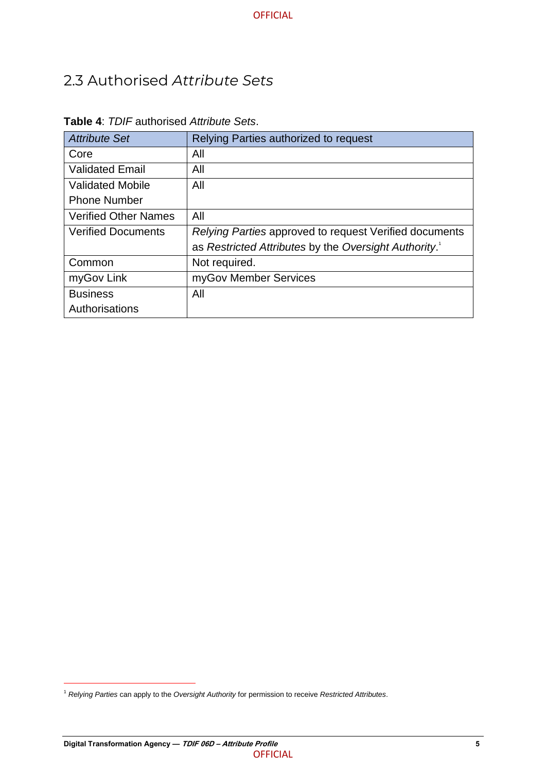## 2.3 Authorised *Attribute Sets*

**Table 4**: *TDIF* authorised *Attribute Sets*.

| *Attribute Set* | Relying Parties authorized to request |
|---|---|
| Core | All |
| Validated Email | All |
| Validated Mobile Phone Number | All |
| Verified Other Names | All |
| Verified Documents | *Relying Parties* approved to request Verified documents as *Restricted Attributes* by the *Oversight Authority*.[1] |
| Common | Not required. |
| myGov Link | myGov Member Services |
| Business Authorisations | All |

[1] *Relying Parties* can apply to the *Oversight Authority* for permission to receive *Restricted Attributes*.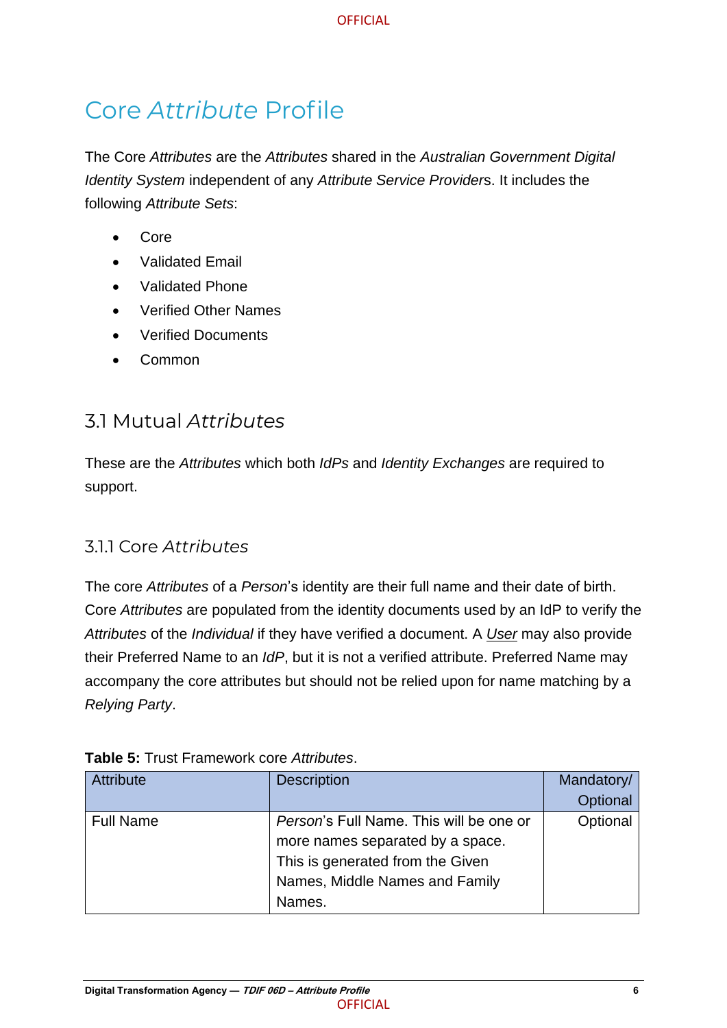# Core *Attribute* Profile

The Core *Attributes* are the *Attributes* shared in the *Australian Government Digital Identity System* independent of any *Attribute Service Provider*s. It includes the following *Attribute Sets*:

- Core
- Validated Email
- Validated Phone
- Verified Other Names
- Verified Documents
- Common

## 3.1 Mutual *Attributes*

These are the *Attributes* which both *IdPs* and *Identity Exchanges* are required to support.

### 3.1.1 Core *Attributes*

The core *Attributes* of a *Person*'s identity are their full name and their date of birth. Core *Attributes* are populated from the identity documents used by an IdP to verify the *Attributes* of the *Individual* if they have verified a document. A *User* may also provide their Preferred Name to an *IdP*, but it is not a verified attribute. Preferred Name may accompany the core attributes but should not be relied upon for name matching by a *Relying Party*.

**Table 5:** Trust Framework core *Attributes*.

| Attribute | Description | Mandatory/ Optional |
|---|---|---|
| Full Name | *Person*'s Full Name. This will be one or more names separated by a space. This is generated from the Given Names, Middle Names and Family Names. | Optional |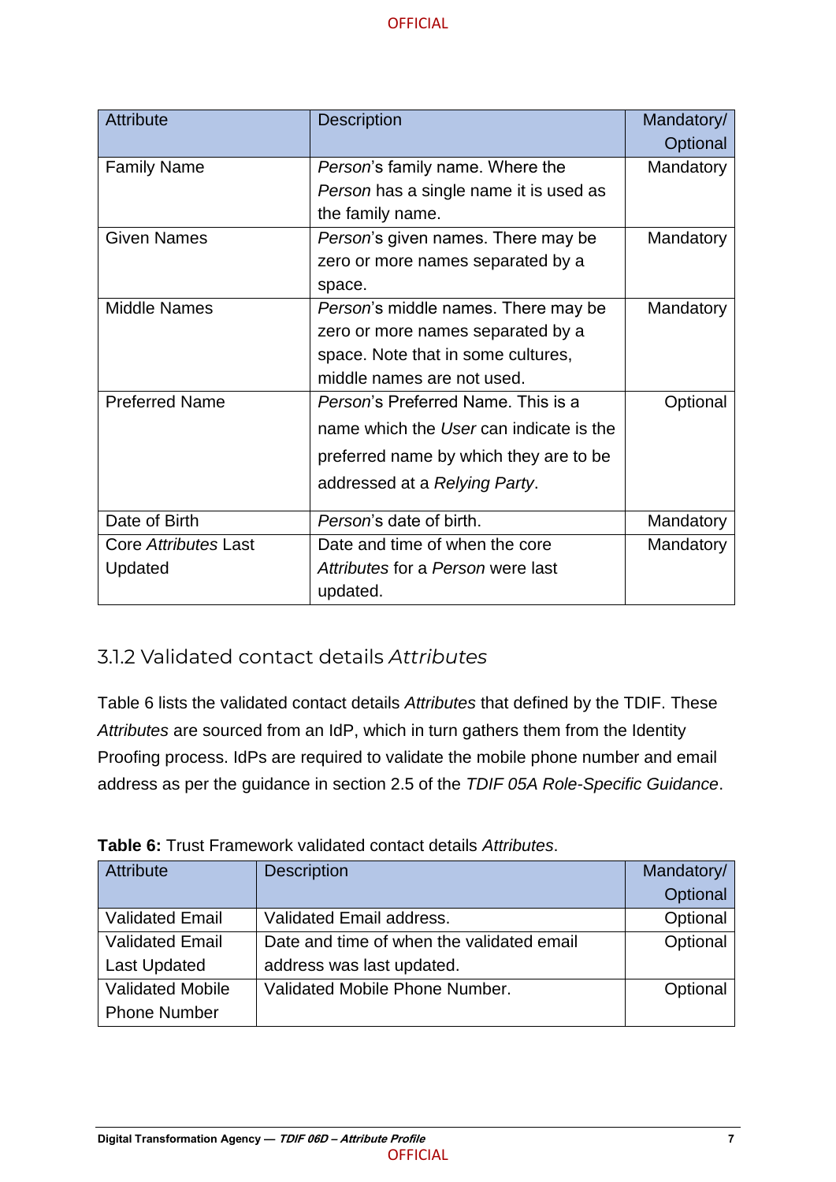| Attribute | Description | Mandatory/ Optional |
| --- | --- | --- |
| Family Name | *Person*'s family name. Where the *Person* has a single name it is used as the family name. | Mandatory |
| Given Names | *Person*'s given names. There may be zero or more names separated by a space. | Mandatory |
| Middle Names | *Person*'s middle names. There may be zero or more names separated by a space. Note that in some cultures, middle names are not used. | Mandatory |
| Preferred Name | *Person*'s Preferred Name. This is a name which the *User* can indicate is the preferred name by which they are to be addressed at a *Relying Party*. | Optional |
| Date of Birth | *Person*'s date of birth. | Mandatory |
| Core *Attributes* Last Updated | Date and time of when the core *Attributes* for a *Person* were last updated. | Mandatory |

### 3.1.2 Validated contact details *Attributes*

Table 6 lists the validated contact details *Attributes* that defined by the TDIF. These *Attributes* are sourced from an IdP, which in turn gathers them from the Identity Proofing process. IdPs are required to validate the mobile phone number and email address as per the guidance in section 2.5 of the *TDIF 05A Role-Specific Guidance*.

**Table 6:** Trust Framework validated contact details *Attributes*.

| Attribute | Description | Mandatory/ Optional |
| --- | --- | --- |
| Validated Email | Validated Email address. | Optional |
| Validated Email Last Updated | Date and time of when the validated email address was last updated. | Optional |
| Validated Mobile Phone Number | Validated Mobile Phone Number. | Optional |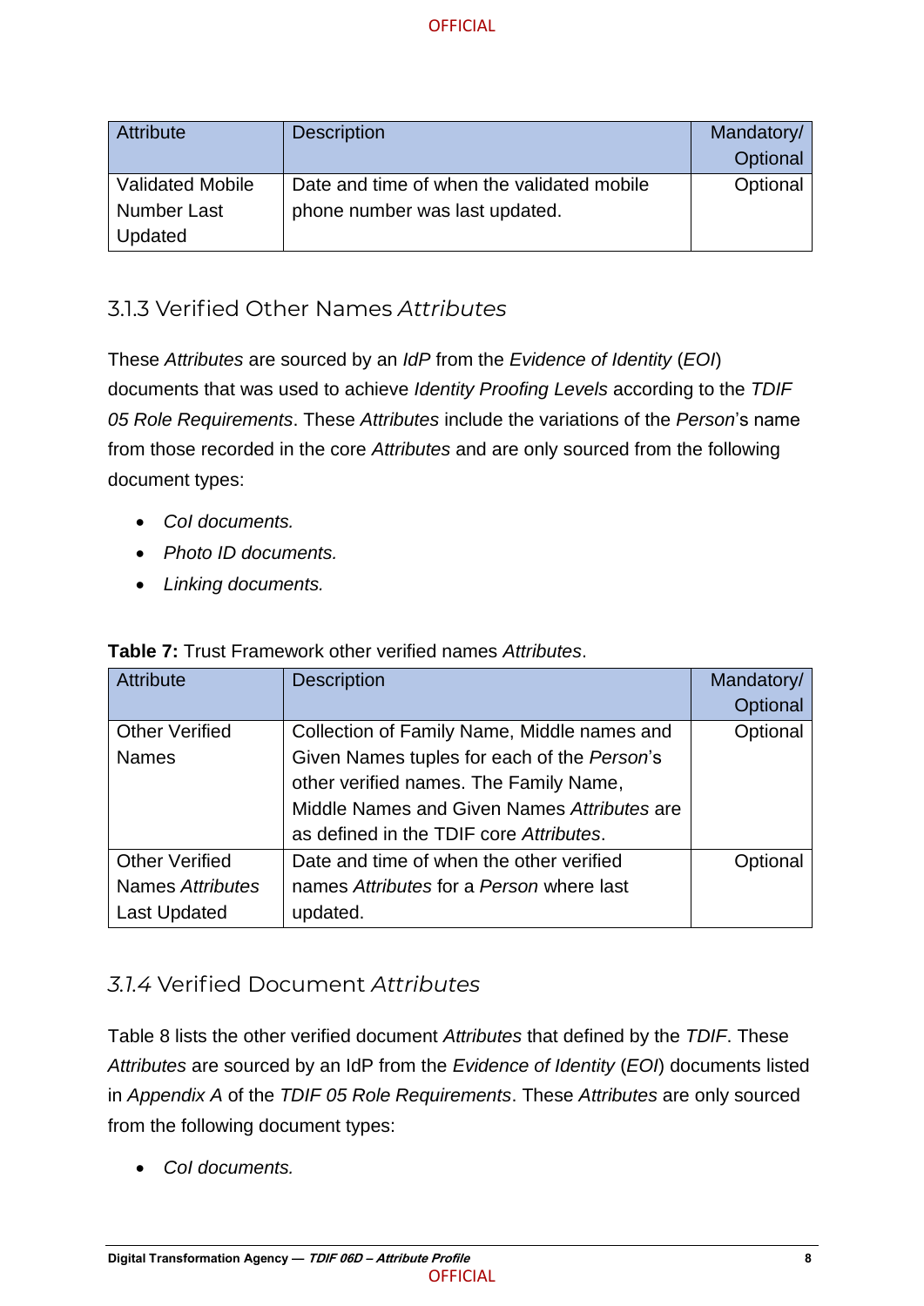| Attribute | Description | Mandatory/ Optional |
|---|---|---|
| Validated Mobile Number Last Updated | Date and time of when the validated mobile phone number was last updated. | Optional |

### 3.1.3 Verified Other Names *Attributes*

These *Attributes* are sourced by an *IdP* from the *Evidence of Identity* (*EOI*) documents that was used to achieve *Identity Proofing Levels* according to the *TDIF 05 Role Requirements*. These *Attributes* include the variations of the *Person*'s name from those recorded in the core *Attributes* and are only sourced from the following document types:

- *CoI documents.*
- *Photo ID documents.*
- *Linking documents.*

**Table 7:** Trust Framework other verified names *Attributes*.

| Attribute | Description | Mandatory/ Optional |
|---|---|---|
| Other Verified Names | Collection of Family Name, Middle names and Given Names tuples for each of the *Person*'s other verified names. The Family Name, Middle Names and Given Names *Attributes* are as defined in the TDIF core *Attributes*. | Optional |
| Other Verified Names *Attributes* Last Updated | Date and time of when the other verified names *Attributes* for a *Person* where last updated. | Optional |

### *3.1.4* Verified Document *Attributes*

Table 8 lists the other verified document *Attributes* that defined by the *TDIF*. These *Attributes* are sourced by an IdP from the *Evidence of Identity* (*EOI*) documents listed in *Appendix A* of the *TDIF 05 Role Requirements*. These *Attributes* are only sourced from the following document types:

- *CoI documents.*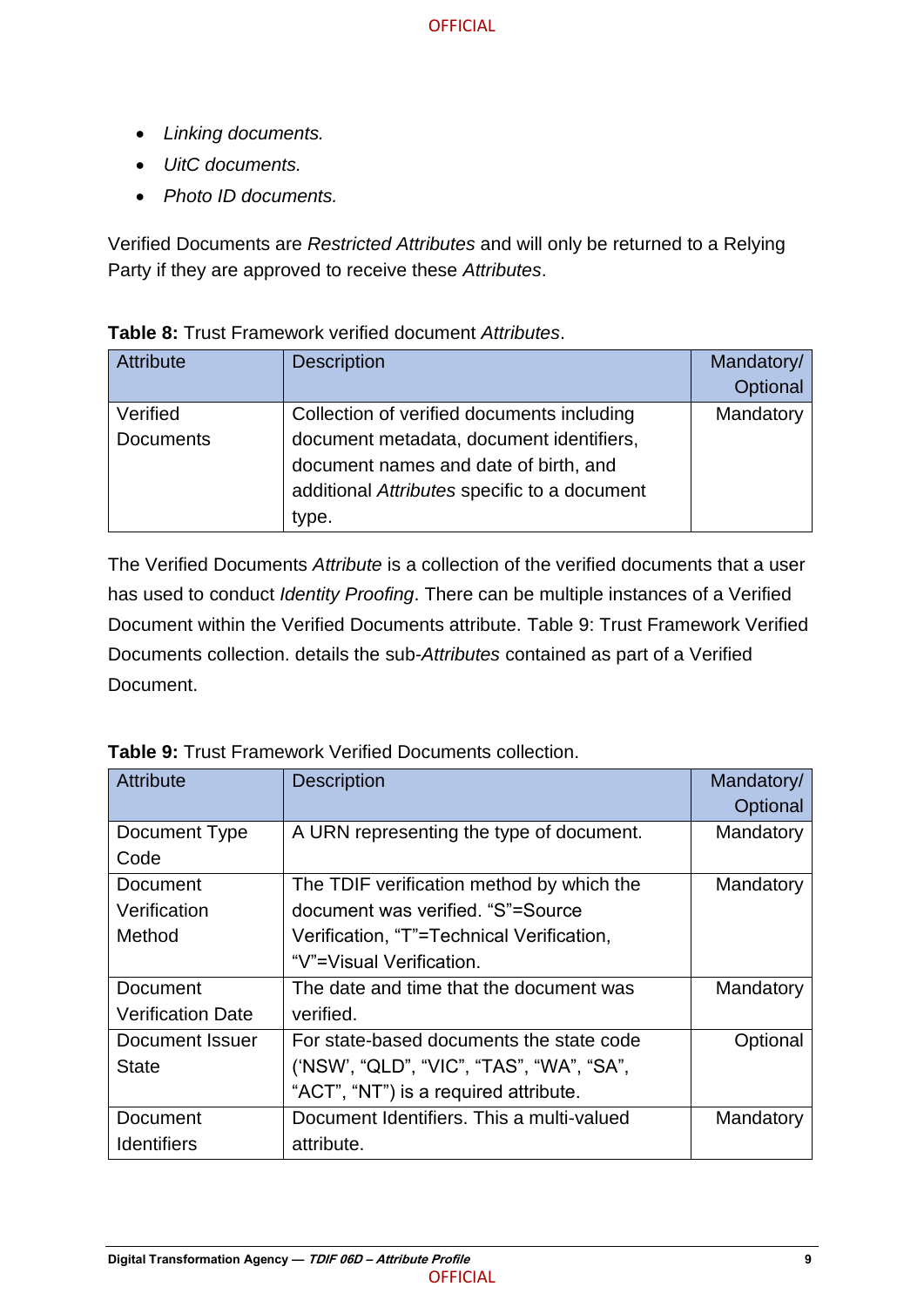- *Linking documents.*
- *UitC documents.*
- *Photo ID documents.*

Verified Documents are *Restricted Attributes* and will only be returned to a Relying Party if they are approved to receive these *Attributes*.

**Table 8:** Trust Framework verified document *Attributes*.

| Attribute | Description | Mandatory/ Optional |
|---|---|---|
| Verified Documents | Collection of verified documents including document metadata, document identifiers, document names and date of birth, and additional *Attributes* specific to a document type. | Mandatory |

The Verified Documents *Attribute* is a collection of the verified documents that a user has used to conduct *Identity Proofing*. There can be multiple instances of a Verified Document within the Verified Documents attribute. Table 9: Trust Framework Verified Documents collection. details the sub-*Attributes* contained as part of a Verified Document.

**Table 9:** Trust Framework Verified Documents collection.

| Attribute | Description | Mandatory/ Optional |
|---|---|---|
| Document Type Code | A URN representing the type of document. | Mandatory |
| Document Verification Method | The TDIF verification method by which the document was verified. “S”=Source Verification, “T”=Technical Verification, “V”=Visual Verification. | Mandatory |
| Document Verification Date | The date and time that the document was verified. | Mandatory |
| Document Issuer State | For state-based documents the state code (‘NSW’, “QLD”, “VIC”, “TAS”, “WA”, “SA”, “ACT”, “NT”) is a required attribute. | Optional |
| Document Identifiers | Document Identifiers. This a multi-valued attribute. | Mandatory |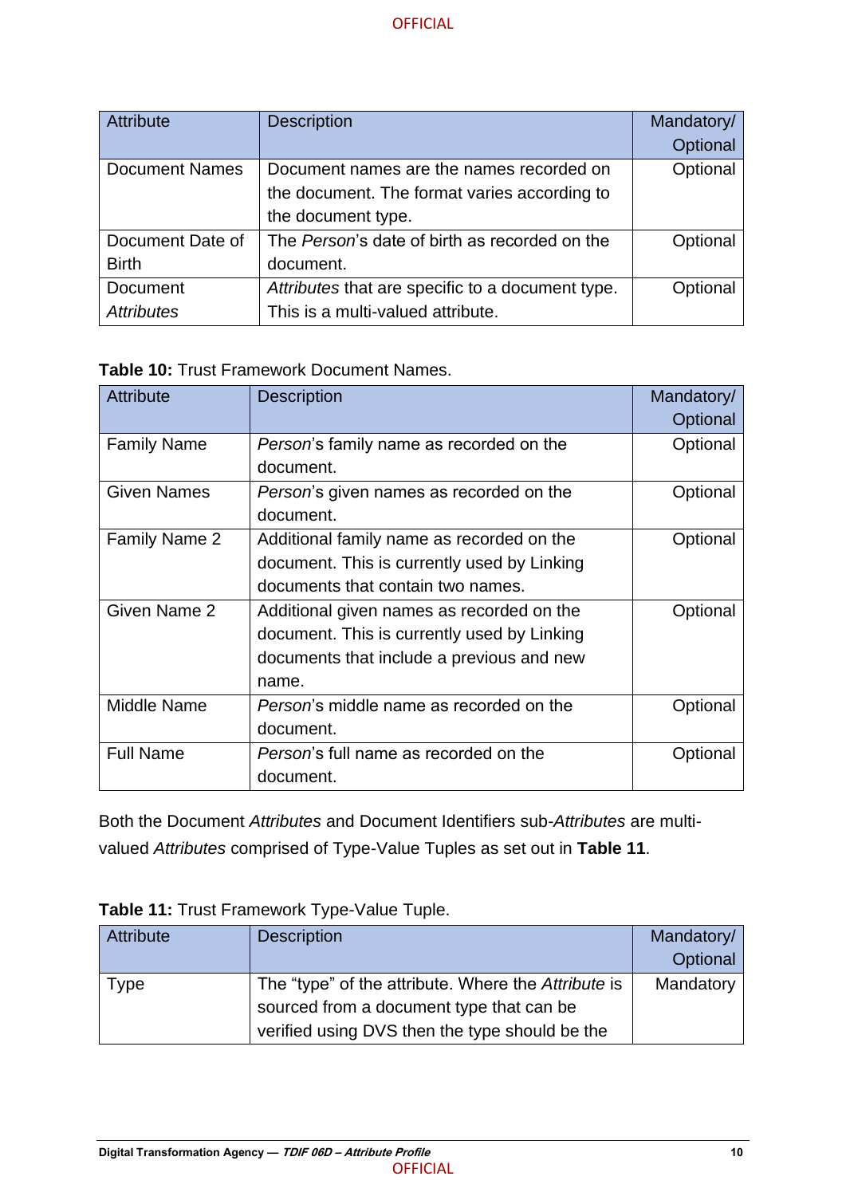| Attribute | Description | Mandatory/ Optional |
|---|---|---|
| Document Names | Document names are the names recorded on the document. The format varies according to the document type. | Optional |
| Document Date of Birth | The *Person*'s date of birth as recorded on the document. | Optional |
| Document *Attributes* | *Attributes* that are specific to a document type. This is a multi-valued attribute. | Optional |

**Table 10:** Trust Framework Document Names.

| Attribute | Description | Mandatory/ Optional |
|---|---|---|
| Family Name | *Person*'s family name as recorded on the document. | Optional |
| Given Names | *Person*'s given names as recorded on the document. | Optional |
| Family Name 2 | Additional family name as recorded on the document. This is currently used by Linking documents that contain two names. | Optional |
| Given Name 2 | Additional given names as recorded on the document. This is currently used by Linking documents that include a previous and new name. | Optional |
| Middle Name | *Person*'s middle name as recorded on the document. | Optional |
| Full Name | *Person*'s full name as recorded on the document. | Optional |

Both the Document *Attributes* and Document Identifiers sub-*Attributes* are multi-valued *Attributes* comprised of Type-Value Tuples as set out in **Table 11**.

**Table 11:** Trust Framework Type-Value Tuple.

| Attribute | Description | Mandatory/ Optional |
|---|---|---|
| Type | The "type" of the attribute. Where the *Attribute* is sourced from a document type that can be verified using DVS then the type should be the | Mandatory |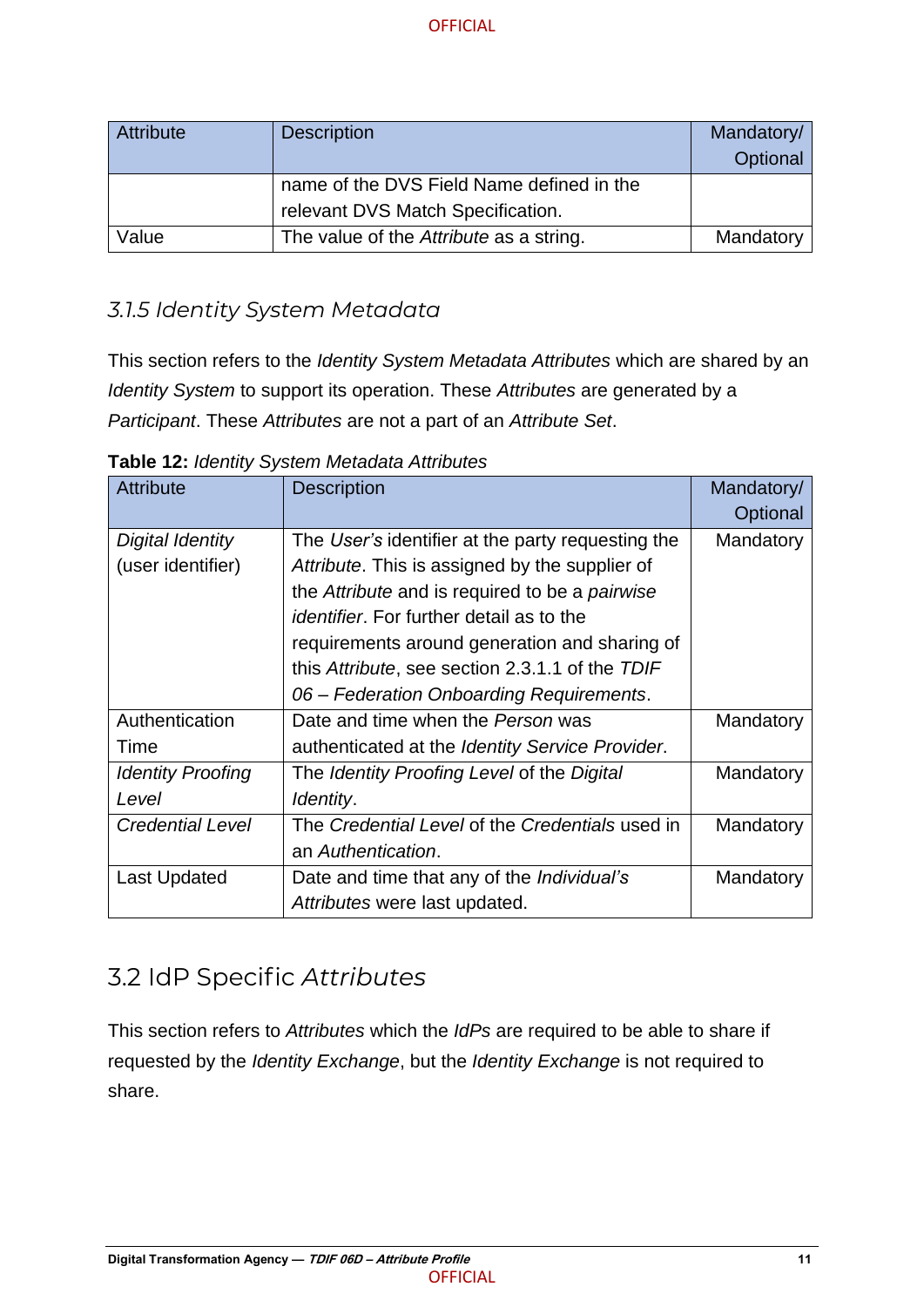| Attribute | Description | Mandatory/ Optional |
|---|---|---|
| | name of the DVS Field Name defined in the relevant DVS Match Specification. | |
| Value | The value of the *Attribute* as a string. | Mandatory |

### *3.1.5 Identity System Metadata*

This section refers to the *Identity System Metadata Attributes* which are shared by an *Identity System* to support its operation. These *Attributes* are generated by a *Participant*. These *Attributes* are not a part of an *Attribute Set*.

**Table 12:** *Identity System Metadata Attributes*

| Attribute | Description | Mandatory/ Optional |
|---|---|---|
| *Digital Identity* (user identifier) | The *User's* identifier at the party requesting the *Attribute*. This is assigned by the supplier of the *Attribute* and is required to be a *pairwise identifier*. For further detail as to the requirements around generation and sharing of this *Attribute*, see section 2.3.1.1 of the *TDIF 06 – Federation Onboarding Requirements*. | Mandatory |
| Authentication Time | Date and time when the *Person* was authenticated at the *Identity Service Provider*. | Mandatory |
| *Identity Proofing Level* | The *Identity Proofing Level* of the *Digital Identity*. | Mandatory |
| *Credential Level* | The *Credential Level* of the *Credentials* used in an *Authentication*. | Mandatory |
| Last Updated | Date and time that any of the *Individual's Attributes* were last updated. | Mandatory |

## 3.2 IdP Specific *Attributes*

This section refers to *Attributes* which the *IdPs* are required to be able to share if requested by the *Identity Exchange*, but the *Identity Exchange* is not required to share.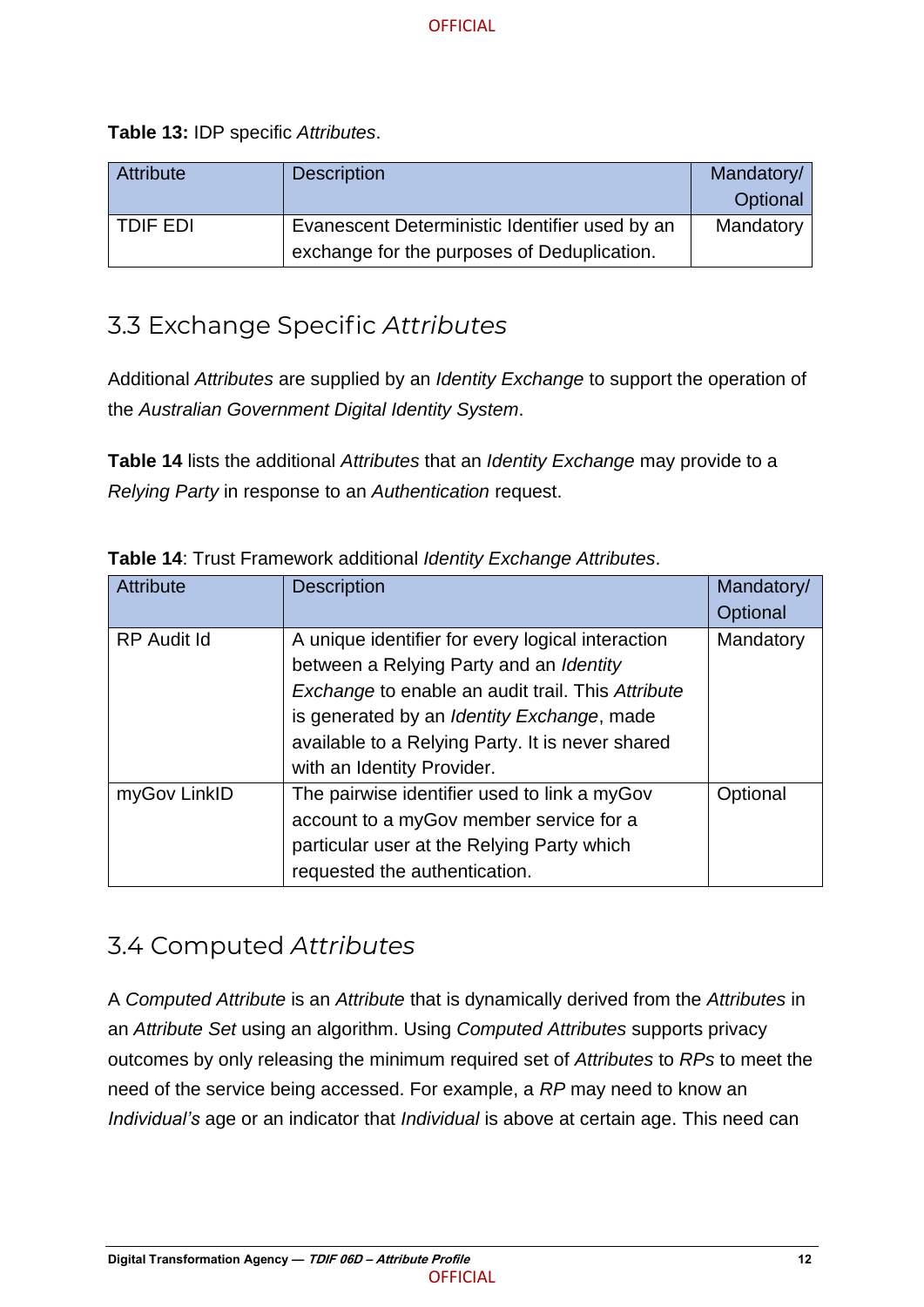**Table 13:** IDP specific *Attributes*.

| Attribute | Description | Mandatory/ Optional |
|---|---|---|
| TDIF EDI | Evanescent Deterministic Identifier used by an exchange for the purposes of Deduplication. | Mandatory |

## 3.3 Exchange Specific *Attributes*

Additional *Attributes* are supplied by an *Identity Exchange* to support the operation of the *Australian Government Digital Identity System*.

**Table 14** lists the additional *Attributes* that an *Identity Exchange* may provide to a *Relying Party* in response to an *Authentication* request.

**Table 14**: Trust Framework additional *Identity Exchange Attributes*.

| Attribute | Description | Mandatory/ Optional |
|---|---|---|
| RP Audit Id | A unique identifier for every logical interaction between a Relying Party and an *Identity Exchange* to enable an audit trail. This *Attribute* is generated by an *Identity Exchange*, made available to a Relying Party. It is never shared with an Identity Provider. | Mandatory |
| myGov LinkID | The pairwise identifier used to link a myGov account to a myGov member service for a particular user at the Relying Party which requested the authentication. | Optional |

## 3.4 Computed *Attributes*

A *Computed Attribute* is an *Attribute* that is dynamically derived from the *Attributes* in an *Attribute Set* using an algorithm. Using *Computed Attributes* supports privacy outcomes by only releasing the minimum required set of *Attributes* to *RPs* to meet the need of the service being accessed. For example, a *RP* may need to know an *Individual's* age or an indicator that *Individual* is above at certain age. This need can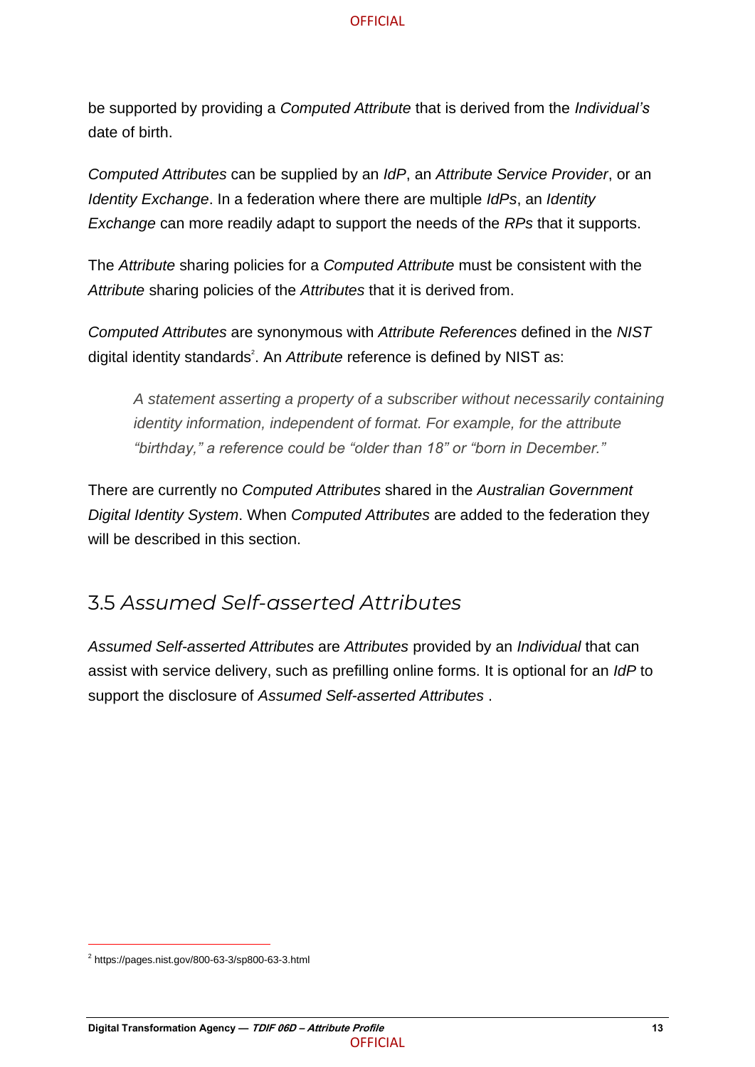be supported by providing a *Computed Attribute* that is derived from the *Individual's* date of birth.

*Computed Attributes* can be supplied by an *IdP*, an *Attribute Service Provider*, or an *Identity Exchange*. In a federation where there are multiple *IdPs*, an *Identity Exchange* can more readily adapt to support the needs of the *RPs* that it supports.

The *Attribute* sharing policies for a *Computed Attribute* must be consistent with the *Attribute* sharing policies of the *Attributes* that it is derived from.

*Computed Attributes* are synonymous with *Attribute References* defined in the *NIST* digital identity standards[2]. An *Attribute* reference is defined by NIST as:

> *A statement asserting a property of a subscriber without necessarily containing identity information, independent of format. For example, for the attribute "birthday," a reference could be "older than 18" or "born in December."*

There are currently no *Computed Attributes* shared in the *Australian Government Digital Identity System*. When *Computed Attributes* are added to the federation they will be described in this section.

## 3.5 *Assumed Self-asserted Attributes*

*Assumed Self-asserted Attributes* are *Attributes* provided by an *Individual* that can assist with service delivery, such as prefilling online forms. It is optional for an *IdP* to support the disclosure of *Assumed Self-asserted Attributes* .

[2] https://pages.nist.gov/800-63-3/sp800-63-3.html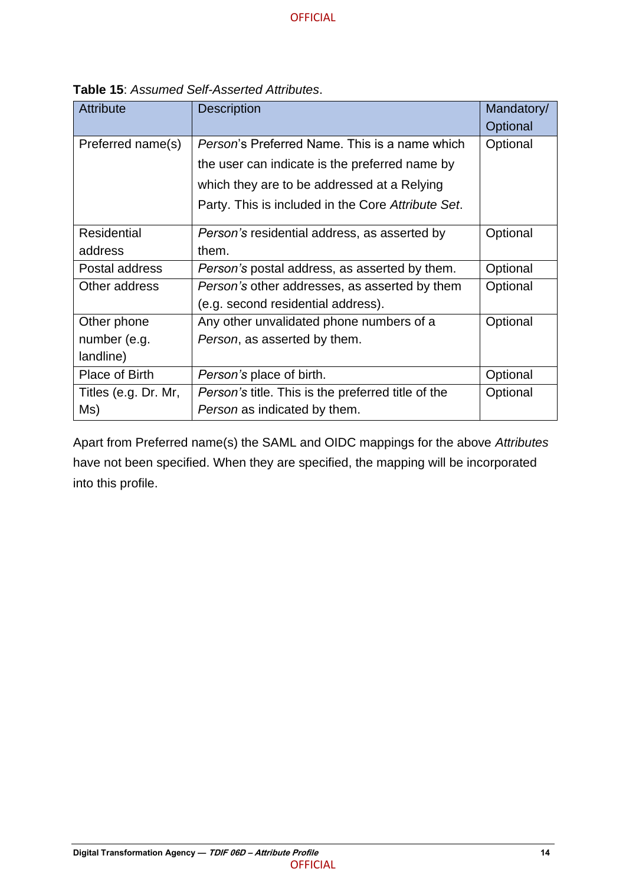**Table 15**: *Assumed Self-Asserted Attributes*.

| Attribute | Description | Mandatory/ Optional |
|---|---|---|
| Preferred name(s) | *Person*'s Preferred Name. This is a name which the user can indicate is the preferred name by which they are to be addressed at a Relying Party. This is included in the Core *Attribute Set*. | Optional |
| Residential address | *Person's* residential address, as asserted by them. | Optional |
| Postal address | *Person's* postal address, as asserted by them. | Optional |
| Other address | *Person's* other addresses, as asserted by them (e.g. second residential address). | Optional |
| Other phone number (e.g. landline) | Any other unvalidated phone numbers of a *Person*, as asserted by them. | Optional |
| Place of Birth | *Person's* place of birth. | Optional |
| Titles (e.g. Dr. Mr, Ms) | *Person's* title. This is the preferred title of the *Person* as indicated by them. | Optional |

Apart from Preferred name(s) the SAML and OIDC mappings for the above *Attributes* have not been specified. When they are specified, the mapping will be incorporated into this profile.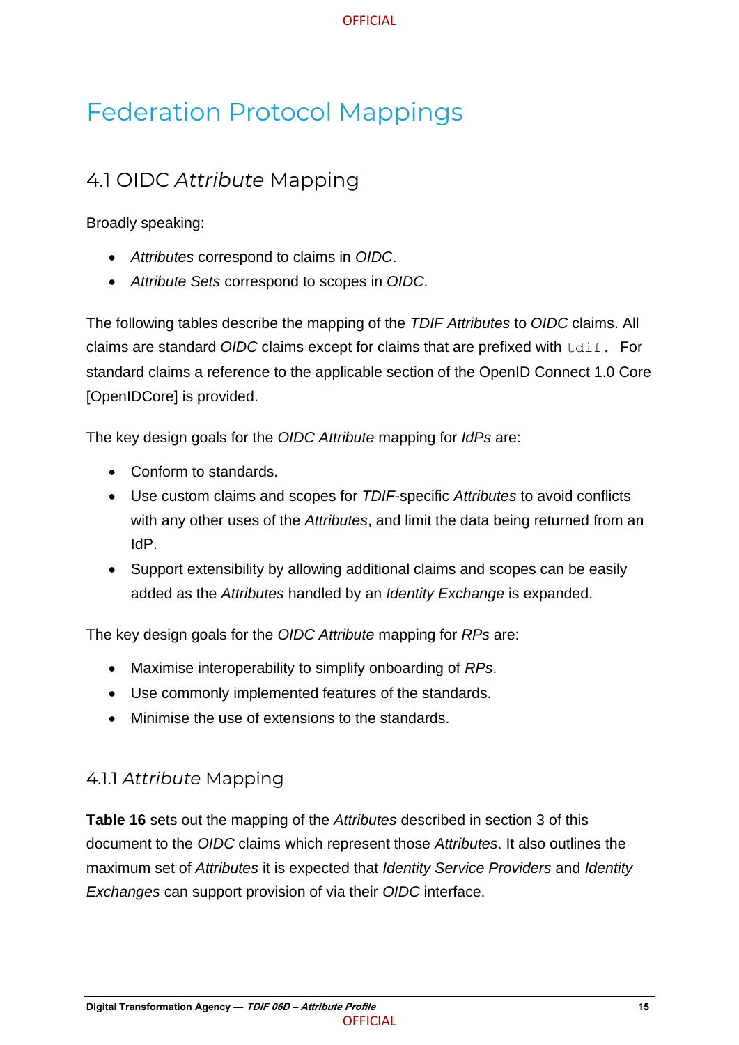# Federation Protocol Mappings

## 4.1 OIDC *Attribute* Mapping

Broadly speaking:

- *Attributes* correspond to claims in *OIDC*.
- *Attribute Sets* correspond to scopes in *OIDC*.

The following tables describe the mapping of the *TDIF Attributes* to *OIDC* claims. All claims are standard *OIDC* claims except for claims that are prefixed with `tdif.` For standard claims a reference to the applicable section of the OpenID Connect 1.0 Core [OpenIDCore] is provided.

The key design goals for the *OIDC Attribute* mapping for *IdPs* are:

- Conform to standards.
- Use custom claims and scopes for *TDIF*-specific *Attributes* to avoid conflicts with any other uses of the *Attributes*, and limit the data being returned from an IdP.
- Support extensibility by allowing additional claims and scopes can be easily added as the *Attributes* handled by an *Identity Exchange* is expanded.

The key design goals for the *OIDC Attribute* mapping for *RPs* are:

- Maximise interoperability to simplify onboarding of *RPs*.
- Use commonly implemented features of the standards.
- Minimise the use of extensions to the standards.

### 4.1.1 *Attribute* Mapping

**Table 16** sets out the mapping of the *Attributes* described in section 3 of this document to the *OIDC* claims which represent those *Attributes*. It also outlines the maximum set of *Attributes* it is expected that *Identity Service Providers* and *Identity Exchanges* can support provision of via their *OIDC* interface.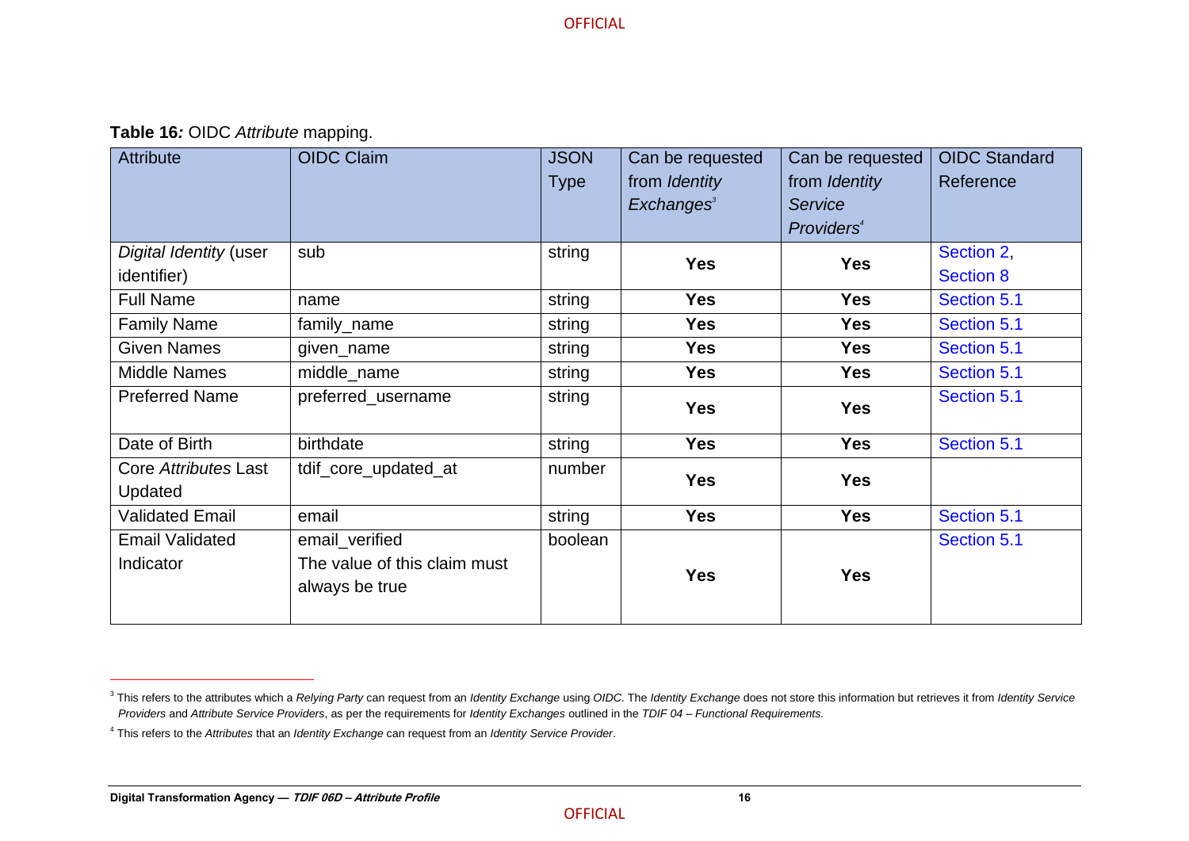**Table 16***:* OIDC *Attribute* mapping.

| Attribute | OIDC Claim | JSON Type | Can be requested from *Identity Exchanges*[3] | Can be requested from *Identity Service Providers*[4] | OIDC Standard Reference |
|---|---|---|---|---|---|
| *Digital Identity* (user identifier) | sub | string | **Yes** | **Yes** | Section 2, Section 8 |
| Full Name | name | string | **Yes** | **Yes** | Section 5.1 |
| Family Name | family_name | string | **Yes** | **Yes** | Section 5.1 |
| Given Names | given_name | string | **Yes** | **Yes** | Section 5.1 |
| Middle Names | middle_name | string | **Yes** | **Yes** | Section 5.1 |
| Preferred Name | preferred_username | string | **Yes** | **Yes** | Section 5.1 |
| Date of Birth | birthdate | string | **Yes** | **Yes** | Section 5.1 |
| Core *Attributes* Last Updated | tdif_core_updated_at | number | **Yes** | **Yes** | |
| Validated Email | email | string | **Yes** | **Yes** | Section 5.1 |
| Email Validated Indicator | email_verified The value of this claim must always be true | boolean | **Yes** | **Yes** | Section 5.1 |

[3] This refers to the attributes which a *Relying Party* can request from an *Identity Exchange* using *OIDC*. The *Identity Exchange* does not store this information but retrieves it from *Identity Service Providers* and *Attribute Service Providers*, as per the requirements for *Identity Exchanges* outlined in the *TDIF 04 – Functional Requirements.*

[4] This refers to the *Attributes* that an *Identity Exchange* can request from an *Identity Service Provider*.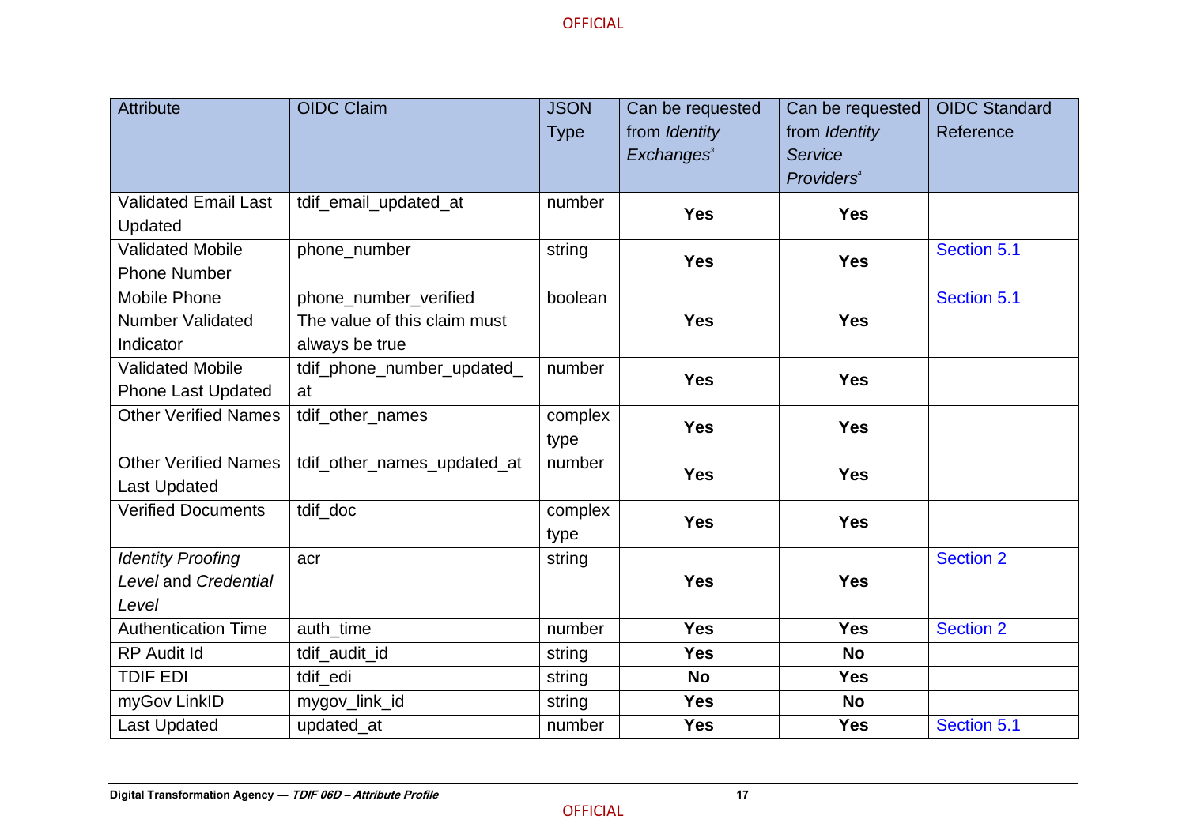| Attribute | OIDC Claim | JSON Type | Can be requested from *Identity Exchanges*[3] | Can be requested from *Identity Service Providers*[4] | OIDC Standard Reference |
|---|---|---|---|---|---|
| Validated Email Last Updated | tdif_email_updated_at | number | **Yes** | **Yes** | |
| Validated Mobile Phone Number | phone_number | string | **Yes** | **Yes** | Section 5.1 |
| Mobile Phone Number Validated Indicator | phone_number_verified The value of this claim must always be true | boolean | **Yes** | **Yes** | Section 5.1 |
| Validated Mobile Phone Last Updated | tdif_phone_number_updated_at | number | **Yes** | **Yes** | |
| Other Verified Names | tdif_other_names | complex type | **Yes** | **Yes** | |
| Other Verified Names Last Updated | tdif_other_names_updated_at | number | **Yes** | **Yes** | |
| Verified Documents | tdif_doc | complex type | **Yes** | **Yes** | |
| *Identity Proofing Level* and *Credential Level* | acr | string | **Yes** | **Yes** | Section 2 |
| Authentication Time | auth_time | number | **Yes** | **Yes** | Section 2 |
| RP Audit Id | tdif_audit_id | string | **Yes** | **No** | |
| TDIF EDI | tdif_edi | string | **No** | **Yes** | |
| myGov LinkID | mygov_link_id | string | **Yes** | **No** | |
| Last Updated | updated_at | number | **Yes** | **Yes** | Section 5.1 |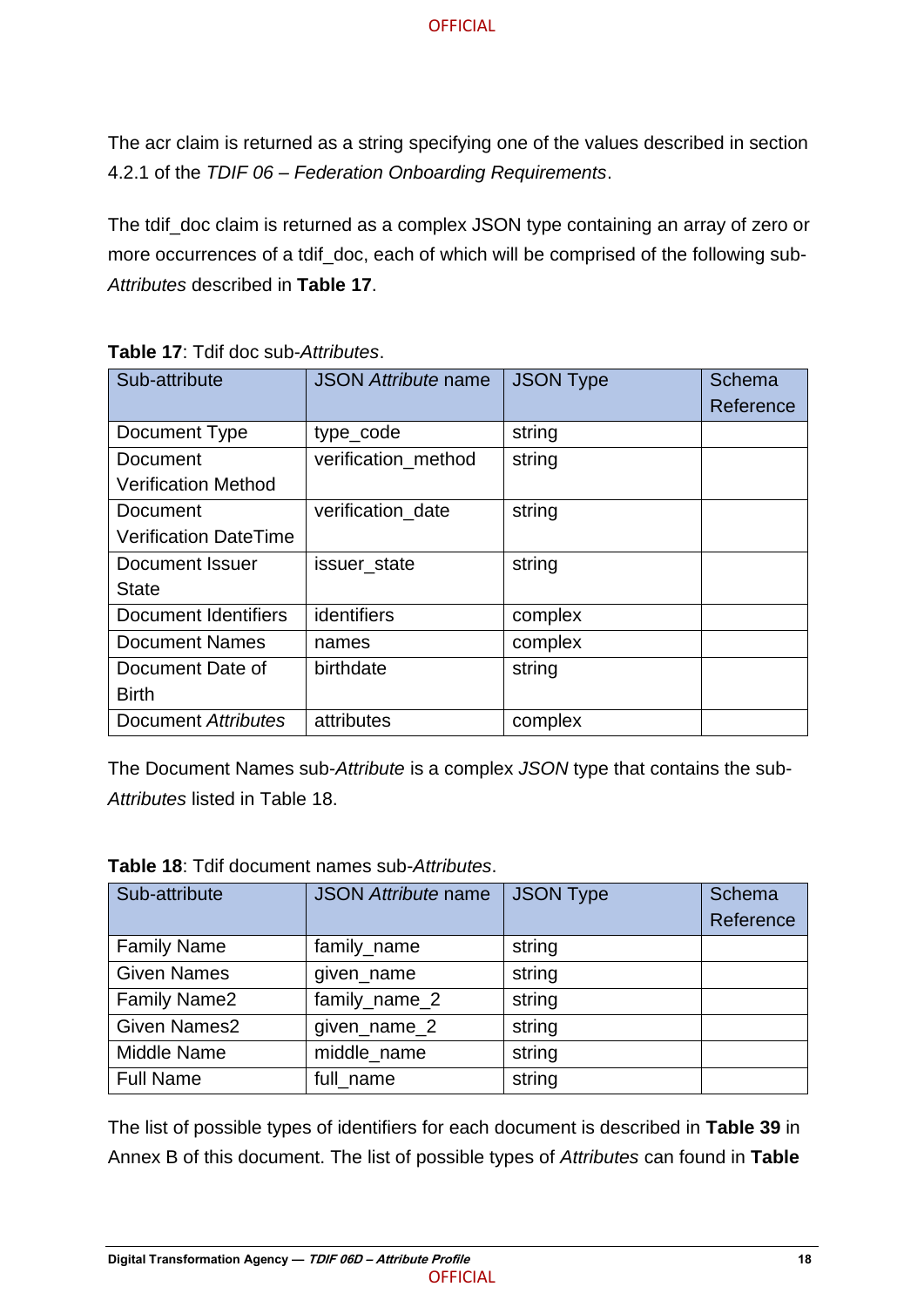The acr claim is returned as a string specifying one of the values described in section 4.2.1 of the *TDIF 06 – Federation Onboarding Requirements*.

The tdif_doc claim is returned as a complex JSON type containing an array of zero or more occurrences of a tdif_doc, each of which will be comprised of the following sub-*Attributes* described in **Table 17**.

**Table 17**: Tdif doc sub-*Attributes*.

| Sub-attribute | JSON *Attribute* name | JSON Type | Schema Reference |
|---|---|---|---|
| Document Type | type_code | string | |
| Document Verification Method | verification_method | string | |
| Document Verification DateTime | verification_date | string | |
| Document Issuer State | issuer_state | string | |
| Document Identifiers | identifiers | complex | |
| Document Names | names | complex | |
| Document Date of Birth | birthdate | string | |
| Document *Attributes* | attributes | complex | |

The Document Names sub-*Attribute* is a complex *JSON* type that contains the sub-*Attributes* listed in Table 18.

**Table 18**: Tdif document names sub-*Attributes*.

| Sub-attribute | JSON *Attribute* name | JSON Type | Schema Reference |
|---|---|---|---|
| Family Name | family_name | string | |
| Given Names | given_name | string | |
| Family Name2 | family_name_2 | string | |
| Given Names2 | given_name_2 | string | |
| Middle Name | middle_name | string | |
| Full Name | full_name | string | |

The list of possible types of identifiers for each document is described in **Table 39** in Annex B of this document. The list of possible types of *Attributes* can found in **Table**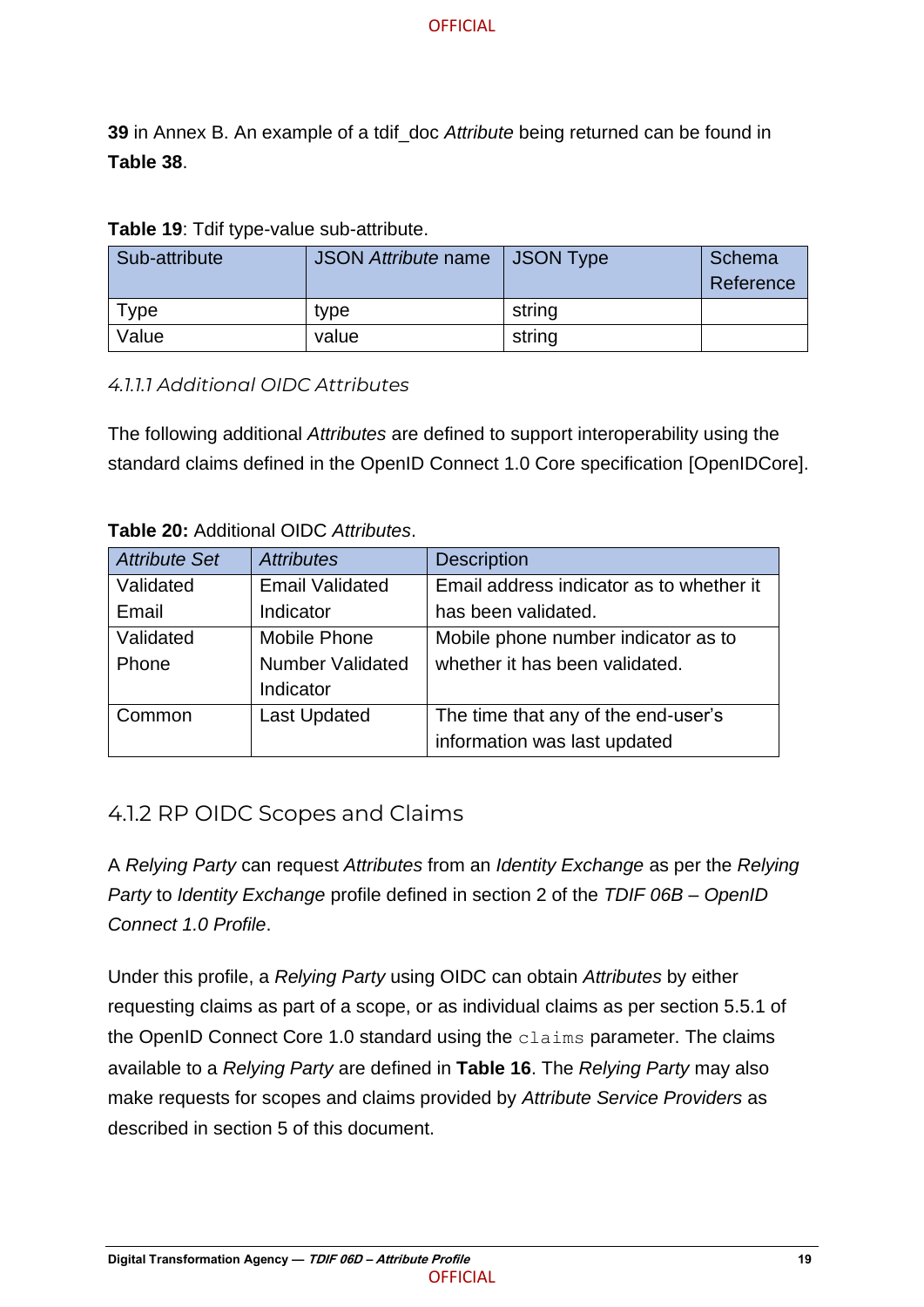**39** in Annex B. An example of a tdif_doc *Attribute* being returned can be found in **Table 38**.

**Table 19**: Tdif type-value sub-attribute.

| Sub-attribute | JSON *Attribute* name | JSON Type | Schema Reference |
|---|---|---|---|
| Type | type | string | |
| Value | value | string | |

#### 4.1.1.1 Additional OIDC Attributes

The following additional *Attributes* are defined to support interoperability using the standard claims defined in the OpenID Connect 1.0 Core specification [OpenIDCore].

**Table 20:** Additional OIDC *Attributes*.

| *Attribute Set* | *Attributes* | Description |
|---|---|---|
| Validated Email | Email Validated Indicator | Email address indicator as to whether it has been validated. |
| Validated Phone | Mobile Phone Number Validated Indicator | Mobile phone number indicator as to whether it has been validated. |
| Common | Last Updated | The time that any of the end-user's information was last updated |

### 4.1.2 RP OIDC Scopes and Claims

A *Relying Party* can request *Attributes* from an *Identity Exchange* as per the *Relying Party* to *Identity Exchange* profile defined in section 2 of the *TDIF 06B – OpenID Connect 1.0 Profile*.

Under this profile, a *Relying Party* using OIDC can obtain *Attributes* by either requesting claims as part of a scope, or as individual claims as per section 5.5.1 of the OpenID Connect Core 1.0 standard using the `claims` parameter. The claims available to a *Relying Party* are defined in **Table 16**. The *Relying Party* may also make requests for scopes and claims provided by *Attribute Service Providers* as described in section 5 of this document.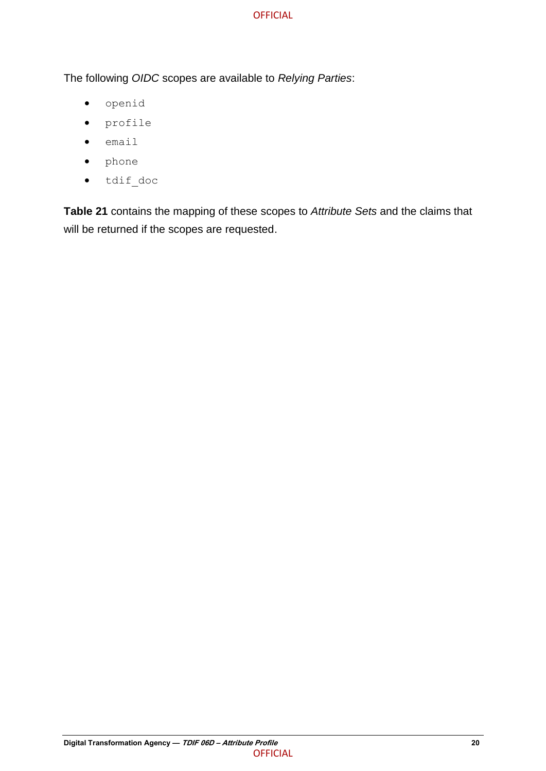The following *OIDC* scopes are available to *Relying Parties*:

- `openid`
- `profile`
- `email`
- `phone`
- `tdif_doc`

**Table 21** contains the mapping of these scopes to *Attribute Sets* and the claims that will be returned if the scopes are requested.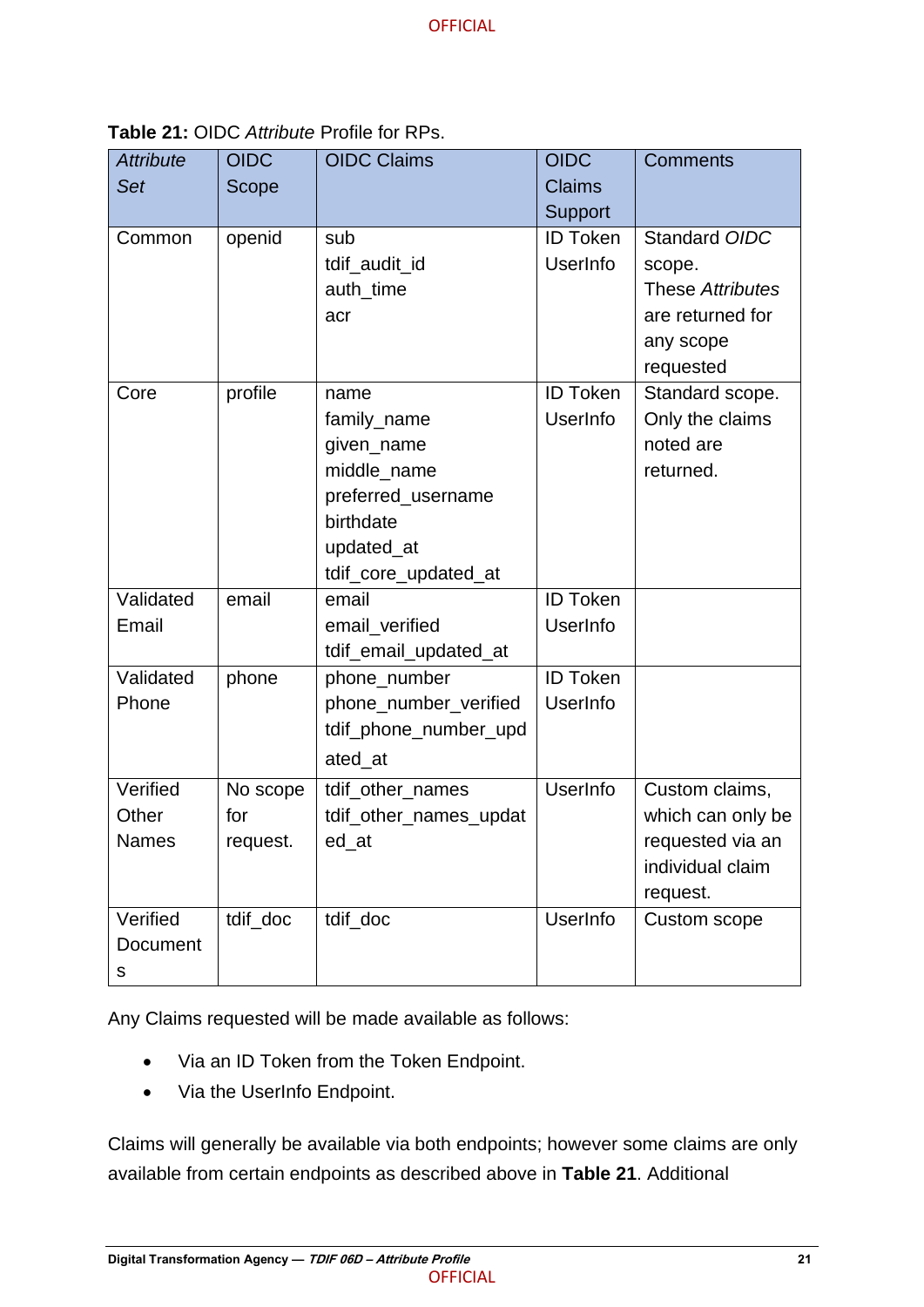**Table 21:** OIDC *Attribute* Profile for RPs.

| *Attribute Set* | OIDC Scope | OIDC Claims | OIDC Claims Support | Comments |
|---|---|---|---|---|
| Common | openid | sub<br>tdif_audit_id<br>auth_time<br>acr | ID Token<br>UserInfo | Standard *OIDC* scope.<br>These *Attributes* are returned for any scope requested |
| Core | profile | name<br>family_name<br>given_name<br>middle_name<br>preferred_username<br>birthdate<br>updated_at<br>tdif_core_updated_at | ID Token<br>UserInfo | Standard scope. Only the claims noted are returned. |
| Validated Email | email | email<br>email_verified<br>tdif_email_updated_at | ID Token<br>UserInfo | |
| Validated Phone | phone | phone_number<br>phone_number_verified<br>tdif_phone_number_updated_at | ID Token<br>UserInfo | |
| Verified Other Names | No scope for request. | tdif_other_names<br>tdif_other_names_updated_at | UserInfo | Custom claims, which can only be requested via an individual claim request. |
| Verified Documents | tdif_doc | tdif_doc | UserInfo | Custom scope |

Any Claims requested will be made available as follows:

- Via an ID Token from the Token Endpoint.
- Via the UserInfo Endpoint.

Claims will generally be available via both endpoints; however some claims are only available from certain endpoints as described above in **Table 21**. Additional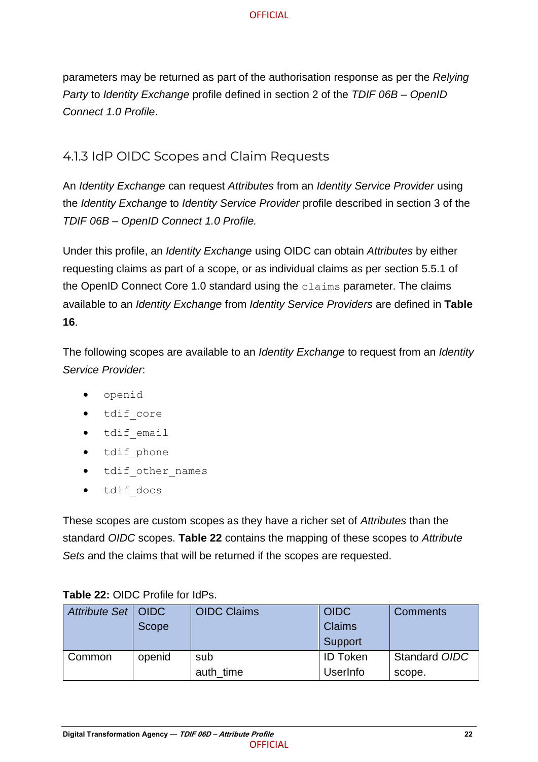parameters may be returned as part of the authorisation response as per the *Relying Party* to *Identity Exchange* profile defined in section 2 of the *TDIF 06B – OpenID Connect 1.0 Profile*.

### 4.1.3 IdP OIDC Scopes and Claim Requests

An *Identity Exchange* can request *Attributes* from an *Identity Service Provider* using the *Identity Exchange* to *Identity Service Provider* profile described in section 3 of the *TDIF 06B – OpenID Connect 1.0 Profile.*

Under this profile, an *Identity Exchange* using OIDC can obtain *Attributes* by either requesting claims as part of a scope, or as individual claims as per section 5.5.1 of the OpenID Connect Core 1.0 standard using the `claims` parameter. The claims available to an *Identity Exchange* from *Identity Service Providers* are defined in **Table 16**.

The following scopes are available to an *Identity Exchange* to request from an *Identity Service Provider*:

- `openid`
- `tdif_core`
- `tdif_email`
- `tdif_phone`
- `tdif_other_names`
- `tdif_docs`

These scopes are custom scopes as they have a richer set of *Attributes* than the standard *OIDC* scopes. **Table 22** contains the mapping of these scopes to *Attribute Sets* and the claims that will be returned if the scopes are requested.

**Table 22:** OIDC Profile for IdPs.

| *Attribute Set* | OIDC Scope | OIDC Claims | OIDC Claims Support | Comments |
|---|---|---|---|---|
| Common | openid | sub<br>auth_time | ID Token<br>UserInfo | Standard *OIDC* scope. |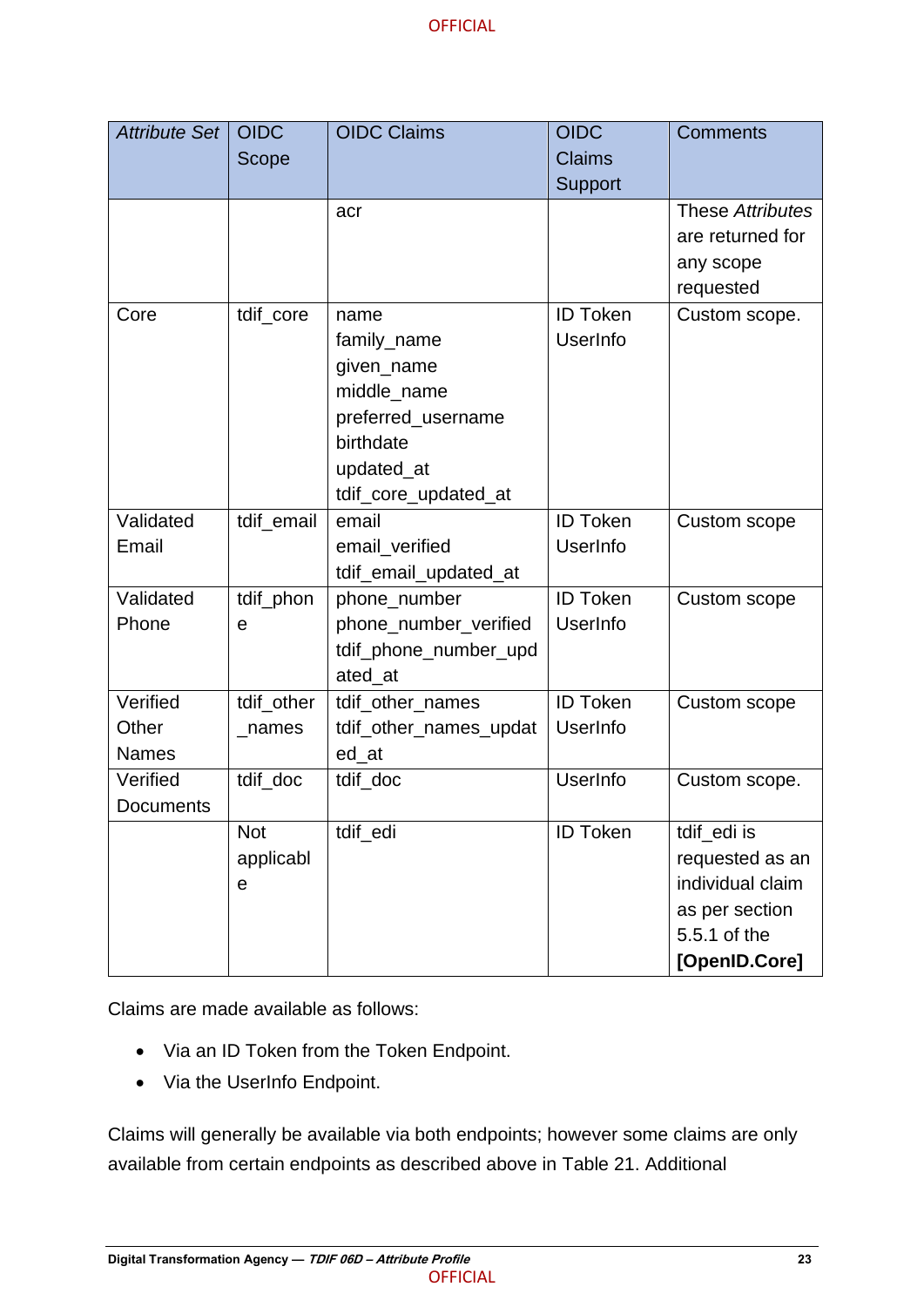| *Attribute Set* | OIDC Scope | OIDC Claims | OIDC Claims Support | Comments |
|---|---|---|---|---|
| | | acr | | These *Attributes* are returned for any scope requested |
| Core | tdif_core | name<br>family_name<br>given_name<br>middle_name<br>preferred_username<br>birthdate<br>updated_at<br>tdif_core_updated_at | ID Token<br>UserInfo | Custom scope. |
| Validated Email | tdif_email | email<br>email_verified<br>tdif_email_updated_at | ID Token<br>UserInfo | Custom scope |
| Validated Phone | tdif_phone | phone_number<br>phone_number_verified<br>tdif_phone_number_updated_at | ID Token<br>UserInfo | Custom scope |
| Verified Other Names | tdif_other_names | tdif_other_names<br>tdif_other_names_updated_at | ID Token<br>UserInfo | Custom scope |
| Verified Documents | tdif_doc | tdif_doc | UserInfo | Custom scope. |
| | Not applicable | tdif_edi | ID Token | tdif_edi is requested as an individual claim as per section 5.5.1 of the **[OpenID.Core]** |

Claims are made available as follows:

- Via an ID Token from the Token Endpoint.
- Via the UserInfo Endpoint.

Claims will generally be available via both endpoints; however some claims are only available from certain endpoints as described above in Table 21. Additional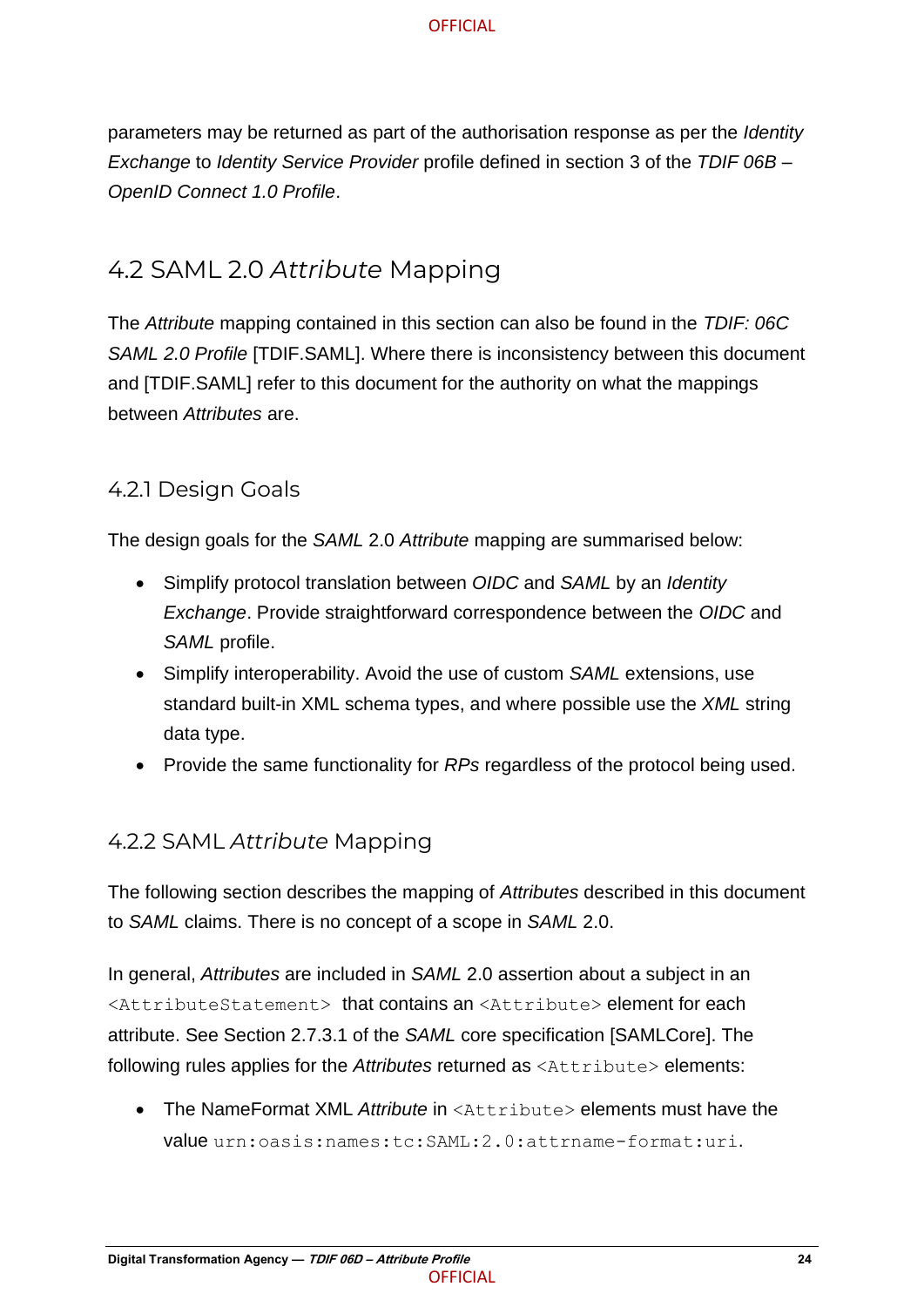parameters may be returned as part of the authorisation response as per the *Identity Exchange* to *Identity Service Provider* profile defined in section 3 of the *TDIF 06B – OpenID Connect 1.0 Profile*.

## 4.2 SAML 2.0 *Attribute* Mapping

The *Attribute* mapping contained in this section can also be found in the *TDIF: 06C SAML 2.0 Profile* [TDIF.SAML]. Where there is inconsistency between this document and [TDIF.SAML] refer to this document for the authority on what the mappings between *Attributes* are.

### 4.2.1 Design Goals

The design goals for the *SAML* 2.0 *Attribute* mapping are summarised below:

- Simplify protocol translation between *OIDC* and *SAML* by an *Identity Exchange*. Provide straightforward correspondence between the *OIDC* and *SAML* profile.
- Simplify interoperability. Avoid the use of custom *SAML* extensions, use standard built-in XML schema types, and where possible use the *XML* string data type.
- Provide the same functionality for *RPs* regardless of the protocol being used.

### 4.2.2 SAML *Attribute* Mapping

The following section describes the mapping of *Attributes* described in this document to *SAML* claims. There is no concept of a scope in *SAML* 2.0.

In general, *Attributes* are included in *SAML* 2.0 assertion about a subject in an `<AttributeStatement>` that contains an `<Attribute>` element for each attribute. See Section 2.7.3.1 of the *SAML* core specification [SAMLCore]. The following rules applies for the *Attributes* returned as `<Attribute>` elements:

- The NameFormat XML *Attribute* in `<Attribute>` elements must have the value `urn:oasis:names:tc:SAML:2.0:attrname-format:uri`.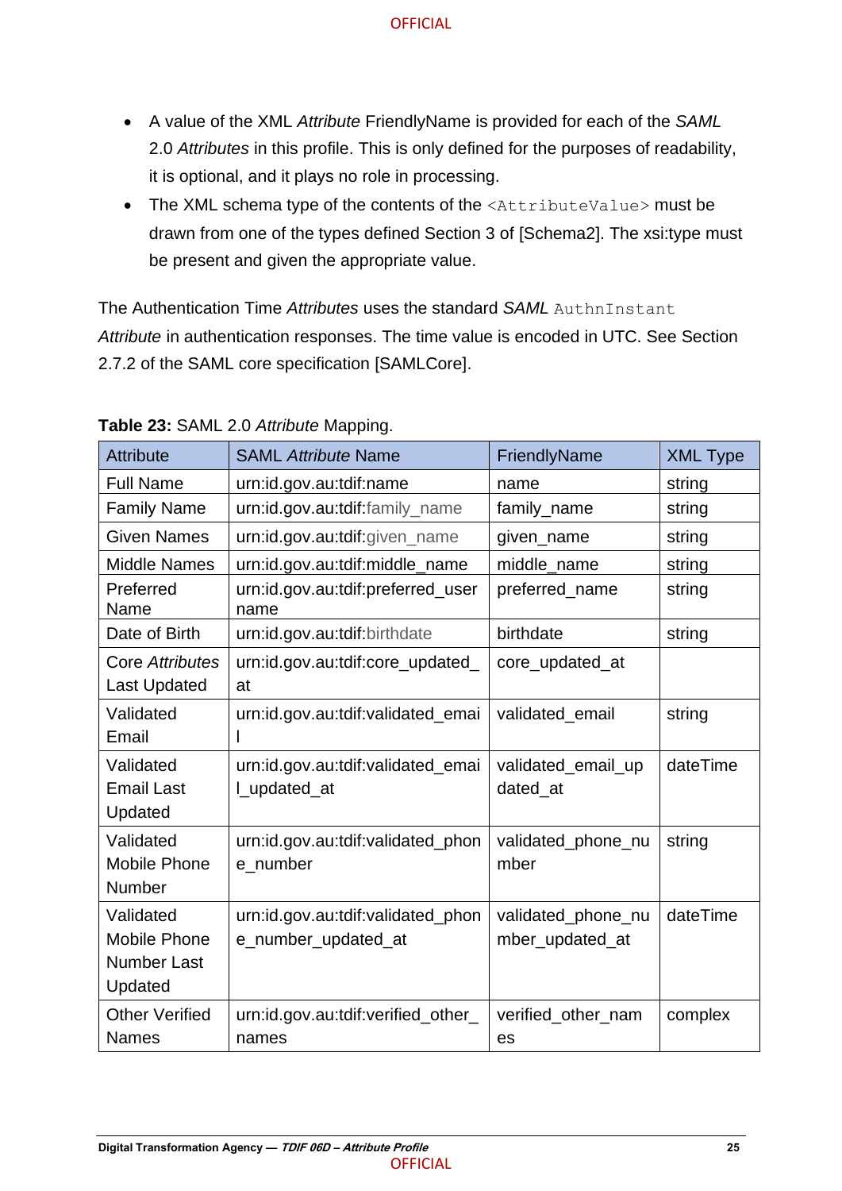- A value of the XML *Attribute* FriendlyName is provided for each of the *SAML* 2.0 *Attributes* in this profile. This is only defined for the purposes of readability, it is optional, and it plays no role in processing.
- The XML schema type of the contents of the `<AttributeValue>` must be drawn from one of the types defined Section 3 of [Schema2]. The xsi:type must be present and given the appropriate value.

The Authentication Time *Attributes* uses the standard *SAML* `AuthnInstant` *Attribute* in authentication responses. The time value is encoded in UTC. See Section 2.7.2 of the SAML core specification [SAMLCore].

**Table 23:** SAML 2.0 *Attribute* Mapping.

| Attribute | SAML *Attribute* Name | FriendlyName | XML Type |
|---|---|---|---|
| Full Name | urn:id.gov.au:tdif:name | name | string |
| Family Name | urn:id.gov.au:tdif:family_name | family_name | string |
| Given Names | urn:id.gov.au:tdif:given_name | given_name | string |
| Middle Names | urn:id.gov.au:tdif:middle_name | middle_name | string |
| Preferred Name | urn:id.gov.au:tdif:preferred_username | preferred_name | string |
| Date of Birth | urn:id.gov.au:tdif:birthdate | birthdate | string |
| Core *Attributes* Last Updated | urn:id.gov.au:tdif:core_updated_at | core_updated_at | |
| Validated Email | urn:id.gov.au:tdif:validated_email | validated_email | string |
| Validated Email Last Updated | urn:id.gov.au:tdif:validated_email_updated_at | validated_email_updated_at | dateTime |
| Validated Mobile Phone Number | urn:id.gov.au:tdif:validated_phone_number | validated_phone_number | string |
| Validated Mobile Phone Number Last Updated | urn:id.gov.au:tdif:validated_phone_number_updated_at | validated_phone_number_updated_at | dateTime |
| Other Verified Names | urn:id.gov.au:tdif:verified_other_names | verified_other_names | complex |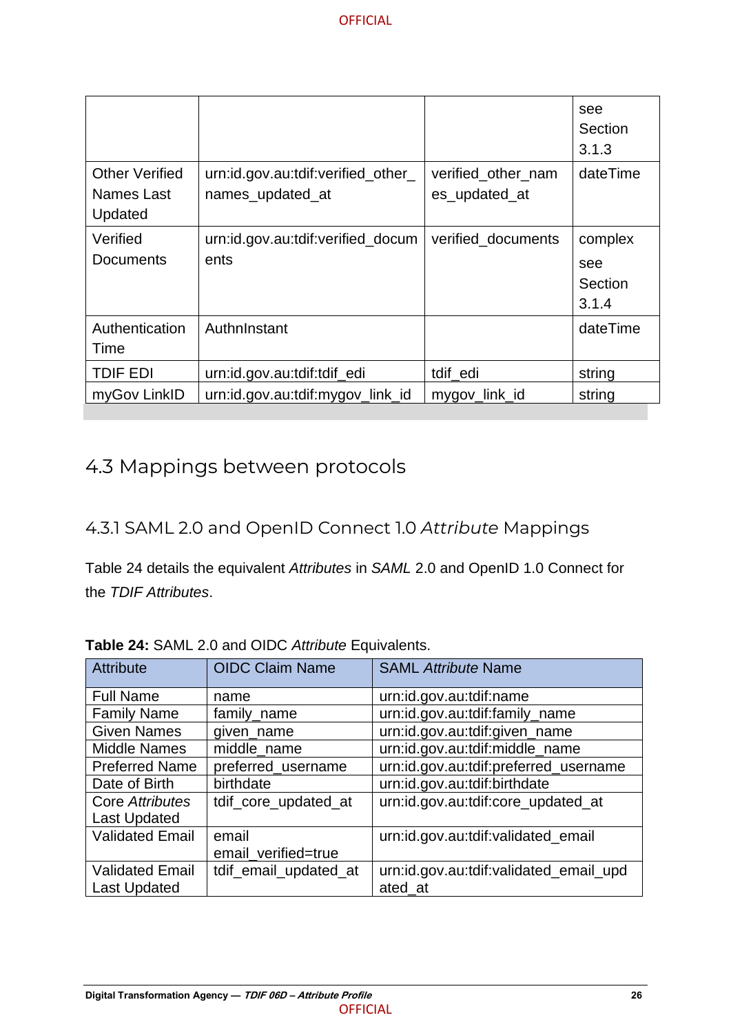| | | | see Section 3.1.3 |
|---|---|---|---|
| Other Verified Names Last Updated | urn:id.gov.au:tdif:verified_other_names_updated_at | verified_other_names_updated_at | dateTime |
| Verified Documents | urn:id.gov.au:tdif:verified_documents | verified_documents | complex see Section 3.1.4 |
| Authentication Time | AuthnInstant | | dateTime |
| TDIF EDI | urn:id.gov.au:tdif:tdif_edi | tdif_edi | string |
| myGov LinkID | urn:id.gov.au:tdif:mygov_link_id | mygov_link_id | string |

## 4.3 Mappings between protocols

### 4.3.1 SAML 2.0 and OpenID Connect 1.0 *Attribute* Mappings

Table 24 details the equivalent *Attributes* in *SAML* 2.0 and OpenID 1.0 Connect for the *TDIF Attributes*.

**Table 24:** SAML 2.0 and OIDC *Attribute* Equivalents.

| Attribute | OIDC Claim Name | SAML *Attribute* Name |
|---|---|---|
| Full Name | name | urn:id.gov.au:tdif:name |
| Family Name | family_name | urn:id.gov.au:tdif:family_name |
| Given Names | given_name | urn:id.gov.au:tdif:given_name |
| Middle Names | middle_name | urn:id.gov.au:tdif:middle_name |
| Preferred Name | preferred_username | urn:id.gov.au:tdif:preferred_username |
| Date of Birth | birthdate | urn:id.gov.au:tdif:birthdate |
| Core *Attributes* Last Updated | tdif_core_updated_at | urn:id.gov.au:tdif:core_updated_at |
| Validated Email | email email_verified=true | urn:id.gov.au:tdif:validated_email |
| Validated Email Last Updated | tdif_email_updated_at | urn:id.gov.au:tdif:validated_email_updated_at |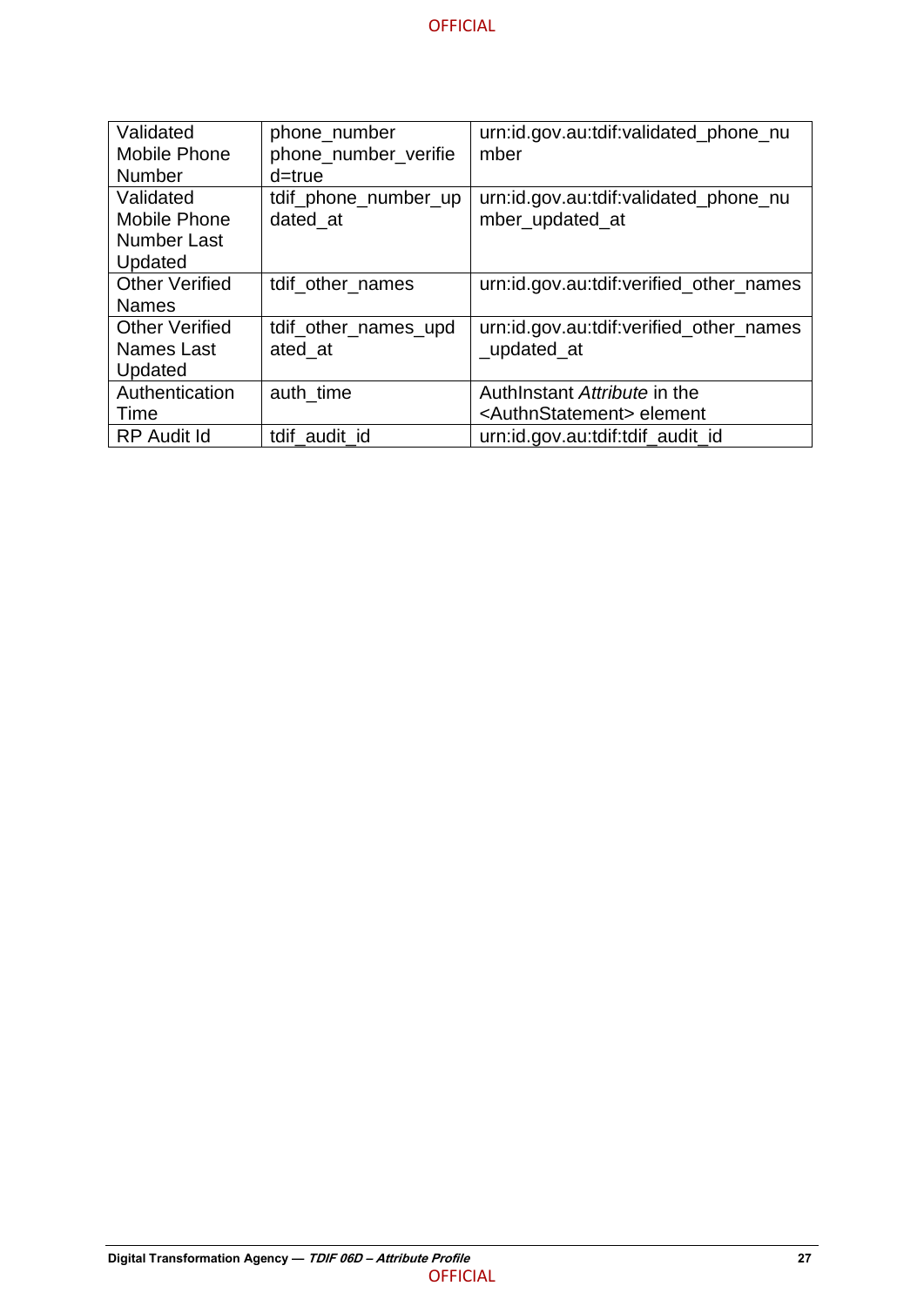| Validated Mobile Phone Number | phone_number phone_number_verified=true | urn:id.gov.au:tdif:validated_phone_number |
|---|---|---|
| Validated Mobile Phone Number Last Updated | tdif_phone_number_updated_at | urn:id.gov.au:tdif:validated_phone_number_updated_at |
| Other Verified Names | tdif_other_names | urn:id.gov.au:tdif:verified_other_names |
| Other Verified Names Last Updated | tdif_other_names_updated_at | urn:id.gov.au:tdif:verified_other_names_updated_at |
| Authentication Time | auth_time | AuthInstant *Attribute* in the <AuthnStatement> element |
| RP Audit Id | tdif_audit_id | urn:id.gov.au:tdif:tdif_audit_id |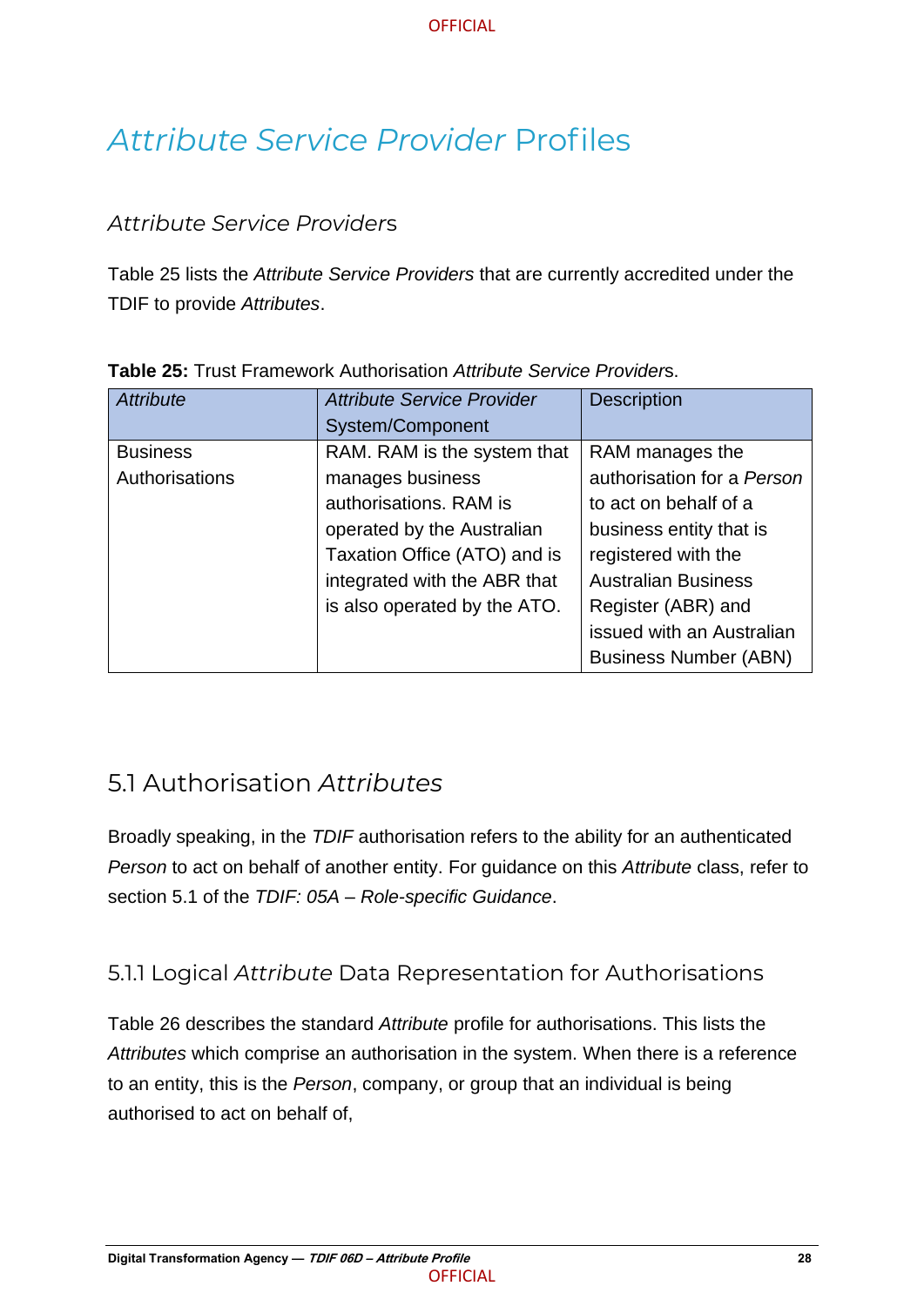# *Attribute Service Provider* Profiles

## *Attribute Service Providers*

Table 25 lists the *Attribute Service Providers* that are currently accredited under the TDIF to provide *Attributes*.

**Table 25:** Trust Framework Authorisation *Attribute Service Providers*.

| *Attribute* | *Attribute Service Provider* System/Component | Description |
|---|---|---|
| Business Authorisations | RAM. RAM is the system that manages business authorisations. RAM is operated by the Australian Taxation Office (ATO) and is integrated with the ABR that is also operated by the ATO. | RAM manages the authorisation for a *Person* to act on behalf of a business entity that is registered with the Australian Business Register (ABR) and issued with an Australian Business Number (ABN) |

## 5.1 Authorisation *Attributes*

Broadly speaking, in the *TDIF* authorisation refers to the ability for an authenticated *Person* to act on behalf of another entity. For guidance on this *Attribute* class, refer to section 5.1 of the *TDIF: 05A – Role-specific Guidance*.

### 5.1.1 Logical *Attribute* Data Representation for Authorisations

Table 26 describes the standard *Attribute* profile for authorisations. This lists the *Attributes* which comprise an authorisation in the system. When there is a reference to an entity, this is the *Person*, company, or group that an individual is being authorised to act on behalf of,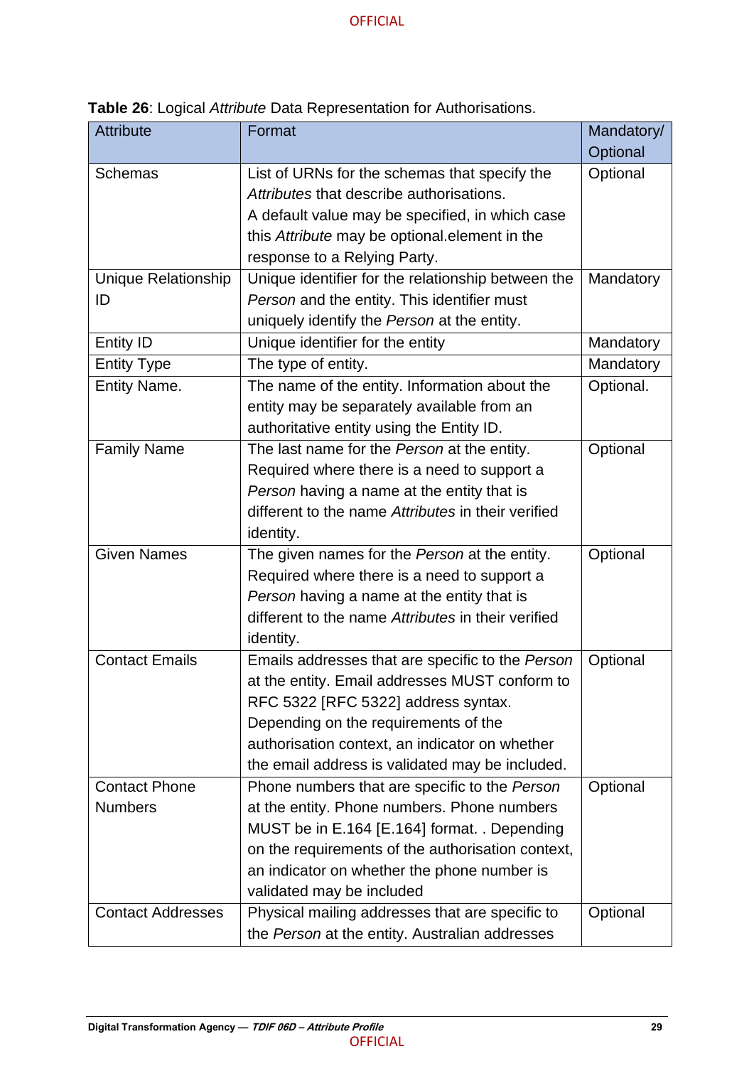**Table 26**: Logical *Attribute* Data Representation for Authorisations.

| Attribute | Format | Mandatory/ Optional |
|---|---|---|
| Schemas | List of URNs for the schemas that specify the *Attributes* that describe authorisations. A default value may be specified, in which case this *Attribute* may be optional.element in the response to a Relying Party. | Optional |
| Unique Relationship ID | Unique identifier for the relationship between the *Person* and the entity. This identifier must uniquely identify the *Person* at the entity. | Mandatory |
| Entity ID | Unique identifier for the entity | Mandatory |
| Entity Type | The type of entity. | Mandatory |
| Entity Name. | The name of the entity. Information about the entity may be separately available from an authoritative entity using the Entity ID. | Optional. |
| Family Name | The last name for the *Person* at the entity. Required where there is a need to support a *Person* having a name at the entity that is different to the name *Attributes* in their verified identity. | Optional |
| Given Names | The given names for the *Person* at the entity. Required where there is a need to support a *Person* having a name at the entity that is different to the name *Attributes* in their verified identity. | Optional |
| Contact Emails | Emails addresses that are specific to the *Person* at the entity. Email addresses MUST conform to RFC 5322 [RFC 5322] address syntax. Depending on the requirements of the authorisation context, an indicator on whether the email address is validated may be included. | Optional |
| Contact Phone Numbers | Phone numbers that are specific to the *Person* at the entity. Phone numbers. Phone numbers MUST be in E.164 [E.164] format. . Depending on the requirements of the authorisation context, an indicator on whether the phone number is validated may be included | Optional |
| Contact Addresses | Physical mailing addresses that are specific to the *Person* at the entity. Australian addresses | Optional |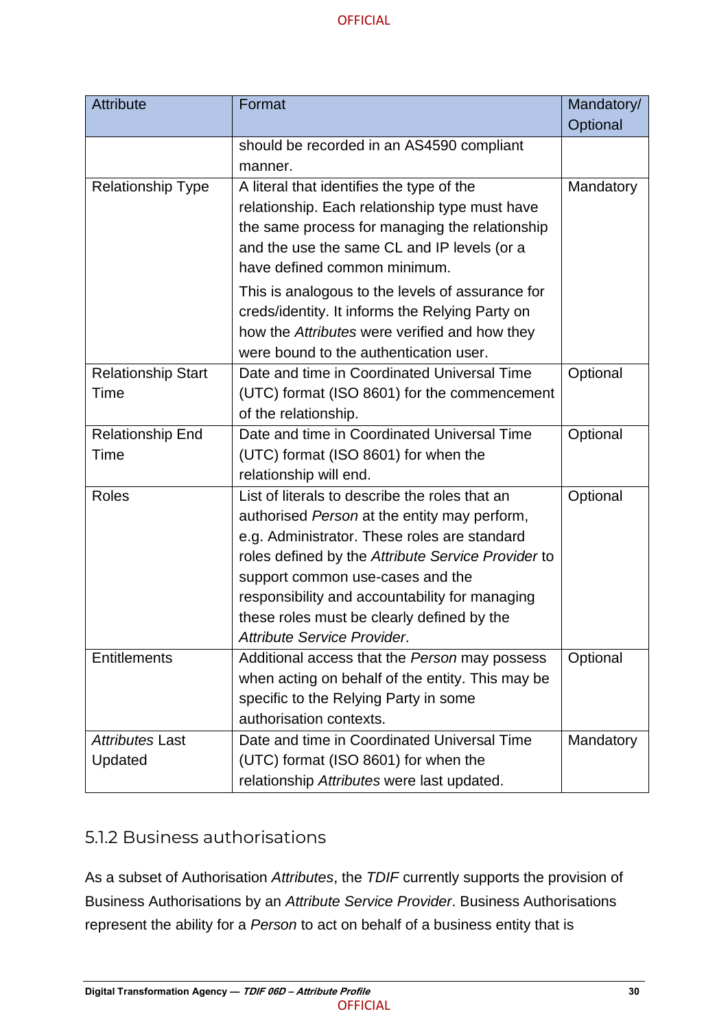| Attribute | Format | Mandatory/ Optional |
|---|---|---|
| | should be recorded in an AS4590 compliant manner. | |
| Relationship Type | A literal that identifies the type of the relationship. Each relationship type must have the same process for managing the relationship and the use the same CL and IP levels (or a have defined common minimum.<br><br>This is analogous to the levels of assurance for creds/identity. It informs the Relying Party on how the *Attributes* were verified and how they were bound to the authentication user. | Mandatory |
| Relationship Start Time | Date and time in Coordinated Universal Time (UTC) format (ISO 8601) for the commencement of the relationship. | Optional |
| Relationship End Time | Date and time in Coordinated Universal Time (UTC) format (ISO 8601) for when the relationship will end. | Optional |
| Roles | List of literals to describe the roles that an authorised *Person* at the entity may perform, e.g. Administrator. These roles are standard roles defined by the *Attribute Service Provider* to support common use-cases and the responsibility and accountability for managing these roles must be clearly defined by the *Attribute Service Provider*. | Optional |
| Entitlements | Additional access that the *Person* may possess when acting on behalf of the entity. This may be specific to the Relying Party in some authorisation contexts. | Optional |
| *Attributes* Last Updated | Date and time in Coordinated Universal Time (UTC) format (ISO 8601) for when the relationship *Attributes* were last updated. | Mandatory |

### 5.1.2 Business authorisations

As a subset of Authorisation *Attributes*, the *TDIF* currently supports the provision of Business Authorisations by an *Attribute Service Provider*. Business Authorisations represent the ability for a *Person* to act on behalf of a business entity that is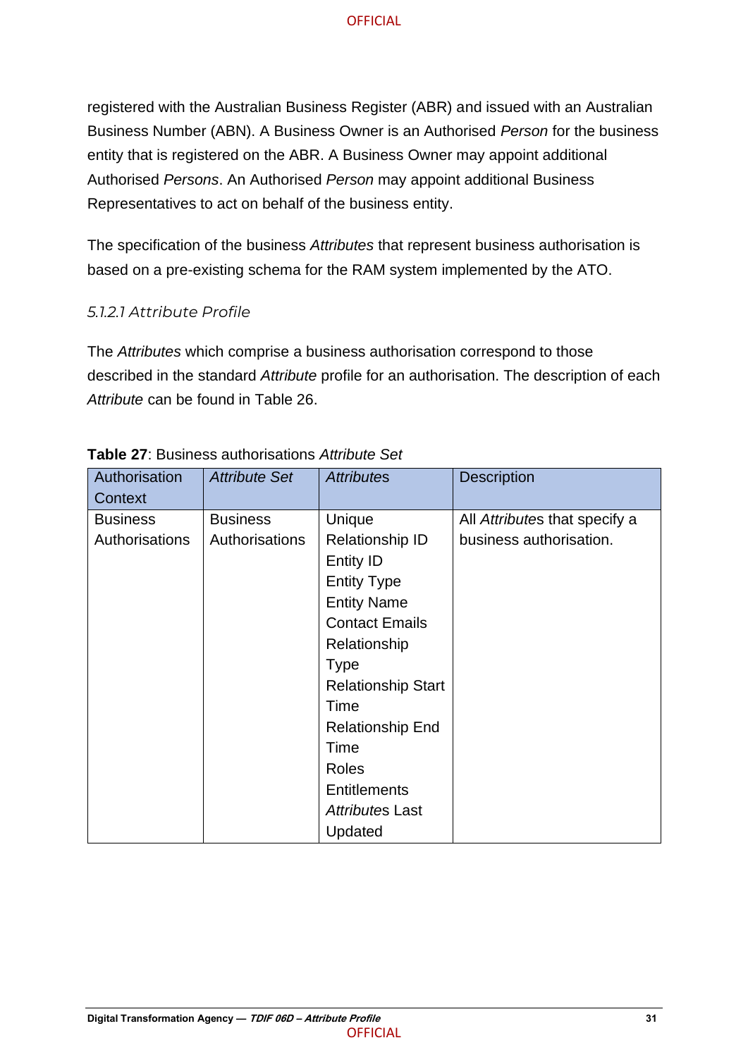registered with the Australian Business Register (ABR) and issued with an Australian Business Number (ABN). A Business Owner is an Authorised *Person* for the business entity that is registered on the ABR. A Business Owner may appoint additional Authorised *Persons*. An Authorised *Person* may appoint additional Business Representatives to act on behalf of the business entity.

The specification of the business *Attributes* that represent business authorisation is based on a pre-existing schema for the RAM system implemented by the ATO.

#### *5.1.2.1 Attribute Profile*

The *Attributes* which comprise a business authorisation correspond to those described in the standard *Attribute* profile for an authorisation. The description of each *Attribute* can be found in Table 26.

**Table 27**: Business authorisations *Attribute Set*

| Authorisation Context | *Attribute Set* | *Attributes* | Description |
|---|---|---|---|
| Business Authorisations | Business Authorisations | Unique Relationship ID<br>Entity ID<br>Entity Type<br>Entity Name<br>Contact Emails<br>Relationship Type<br>Relationship Start Time<br>Relationship End Time<br>Roles<br>Entitlements<br>*Attributes* Last Updated | All *Attributes* that specify a business authorisation. |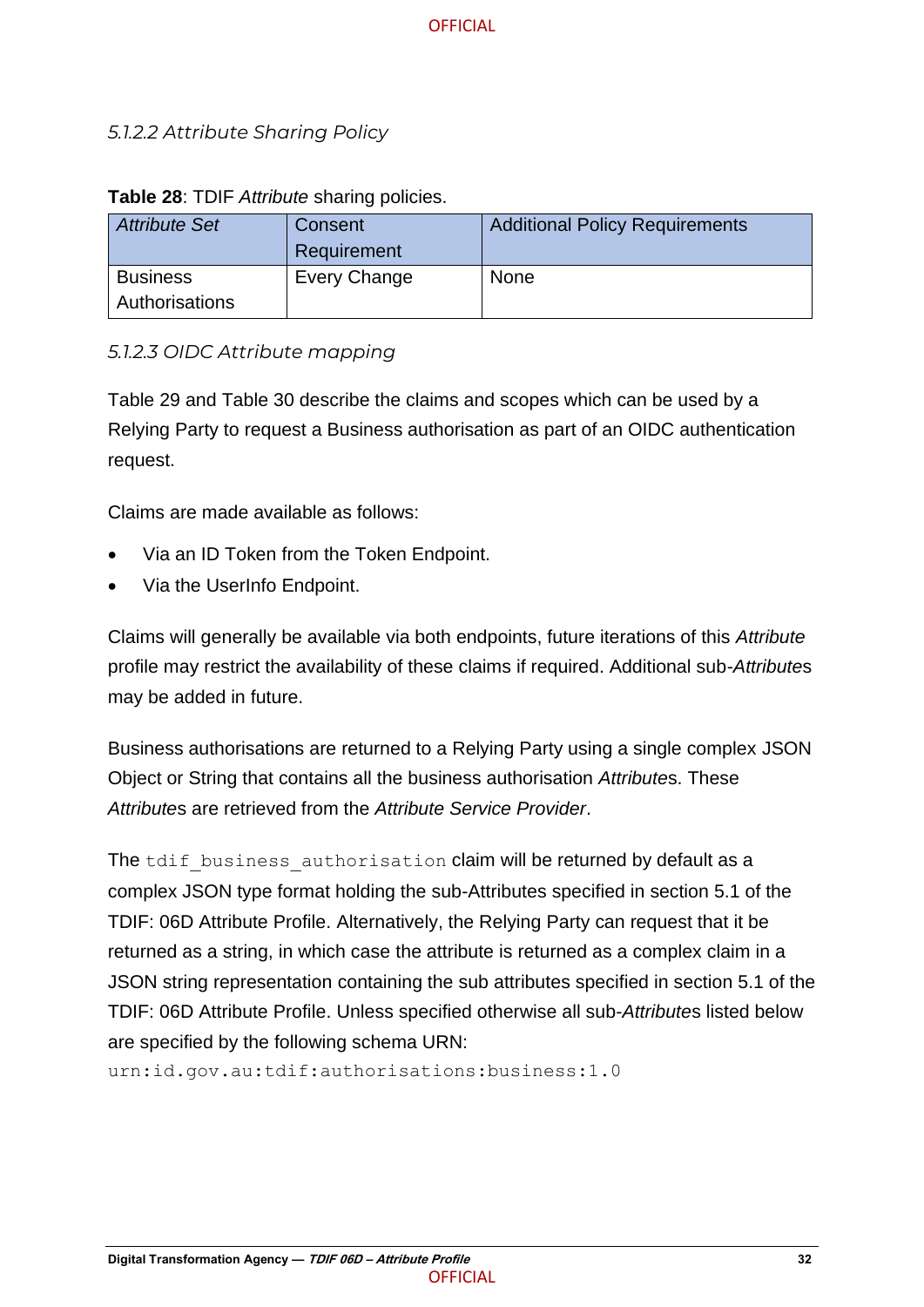##### *5.1.2.2 Attribute Sharing Policy*

**Table 28**: TDIF *Attribute* sharing policies.

| *Attribute Set* | Consent Requirement | Additional Policy Requirements |
|---|---|---|
| Business Authorisations | Every Change | None |

##### *5.1.2.3 OIDC Attribute mapping*

Table 29 and Table 30 describe the claims and scopes which can be used by a Relying Party to request a Business authorisation as part of an OIDC authentication request.

Claims are made available as follows:

- Via an ID Token from the Token Endpoint.
- Via the UserInfo Endpoint.

Claims will generally be available via both endpoints, future iterations of this *Attribute* profile may restrict the availability of these claims if required. Additional sub-*Attribute*s may be added in future.

Business authorisations are returned to a Relying Party using a single complex JSON Object or String that contains all the business authorisation *Attribute*s. These *Attribute*s are retrieved from the *Attribute Service Provider*.

The `tdif_business_authorisation` claim will be returned by default as a complex JSON type format holding the sub-Attributes specified in section 5.1 of the TDIF: 06D Attribute Profile. Alternatively, the Relying Party can request that it be returned as a string, in which case the attribute is returned as a complex claim in a JSON string representation containing the sub attributes specified in section 5.1 of the TDIF: 06D Attribute Profile. Unless specified otherwise all sub-*Attribute*s listed below are specified by the following schema URN:
`urn:id.gov.au:tdif:authorisations:business:1.0`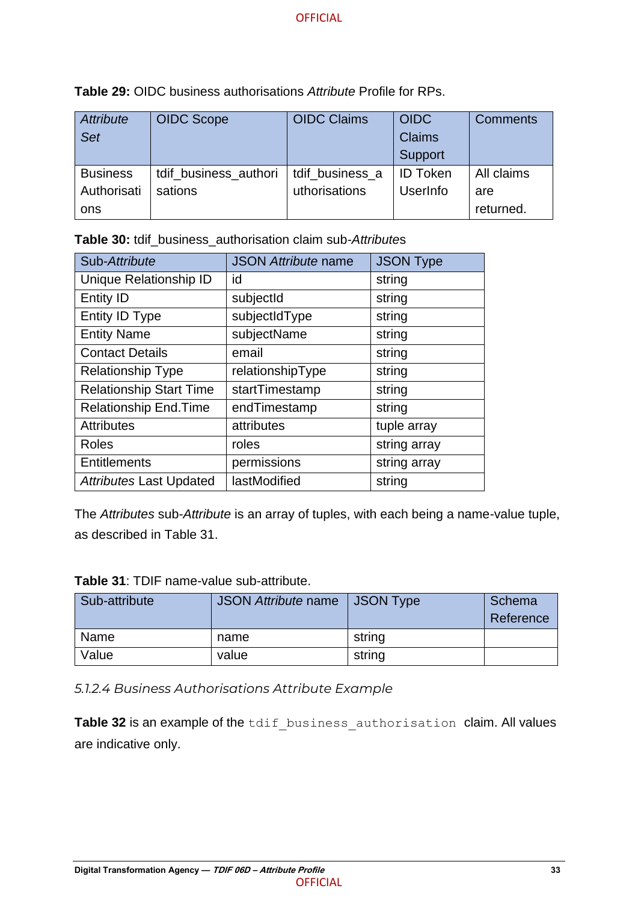**Table 29:** OIDC business authorisations *Attribute* Profile for RPs.

| *Attribute* Set | OIDC Scope | OIDC Claims | OIDC Claims Support | Comments |
|---|---|---|---|---|
| Business Authorisations | tdif_business_authorisations | tdif_business_authorisations | ID Token UserInfo | All claims are returned. |

**Table 30:** tdif_business_authorisation claim sub-*Attributes*

| Sub-*Attribute* | JSON *Attribute* name | JSON Type |
|---|---|---|
| Unique Relationship ID | id | string |
| Entity ID | subjectId | string |
| Entity ID Type | subjectIdType | string |
| Entity Name | subjectName | string |
| Contact Details | email | string |
| Relationship Type | relationshipType | string |
| Relationship Start Time | startTimestamp | string |
| Relationship End.Time | endTimestamp | string |
| Attributes | attributes | tuple array |
| Roles | roles | string array |
| Entitlements | permissions | string array |
| *Attributes* Last Updated | lastModified | string |

The *Attributes* sub-*Attribute* is an array of tuples, with each being a name-value tuple, as described in Table 31.

**Table 31**: TDIF name-value sub-attribute.

| Sub-attribute | JSON *Attribute* name | JSON Type | Schema Reference |
|---|---|---|---|
| Name | name | string | |
| Value | value | string | |

#### *5.1.2.4 Business Authorisations Attribute Example*

**Table 32** is an example of the `tdif_business_authorisation` claim. All values are indicative only.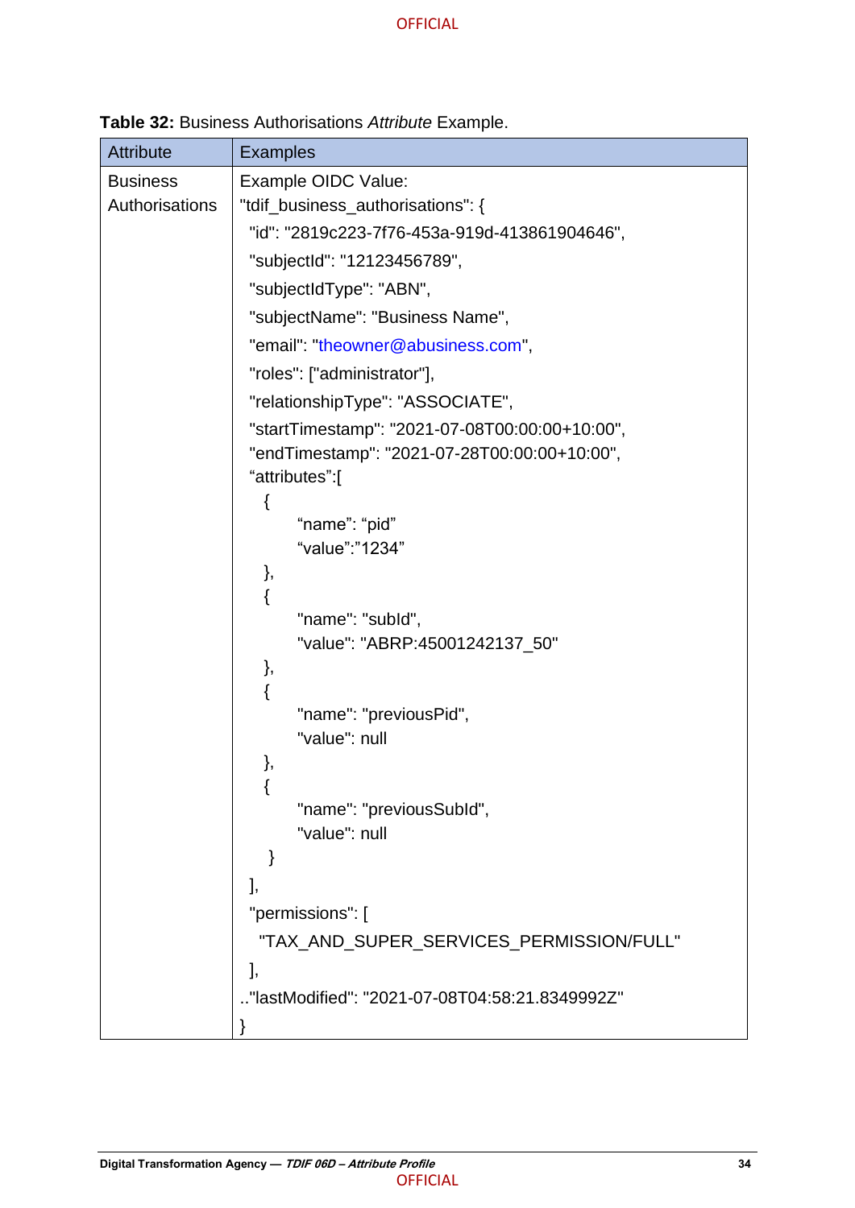**Table 32:** Business Authorisations *Attribute* Example.

| Attribute | Examples |
|---|---|
| Business Authorisations | Example OIDC Value:<br>"tdif_business_authorisations": {<br>"id": "2819c223-7f76-453a-919d-413861904646",<br>"subjectId": "12123456789",<br>"subjectIdType": "ABN",<br>"subjectName": "Business Name",<br>"email": "theowner@abusiness.com",<br>"roles": ["administrator"],<br>"relationshipType": "ASSOCIATE",<br>"startTimestamp": "2021-07-08T00:00:00+10:00",<br>"endTimestamp": "2021-07-28T00:00:00+10:00",<br>“attributes”:[<br>{<br>“name”: “pid”<br>“value”:”1234”<br>},<br>{<br>"name": "subId",<br>"value": "ABRP:45001242137_50"<br>},<br>{<br>"name": "previousPid",<br>"value": null<br>},<br>{<br>"name": "previousSubId",<br>"value": null<br>}<br>],<br>"permissions": [<br>"TAX_AND_SUPER_SERVICES_PERMISSION/FULL"<br>],<br>.."lastModified": "2021-07-08T04:58:21.8349992Z"<br>} |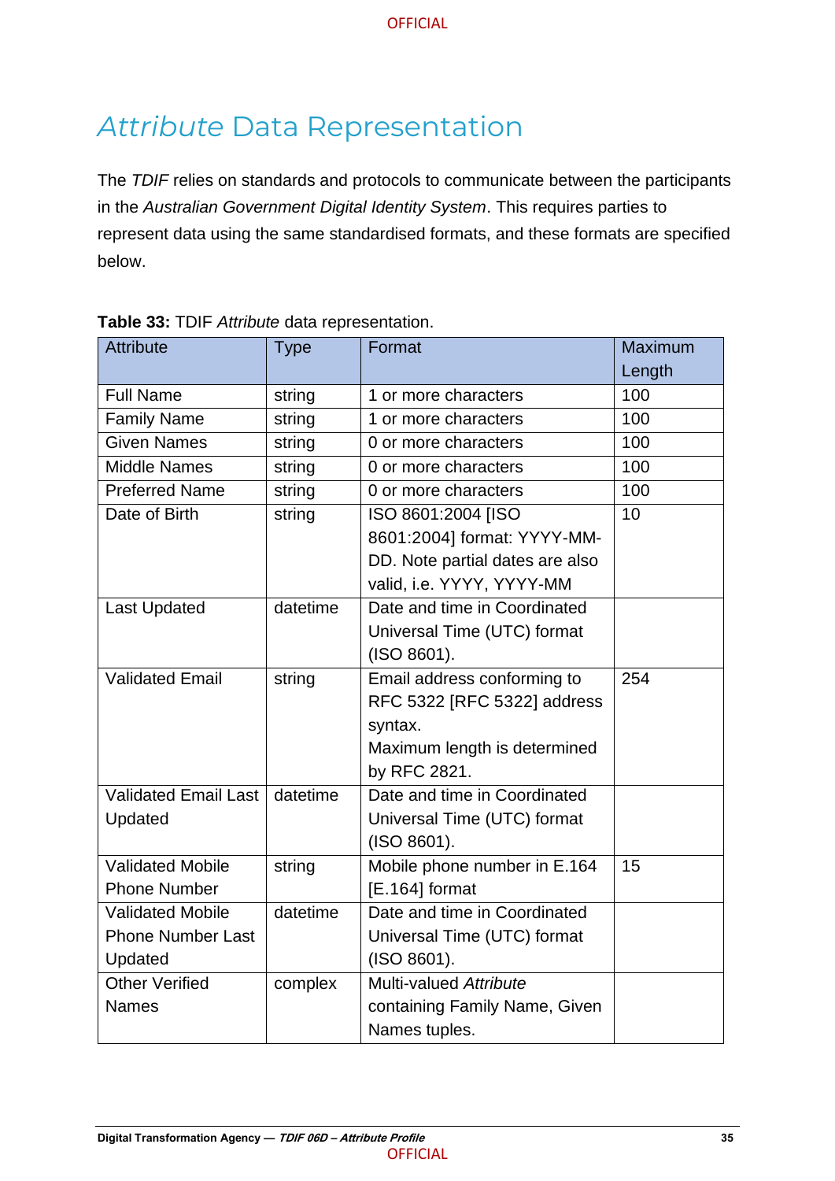# *Attribute* Data Representation

The *TDIF* relies on standards and protocols to communicate between the participants in the *Australian Government Digital Identity System*. This requires parties to represent data using the same standardised formats, and these formats are specified below.

**Table 33:** TDIF *Attribute* data representation.

| Attribute | Type | Format | Maximum Length |
|---|---|---|---|
| Full Name | string | 1 or more characters | 100 |
| Family Name | string | 1 or more characters | 100 |
| Given Names | string | 0 or more characters | 100 |
| Middle Names | string | 0 or more characters | 100 |
| Preferred Name | string | 0 or more characters | 100 |
| Date of Birth | string | ISO 8601:2004 [ISO 8601:2004] format: YYYY-MM-DD. Note partial dates are also valid, i.e. YYYY, YYYY-MM | 10 |
| Last Updated | datetime | Date and time in Coordinated Universal Time (UTC) format (ISO 8601). | |
| Validated Email | string | Email address conforming to RFC 5322 [RFC 5322] address syntax. Maximum length is determined by RFC 2821. | 254 |
| Validated Email Last Updated | datetime | Date and time in Coordinated Universal Time (UTC) format (ISO 8601). | |
| Validated Mobile Phone Number | string | Mobile phone number in E.164 [E.164] format | 15 |
| Validated Mobile Phone Number Last Updated | datetime | Date and time in Coordinated Universal Time (UTC) format (ISO 8601). | |
| Other Verified Names | complex | Multi-valued *Attribute* containing Family Name, Given Names tuples. | |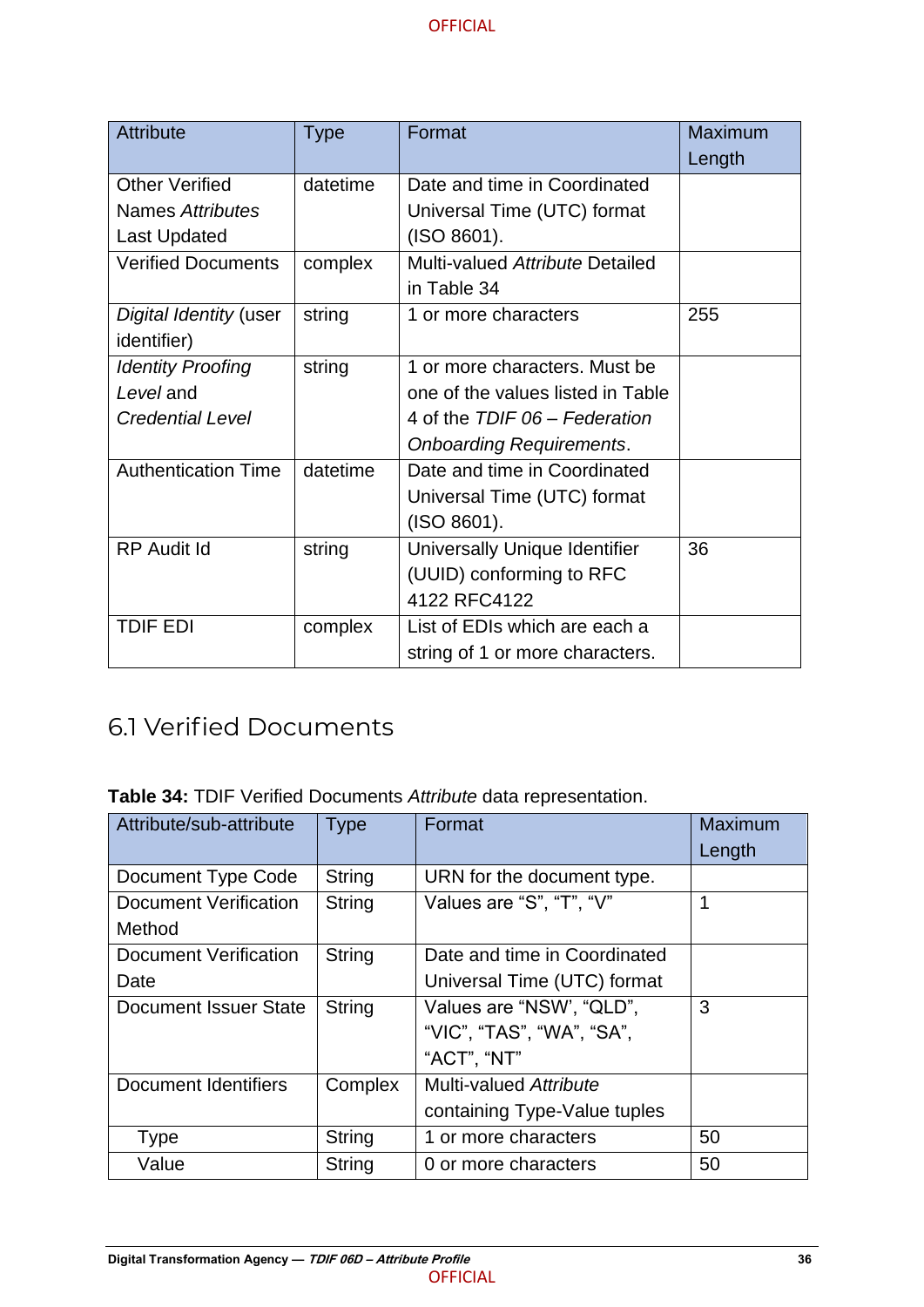| Attribute | Type | Format | Maximum Length |
|---|---|---|---|
| Other Verified Names *Attributes* Last Updated | datetime | Date and time in Coordinated Universal Time (UTC) format (ISO 8601). | |
| Verified Documents | complex | Multi-valued *Attribute* Detailed in Table 34 | |
| *Digital Identity* (user identifier) | string | 1 or more characters | 255 |
| *Identity Proofing Level* and *Credential Level* | string | 1 or more characters. Must be one of the values listed in Table 4 of the *TDIF 06 – Federation Onboarding Requirements*. | |
| Authentication Time | datetime | Date and time in Coordinated Universal Time (UTC) format (ISO 8601). | |
| RP Audit Id | string | Universally Unique Identifier (UUID) conforming to RFC 4122 RFC4122 | 36 |
| TDIF EDI | complex | List of EDIs which are each a string of 1 or more characters. | |

## 6.1 Verified Documents

**Table 34:** TDIF Verified Documents *Attribute* data representation.

| Attribute/sub-attribute | Type | Format | Maximum Length |
|---|---|---|---|
| Document Type Code | String | URN for the document type. | |
| Document Verification Method | String | Values are “S”, “T”, “V” | 1 |
| Document Verification Date | String | Date and time in Coordinated Universal Time (UTC) format | |
| Document Issuer State | String | Values are “NSW’, “QLD”, “VIC”, “TAS”, “WA”, “SA”, “ACT”, “NT” | 3 |
| Document Identifiers | Complex | Multi-valued *Attribute* containing Type-Value tuples | |
| Type | String | 1 or more characters | 50 |
| Value | String | 0 or more characters | 50 |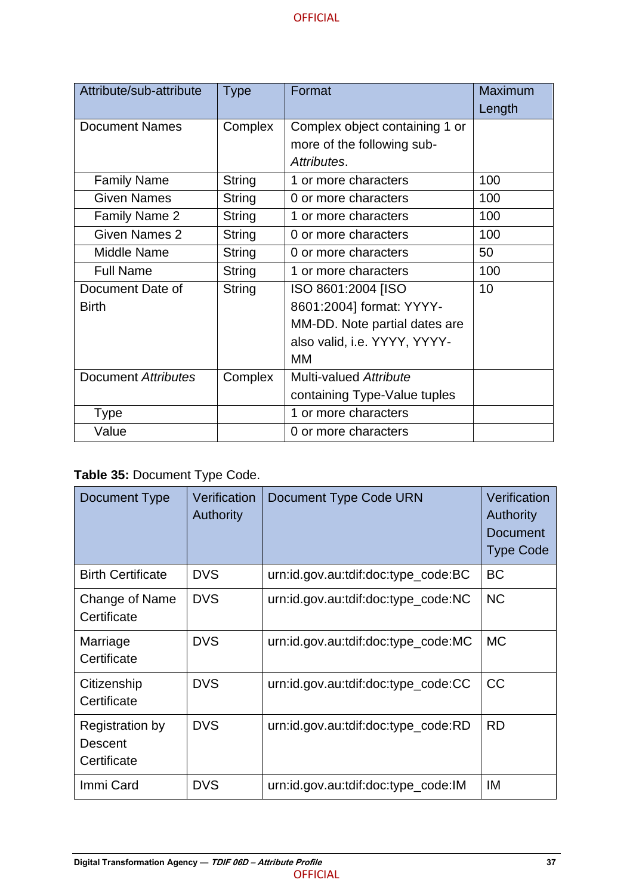| Attribute/sub-attribute | Type | Format | Maximum Length |
|---|---|---|---|
| Document Names | Complex | Complex object containing 1 or more of the following sub-*Attributes*. | |
| Family Name | String | 1 or more characters | 100 |
| Given Names | String | 0 or more characters | 100 |
| Family Name 2 | String | 1 or more characters | 100 |
| Given Names 2 | String | 0 or more characters | 100 |
| Middle Name | String | 0 or more characters | 50 |
| Full Name | String | 1 or more characters | 100 |
| Document Date of Birth | String | ISO 8601:2004 [ISO 8601:2004] format: YYYY-MM-DD. Note partial dates are also valid, i.e. YYYY, YYYY-MM | 10 |
| Document *Attributes* | Complex | Multi-valued *Attribute* containing Type-Value tuples | |
| Type | | 1 or more characters | |
| Value | | 0 or more characters | |

**Table 35:** Document Type Code.

| Document Type | Verification Authority | Document Type Code URN | Verification Authority Document Type Code |
|---|---|---|---|
| Birth Certificate | DVS | urn:id.gov.au:tdif:doc:type_code:BC | BC |
| Change of Name Certificate | DVS | urn:id.gov.au:tdif:doc:type_code:NC | NC |
| Marriage Certificate | DVS | urn:id.gov.au:tdif:doc:type_code:MC | MC |
| Citizenship Certificate | DVS | urn:id.gov.au:tdif:doc:type_code:CC | CC |
| Registration by Descent Certificate | DVS | urn:id.gov.au:tdif:doc:type_code:RD | RD |
| Immi Card | DVS | urn:id.gov.au:tdif:doc:type_code:IM | IM |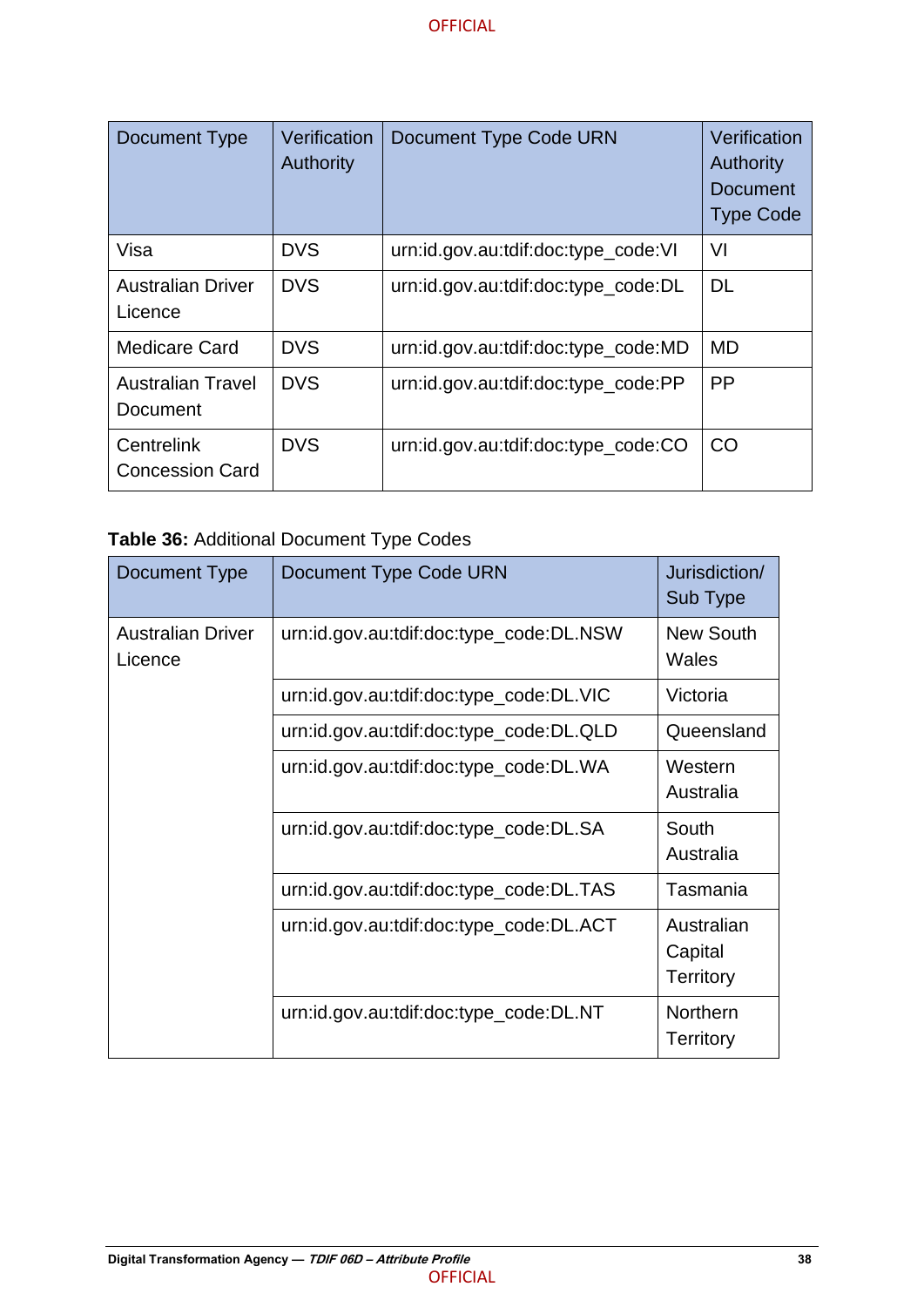| Document Type | Verification Authority | Document Type Code URN | Verification Authority Document Type Code |
|---|---|---|---|
| Visa | DVS | urn:id.gov.au:tdif:doc:type_code:VI | VI |
| Australian Driver Licence | DVS | urn:id.gov.au:tdif:doc:type_code:DL | DL |
| Medicare Card | DVS | urn:id.gov.au:tdif:doc:type_code:MD | MD |
| Australian Travel Document | DVS | urn:id.gov.au:tdif:doc:type_code:PP | PP |
| Centrelink Concession Card | DVS | urn:id.gov.au:tdif:doc:type_code:CO | CO |

**Table 36:** Additional Document Type Codes

| Document Type | Document Type Code URN | Jurisdiction/ Sub Type |
|---|---|---|
| Australian Driver Licence | urn:id.gov.au:tdif:doc:type_code:DL.NSW | New South Wales |
| | urn:id.gov.au:tdif:doc:type_code:DL.VIC | Victoria |
| | urn:id.gov.au:tdif:doc:type_code:DL.QLD | Queensland |
| | urn:id.gov.au:tdif:doc:type_code:DL.WA | Western Australia |
| | urn:id.gov.au:tdif:doc:type_code:DL.SA | South Australia |
| | urn:id.gov.au:tdif:doc:type_code:DL.TAS | Tasmania |
| | urn:id.gov.au:tdif:doc:type_code:DL.ACT | Australian Capital Territory |
| | urn:id.gov.au:tdif:doc:type_code:DL.NT | Northern Territory |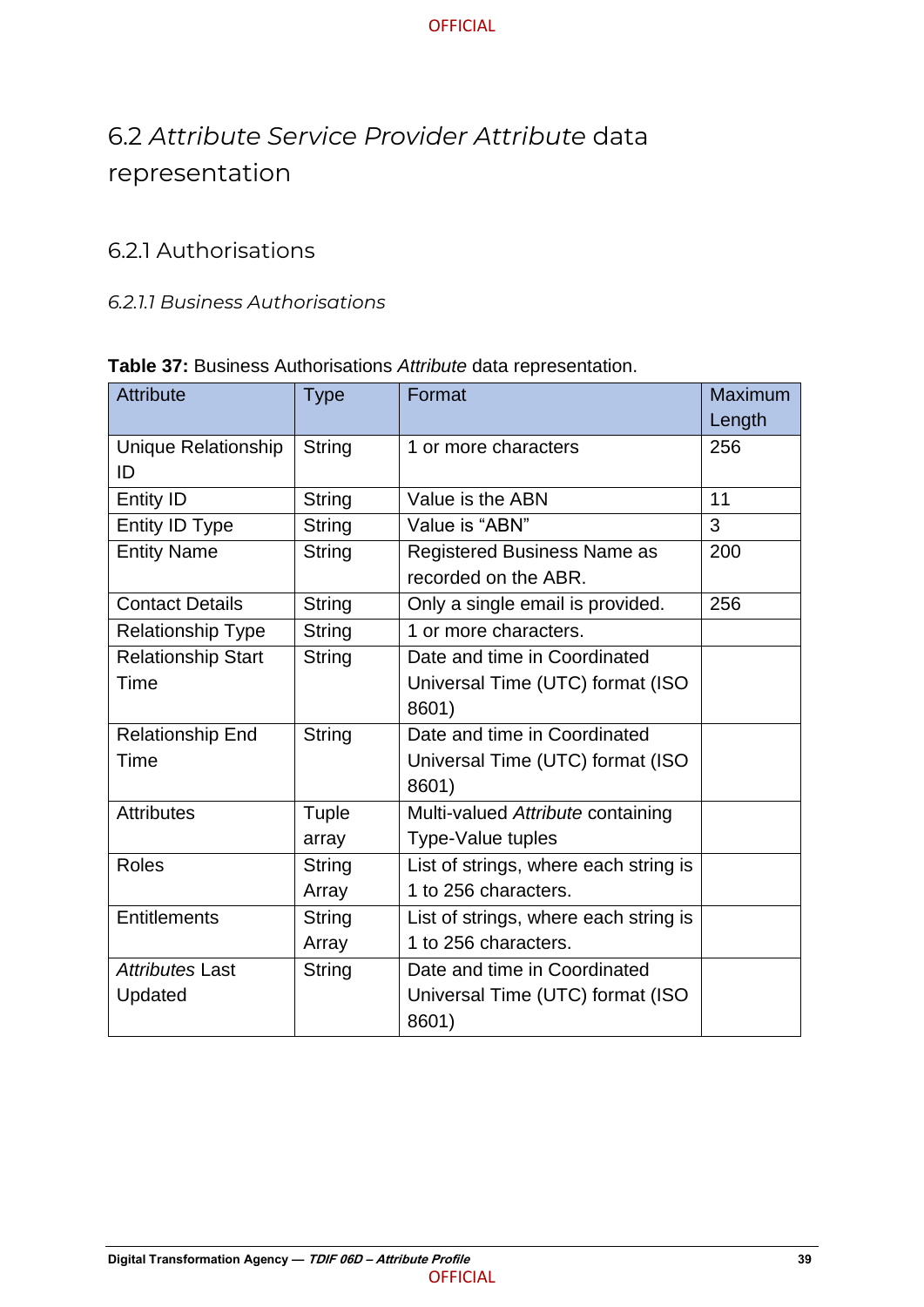## 6.2 *Attribute Service Provider Attribute* data representation

### 6.2.1 Authorisations

#### *6.2.1.1 Business Authorisations*

**Table 37:** Business Authorisations *Attribute* data representation.

| Attribute | Type | Format | Maximum Length |
|---|---|---|---|
| Unique Relationship ID | String | 1 or more characters | 256 |
| Entity ID | String | Value is the ABN | 11 |
| Entity ID Type | String | Value is "ABN" | 3 |
| Entity Name | String | Registered Business Name as recorded on the ABR. | 200 |
| Contact Details | String | Only a single email is provided. | 256 |
| Relationship Type | String | 1 or more characters. | |
| Relationship Start Time | String | Date and time in Coordinated Universal Time (UTC) format (ISO 8601) | |
| Relationship End Time | String | Date and time in Coordinated Universal Time (UTC) format (ISO 8601) | |
| Attributes | Tuple array | Multi-valued *Attribute* containing Type-Value tuples | |
| Roles | String Array | List of strings, where each string is 1 to 256 characters. | |
| Entitlements | String Array | List of strings, where each string is 1 to 256 characters. | |
| *Attributes* Last Updated | String | Date and time in Coordinated Universal Time (UTC) format (ISO 8601) | |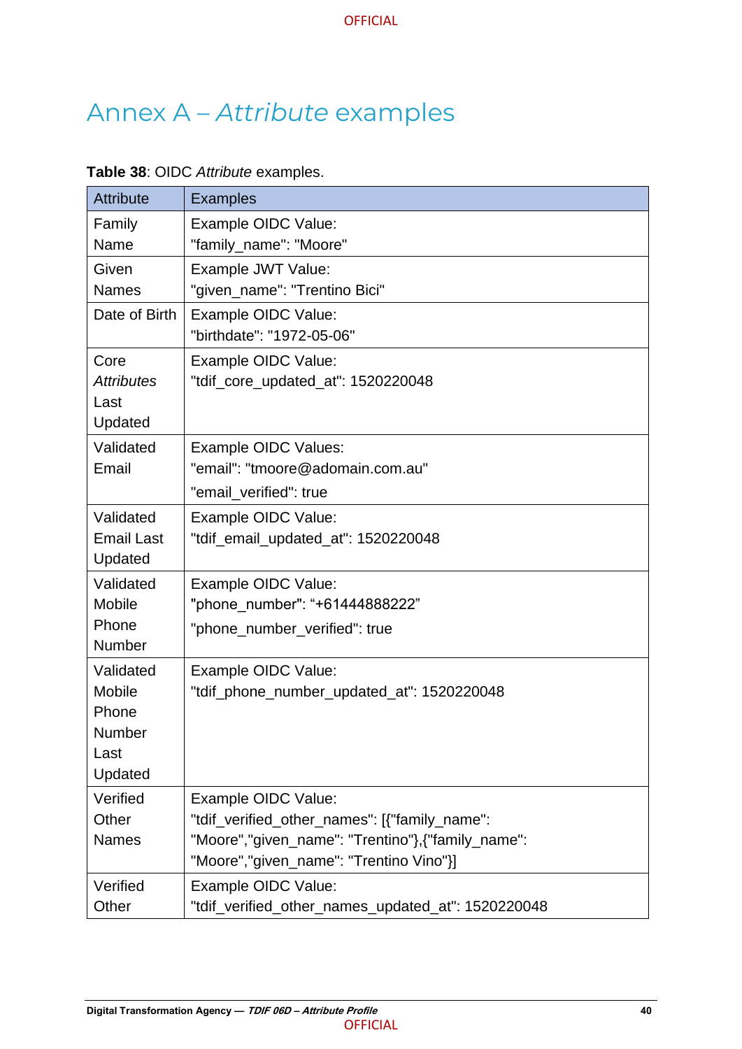# Annex A – *Attribute* examples

**Table 38**: OIDC *Attribute* examples.

| Attribute | Examples |
|---|---|
| Family Name | Example OIDC Value:<br>"family_name": "Moore" |
| Given Names | Example JWT Value:<br>"given_name": "Trentino Bici" |
| Date of Birth | Example OIDC Value:<br>"birthdate": "1972-05-06" |
| Core *Attributes* Last Updated | Example OIDC Value:<br>"tdif_core_updated_at": 1520220048 |
| Validated Email | Example OIDC Values:<br>"email": "tmoore@adomain.com.au"<br>"email_verified": true |
| Validated Email Last Updated | Example OIDC Value:<br>"tdif_email_updated_at": 1520220048 |
| Validated Mobile Phone Number | Example OIDC Value:<br>"phone_number": “+61444888222”<br>"phone_number_verified": true |
| Validated Mobile Phone Number Last Updated | Example OIDC Value:<br>"tdif_phone_number_updated_at": 1520220048 |
| Verified Other Names | Example OIDC Value:<br>"tdif_verified_other_names": [{"family_name": "Moore","given_name": "Trentino"},{"family_name": "Moore","given_name": "Trentino Vino"}] |
| Verified Other | Example OIDC Value:<br>"tdif_verified_other_names_updated_at": 1520220048 |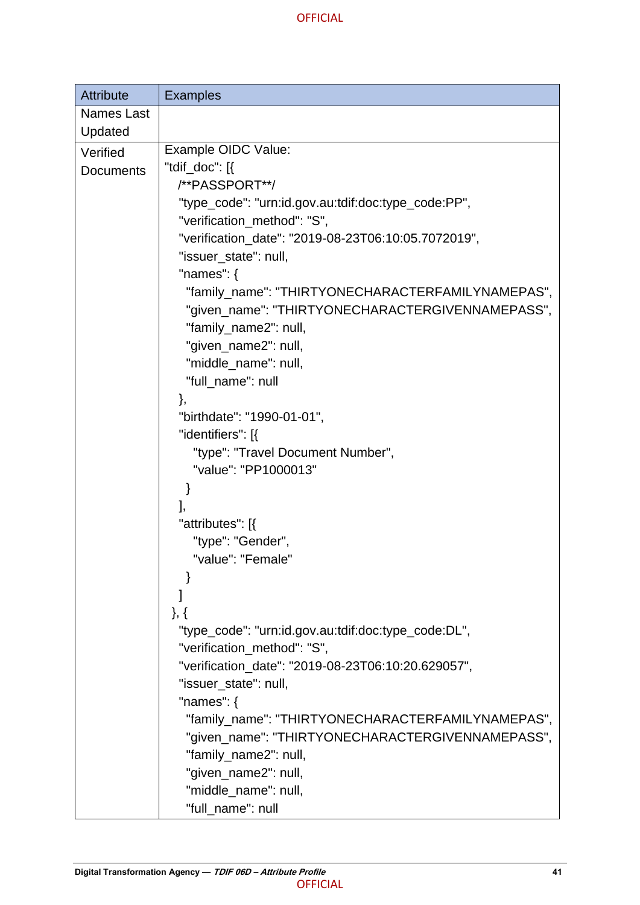| Attribute | Examples |
|---|---|
| Names Last Updated | |
| Verified Documents | Example OIDC Value:<br>"tdif_doc": [{<br>/**PASSPORT**/<br>"type_code": "urn:id.gov.au:tdif:doc:type_code:PP",<br>"verification_method": "S",<br>"verification_date": "2019-08-23T06:10:05.7072019",<br>"issuer_state": null,<br>"names": {<br>"family_name": "THIRTYONECHARACTERFAMILYNAMEPAS",<br>"given_name": "THIRTYONECHARACTERGIVENNAMEPASS",<br>"family_name2": null,<br>"given_name2": null,<br>"middle_name": null,<br>"full_name": null<br>},<br>"birthdate": "1990-01-01",<br>"identifiers": [{<br>"type": "Travel Document Number",<br>"value": "PP1000013"<br>}<br>],<br>"attributes": [{<br>"type": "Gender",<br>"value": "Female"<br>}<br>]<br>}, {<br>"type_code": "urn:id.gov.au:tdif:doc:type_code:DL",<br>"verification_method": "S",<br>"verification_date": "2019-08-23T06:10:20.629057",<br>"issuer_state": null,<br>"names": {<br>"family_name": "THIRTYONECHARACTERFAMILYNAMEPAS",<br>"given_name": "THIRTYONECHARACTERGIVENNAMEPASS",<br>"family_name2": null,<br>"given_name2": null,<br>"middle_name": null,<br>"full_name": null |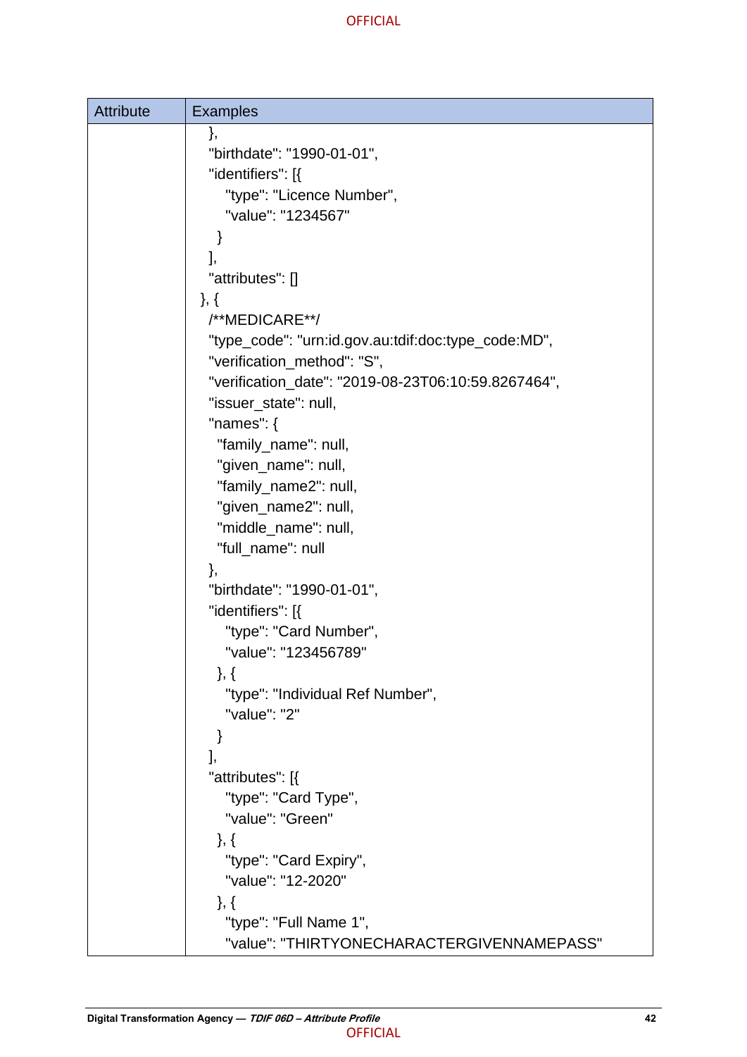| Attribute | Examples |
| --- | --- |
| | <pre>  },<br>  "birthdate": "1990-01-01",<br>  "identifiers": [{<br>      "type": "Licence Number",<br>      "value": "1234567"<br>    }<br>  ],<br>  "attributes": []<br>}, {<br>  /**MEDICARE**/<br>  "type_code": "urn:id.gov.au:tdif:doc:type_code:MD",<br>  "verification_method": "S",<br>  "verification_date": "2019-08-23T06:10:59.8267464",<br>  "issuer_state": null,<br>  "names": {<br>    "family_name": null,<br>    "given_name": null,<br>    "family_name2": null,<br>    "given_name2": null,<br>    "middle_name": null,<br>    "full_name": null<br>  },<br>  "birthdate": "1990-01-01",<br>  "identifiers": [{<br>      "type": "Card Number",<br>      "value": "123456789"<br>    }, {<br>      "type": "Individual Ref Number",<br>      "value": "2"<br>    }<br>  ],<br>  "attributes": [{<br>      "type": "Card Type",<br>      "value": "Green"<br>    }, {<br>      "type": "Card Expiry",<br>      "value": "12-2020"<br>    }, {<br>      "type": "Full Name 1",<br>      "value": "THIRTYONECHARACTERGIVENNAMEPASS"</pre> |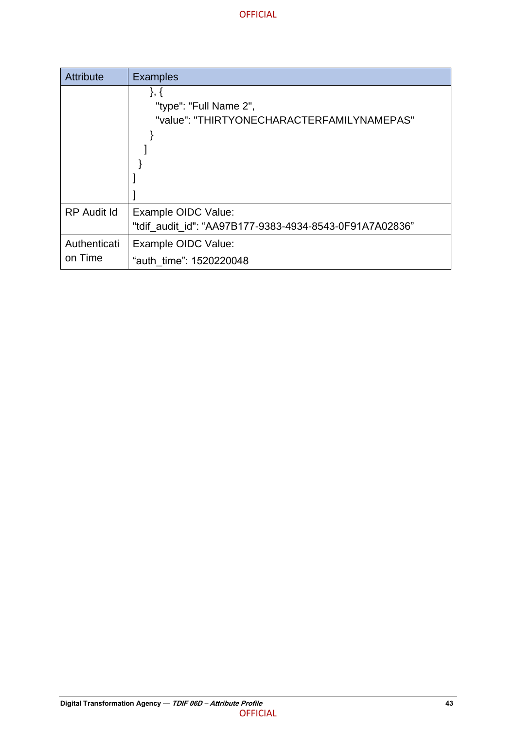| Attribute | Examples |
| --- | --- |
| | }, {<br>"type": "Full Name 2",<br>"value": "THIRTYONECHARACTERFAMILYNAMEPAS"<br>}<br>]<br>}<br>]<br>] |
| RP Audit Id | Example OIDC Value:<br>"tdif_audit_id": "AA97B177-9383-4934-8543-0F91A7A02836" |
| Authentication Time | Example OIDC Value:<br>"auth_time": 1520220048 |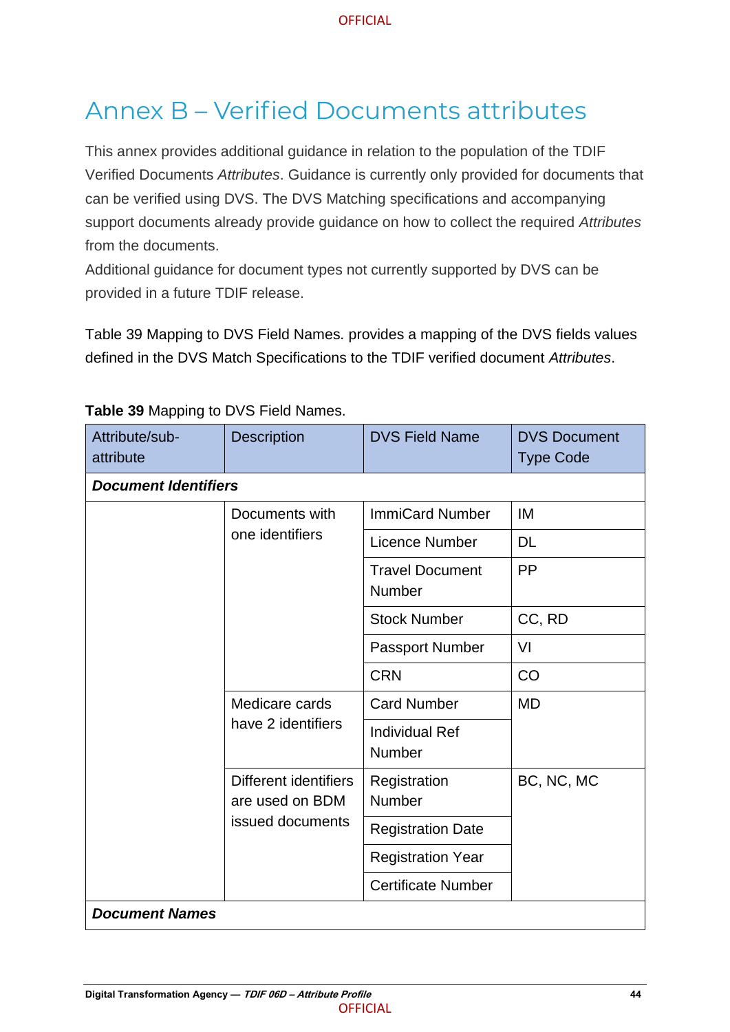# Annex B – Verified Documents attributes

This annex provides additional guidance in relation to the population of the TDIF Verified Documents *Attributes*. Guidance is currently only provided for documents that can be verified using DVS. The DVS Matching specifications and accompanying support documents already provide guidance on how to collect the required *Attributes* from the documents.

Additional guidance for document types not currently supported by DVS can be provided in a future TDIF release.

Table 39 Mapping to DVS Field Names. provides a mapping of the DVS fields values defined in the DVS Match Specifications to the TDIF verified document *Attributes*.

**Table 39** Mapping to DVS Field Names.

| Attribute/sub-attribute | Description | DVS Field Name | DVS Document Type Code |
|---|---|---|---|
| ***Document Identifiers*** | | | |
| | Documents with one identifiers | ImmiCard Number | IM |
| | | Licence Number | DL |
| | | Travel Document Number | PP |
| | | Stock Number | CC, RD |
| | | Passport Number | VI |
| | | CRN | CO |
| | Medicare cards have 2 identifiers | Card Number | MD |
| | | Individual Ref Number | |
| | Different identifiers are used on BDM issued documents | Registration Number | BC, NC, MC |
| | | Registration Date | |
| | | Registration Year | |
| | | Certificate Number | |
| ***Document Names*** | | | |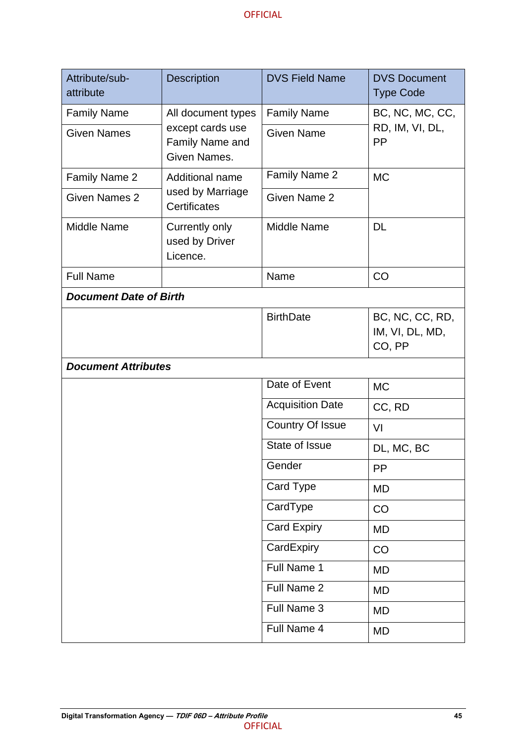| Attribute/sub-attribute | Description | DVS Field Name | DVS Document Type Code |
|---|---|---|---|
| Family Name | All document types except cards use Family Name and Given Names. | Family Name | BC, NC, MC, CC, RD, IM, VI, DL, PP |
| Given Names | | Given Name | |
| Family Name 2 | Additional name used by Marriage Certificates | Family Name 2 | MC |
| Given Names 2 | | Given Name 2 | |
| Middle Name | Currently only used by Driver Licence. | Middle Name | DL |
| Full Name | | Name | CO |
| ***Document Date of Birth*** | | | |
| | | BirthDate | BC, NC, CC, RD, IM, VI, DL, MD, CO, PP |
| ***Document Attributes*** | | | |
| | | Date of Event | MC |
| | | Acquisition Date | CC, RD |
| | | Country Of Issue | VI |
| | | State of Issue | DL, MC, BC |
| | | Gender | PP |
| | | Card Type | MD |
| | | CardType | CO |
| | | Card Expiry | MD |
| | | CardExpiry | CO |
| | | Full Name 1 | MD |
| | | Full Name 2 | MD |
| | | Full Name 3 | MD |
| | | Full Name 4 | MD |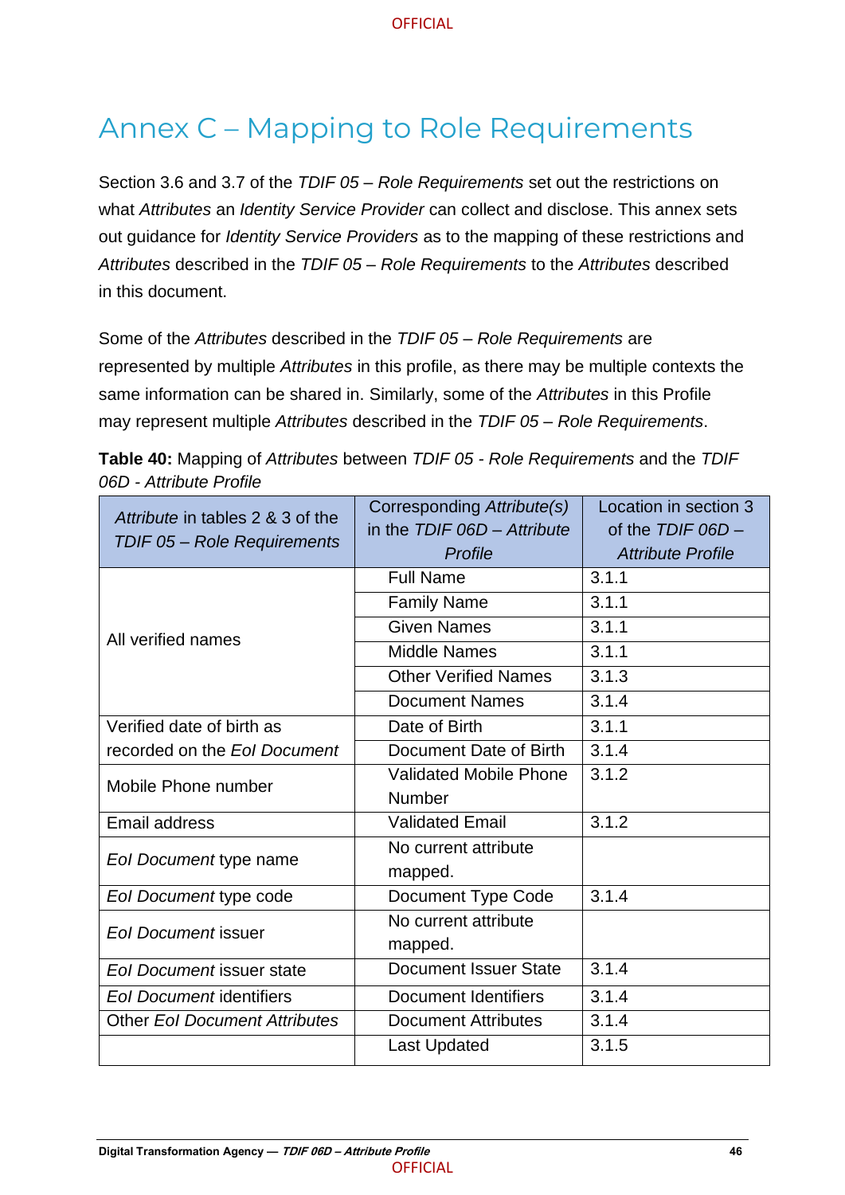# Annex C – Mapping to Role Requirements

Section 3.6 and 3.7 of the *TDIF 05 – Role Requirements* set out the restrictions on what *Attributes* an *Identity Service Provider* can collect and disclose. This annex sets out guidance for *Identity Service Providers* as to the mapping of these restrictions and *Attributes* described in the *TDIF 05 – Role Requirements* to the *Attributes* described in this document.

Some of the *Attributes* described in the *TDIF 05 – Role Requirements* are represented by multiple *Attributes* in this profile, as there may be multiple contexts the same information can be shared in. Similarly, some of the *Attributes* in this Profile may represent multiple *Attributes* described in the *TDIF 05 – Role Requirements*.

**Table 40:** Mapping of *Attributes* between *TDIF 05 - Role Requirements* and the *TDIF 06D - Attribute Profile*

| *Attribute* in tables 2 & 3 of the *TDIF 05 – Role Requirements* | Corresponding *Attribute(s)* in the *TDIF 06D – Attribute Profile* | Location in section 3 of the *TDIF 06D – Attribute Profile* |
|---|---|---|
| All verified names | Full Name | 3.1.1 |
| | Family Name | 3.1.1 |
| | Given Names | 3.1.1 |
| | Middle Names | 3.1.1 |
| | Other Verified Names | 3.1.3 |
| | Document Names | 3.1.4 |
| Verified date of birth as recorded on the *EoI Document* | Date of Birth | 3.1.1 |
| | Document Date of Birth | 3.1.4 |
| Mobile Phone number | Validated Mobile Phone Number | 3.1.2 |
| Email address | Validated Email | 3.1.2 |
| *EoI Document* type name | No current attribute mapped. | |
| *EoI Document* type code | Document Type Code | 3.1.4 |
| *EoI Document* issuer | No current attribute mapped. | |
| *EoI Document* issuer state | Document Issuer State | 3.1.4 |
| *EoI Document* identifiers | Document Identifiers | 3.1.4 |
| Other *EoI Document Attributes* | Document Attributes | 3.1.4 |
| | Last Updated | 3.1.5 |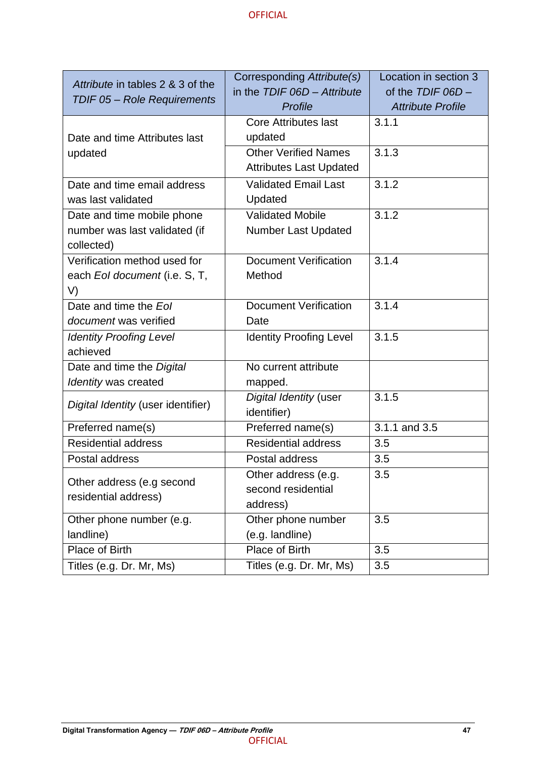| *Attribute* in tables 2 & 3 of the *TDIF 05 – Role Requirements* | Corresponding *Attribute(s)* in the *TDIF 06D – Attribute Profile* | Location in section 3 of the *TDIF 06D – Attribute Profile* |
|---|---|---|
| Date and time Attributes last updated | Core Attributes last updated | 3.1.1 |
| | Other Verified Names Attributes Last Updated | 3.1.3 |
| Date and time email address was last validated | Validated Email Last Updated | 3.1.2 |
| Date and time mobile phone number was last validated (if collected) | Validated Mobile Number Last Updated | 3.1.2 |
| Verification method used for each *EoI document* (i.e. S, T, V) | Document Verification Method | 3.1.4 |
| Date and time the *EoI document* was verified | Document Verification Date | 3.1.4 |
| *Identity Proofing Level* achieved | Identity Proofing Level | 3.1.5 |
| Date and time the *Digital Identity* was created | No current attribute mapped. | |
| *Digital Identity* (user identifier) | *Digital Identity* (user identifier) | 3.1.5 |
| Preferred name(s) | Preferred name(s) | 3.1.1 and 3.5 |
| Residential address | Residential address | 3.5 |
| Postal address | Postal address | 3.5 |
| Other address (e.g second residential address) | Other address (e.g. second residential address) | 3.5 |
| Other phone number (e.g. landline) | Other phone number (e.g. landline) | 3.5 |
| Place of Birth | Place of Birth | 3.5 |
| Titles (e.g. Dr. Mr, Ms) | Titles (e.g. Dr. Mr, Ms) | 3.5 |